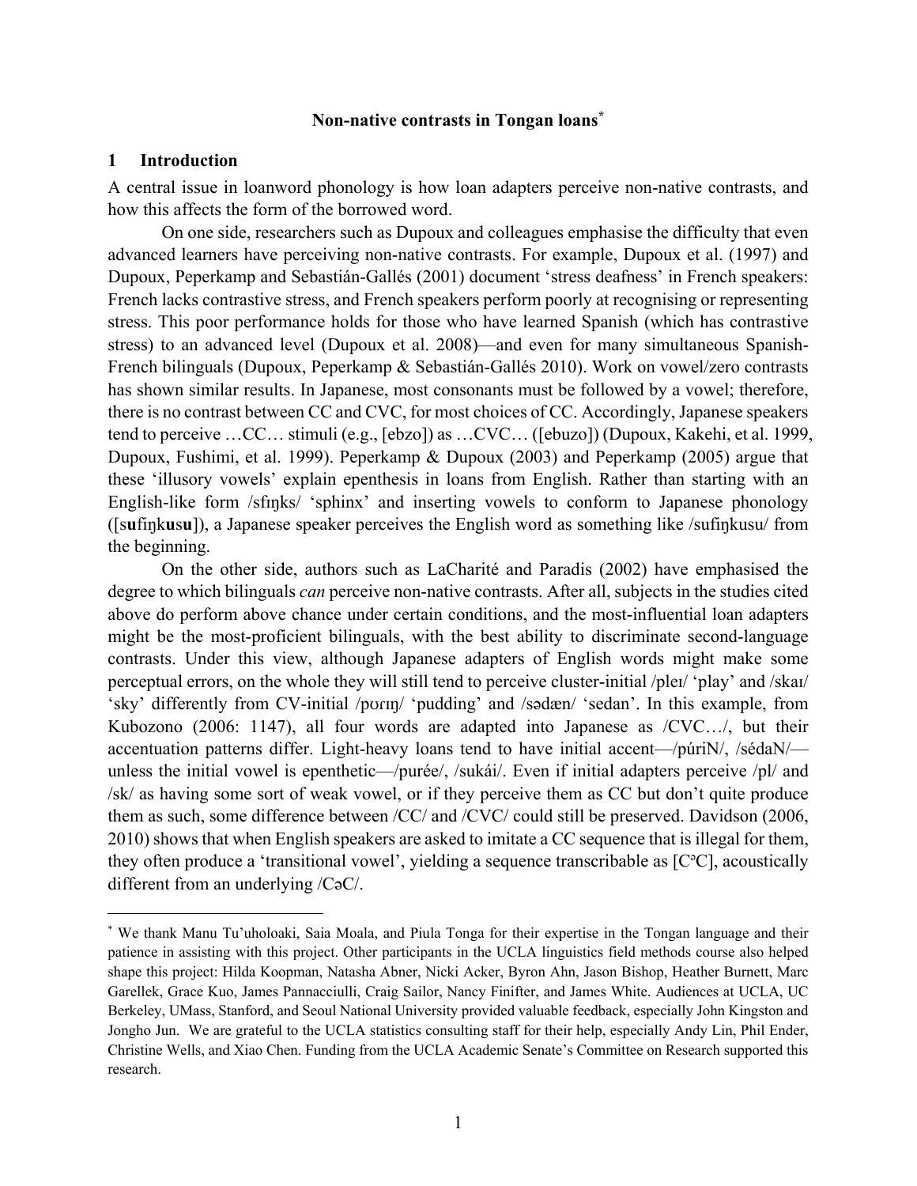# Non-native contrasts in Tongan loans[*]

## 1 Introduction

A central issue in loanword phonology is how loan adapters perceive non-native contrasts, and how this affects the form of the borrowed word.

On one side, researchers such as Dupoux and colleagues emphasise the difficulty that even advanced learners have perceiving non-native contrasts. For example, Dupoux et al. (1997) and Dupoux, Peperkamp and Sebastián-Gallés (2001) document 'stress deafness' in French speakers: French lacks contrastive stress, and French speakers perform poorly at recognising or representing stress. This poor performance holds for those who have learned Spanish (which has contrastive stress) to an advanced level (Dupoux et al. 2008)—and even for many simultaneous Spanish-French bilinguals (Dupoux, Peperkamp & Sebastián-Gallés 2010). Work on vowel/zero contrasts has shown similar results. In Japanese, most consonants must be followed by a vowel; therefore, there is no contrast between CC and CVC, for most choices of CC. Accordingly, Japanese speakers tend to perceive …CC… stimuli (e.g., [ebzo]) as …CVC… ([ebuzo]) (Dupoux, Kakehi, et al. 1999, Dupoux, Fushimi, et al. 1999). Peperkamp & Dupoux (2003) and Peperkamp (2005) argue that these 'illusory vowels' explain epenthesis in loans from English. Rather than starting with an English-like form /sfɪŋks/ 'sphinx' and inserting vowels to conform to Japanese phonology ([s**u**fiŋk**u**s**u**]), a Japanese speaker perceives the English word as something like /sufiŋkusu/ from the beginning.

On the other side, authors such as LaCharité and Paradis (2002) have emphasised the degree to which bilinguals *can* perceive non-native contrasts. After all, subjects in the studies cited above do perform above chance under certain conditions, and the most-influential loan adapters might be the most-proficient bilinguals, with the best ability to discriminate second-language contrasts. Under this view, although Japanese adapters of English words might make some perceptual errors, on the whole they will still tend to perceive cluster-initial /pleɪ/ 'play' and /skaɪ/ 'sky' differently from CV-initial /pʊɾɪŋ/ 'pudding' and /sədæn/ 'sedan'. In this example, from Kubozono (2006: 1147), all four words are adapted into Japanese as /CVC…/, but their accentuation patterns differ. Light-heavy loans tend to have initial accent—/púriN/, /sédaN/—unless the initial vowel is epenthetic—/purée/, /sukái/. Even if initial adapters perceive /pl/ and /sk/ as having some sort of weak vowel, or if they perceive them as CC but don't quite produce them as such, some difference between /CC/ and /CVC/ could still be preserved. Davidson (2006, 2010) shows that when English speakers are asked to imitate a CC sequence that is illegal for them, they often produce a 'transitional vowel', yielding a sequence transcribable as [Cᵊ C], acoustically different from an underlying /CəC/.

---

[*] We thank Manu Tu'uholoaki, Saia Moala, and Piula Tonga for their expertise in the Tongan language and their patience in assisting with this project. Other participants in the UCLA linguistics field methods course also helped shape this project: Hilda Koopman, Natasha Abner, Nicki Acker, Byron Ahn, Jason Bishop, Heather Burnett, Marc Garellek, Grace Kuo, James Pannacciulli, Craig Sailor, Nancy Finifter, and James White. Audiences at UCLA, UC Berkeley, UMass, Stanford, and Seoul National University provided valuable feedback, especially John Kingston and Jongho Jun. We are grateful to the UCLA statistics consulting staff for their help, especially Andy Lin, Phil Ender, Christine Wells, and Xiao Chen. Funding from the UCLA Academic Senate's Committee on Research supported this research.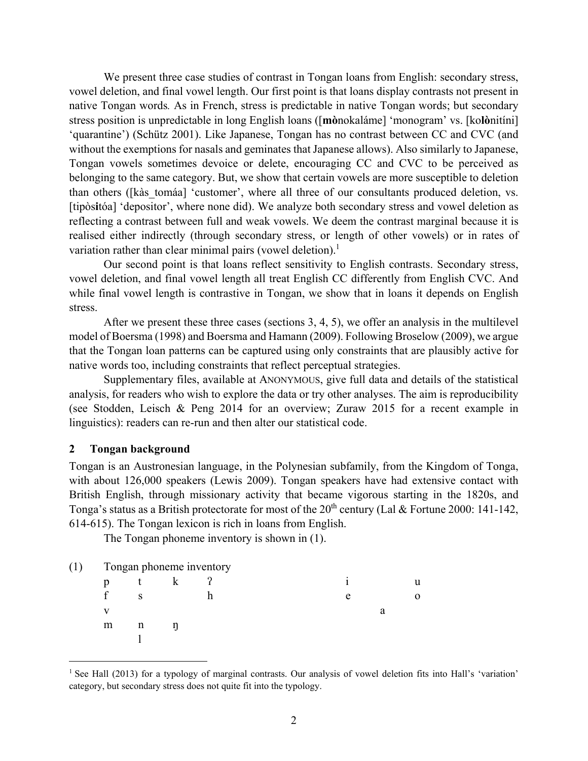We present three case studies of contrast in Tongan loans from English: secondary stress, vowel deletion, and final vowel length. Our first point is that loans display contrasts not present in native Tongan words. As in French, stress is predictable in native Tongan words; but secondary stress position is unpredictable in long English loans ([**mò**nokaláme] 'monogram' vs. [ko**lò**nitíni] 'quarantine') (Schütz 2001). Like Japanese, Tongan has no contrast between CC and CVC (and without the exemptions for nasals and geminates that Japanese allows). Also similarly to Japanese, Tongan vowels sometimes devoice or delete, encouraging CC and CVC to be perceived as belonging to the same category. But, we show that certain vowels are more susceptible to deletion than others ([kàs_tomáa] 'customer', where all three of our consultants produced deletion, vs. [tipòs**i**tóa] 'depositor', where none did). We analyze both secondary stress and vowel deletion as reflecting a contrast between full and weak vowels. We deem the contrast marginal because it is realised either indirectly (through secondary stress, or length of other vowels) or in rates of variation rather than clear minimal pairs (vowel deletion).[1]

Our second point is that loans reflect sensitivity to English contrasts. Secondary stress, vowel deletion, and final vowel length all treat English CC differently from English CVC. And while final vowel length is contrastive in Tongan, we show that in loans it depends on English stress.

After we present these three cases (sections 3, 4, 5), we offer an analysis in the multilevel model of Boersma (1998) and Boersma and Hamann (2009). Following Broselow (2009), we argue that the Tongan loan patterns can be captured using only constraints that are plausibly active for native words too, including constraints that reflect perceptual strategies.

Supplementary files, available at ANONYMOUS, give full data and details of the statistical analysis, for readers who wish to explore the data or try other analyses. The aim is reproducibility (see Stodden, Leisch & Peng 2014 for an overview; Zuraw 2015 for a recent example in linguistics): readers can re-run and then alter our statistical code.

## 2 Tongan background

Tongan is an Austronesian language, in the Polynesian subfamily, from the Kingdom of Tonga, with about 126,000 speakers (Lewis 2009). Tongan speakers have had extensive contact with British English, through missionary activity that became vigorous starting in the 1820s, and Tonga's status as a British protectorate for most of the 20th century (Lal & Fortune 2000: 141-142, 614-615). The Tongan lexicon is rich in loans from English.

The Tongan phoneme inventory is shown in (1).

(1) Tongan phoneme inventory

| | | | | | | |
|---|---|---|---|---|---|---|
| p | t | k | ʔ | i | | u |
| f | s | | h | e | | o |
| v | | | | | a | |
| m | n | ŋ | | | | |
| | l | | | | | |

[1] See Hall (2013) for a typology of marginal contrasts. Our analysis of vowel deletion fits into Hall's 'variation' category, but secondary stress does not quite fit into the typology.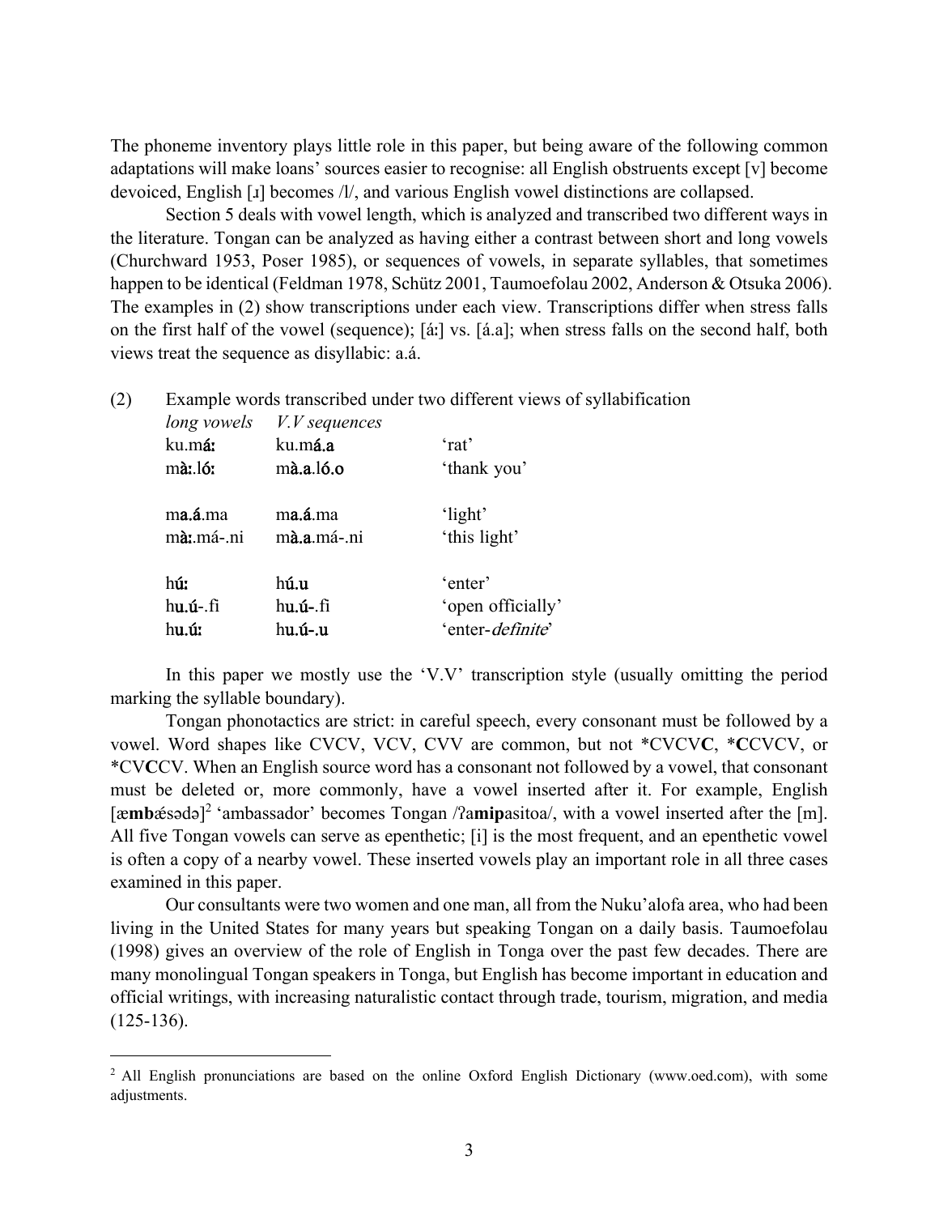The phoneme inventory plays little role in this paper, but being aware of the following common adaptations will make loans' sources easier to recognise: all English obstruents except [v] become devoiced, English [ɹ] becomes /l/, and various English vowel distinctions are collapsed.

Section 5 deals with vowel length, which is analyzed and transcribed two different ways in the literature. Tongan can be analyzed as having either a contrast between short and long vowels (Churchward 1953, Poser 1985), or sequences of vowels, in separate syllables, that sometimes happen to be identical (Feldman 1978, Schütz 2001, Taumoefolau 2002, Anderson & Otsuka 2006). The examples in (2) show transcriptions under each view. Transcriptions differ when stress falls on the first half of the vowel (sequence); [áː] vs. [á.a]; when stress falls on the second half, both views treat the sequence as disyllabic: a.á.

(2) Example words transcribed under two different views of syllabification

| *long vowels* | *V.V sequences* | |
|---|---|---|
| ku.m**áː** | ku.m**á.a** | 'rat' |
| m**àː**.l**óː** | m**à.a**.l**ó.o** | 'thank you' |
| | | |
| m**a.á**.ma | m**a.á**.ma | 'light' |
| m**àː**.má-.ni | m**à.a**.má-.ni | 'this light' |
| | | |
| h**úː** | h**ú.u** | 'enter' |
| h**u.ú**-.fi | h**u.ú**-.fi | 'open officially' |
| h**u.úː** | h**u.ú-.u** | 'enter-*definite*' |

In this paper we mostly use the 'V.V' transcription style (usually omitting the period marking the syllable boundary).

Tongan phonotactics are strict: in careful speech, every consonant must be followed by a vowel. Word shapes like CVCV, VCV, CVV are common, but not *CVCV**C**, ***C**CVCV, or *CV**C**CV. When an English source word has a consonant not followed by a vowel, that consonant must be deleted or, more commonly, have a vowel inserted after it. For example, English [æ**mb**ǽsədə][2] 'ambassador' becomes Tongan /ʔa**mip**asitoa/, with a vowel inserted after the [m]. All five Tongan vowels can serve as epenthetic; [i] is the most frequent, and an epenthetic vowel is often a copy of a nearby vowel. These inserted vowels play an important role in all three cases examined in this paper.

Our consultants were two women and one man, all from the Nuku'alofa area, who had been living in the United States for many years but speaking Tongan on a daily basis. Taumoefolau (1998) gives an overview of the role of English in Tonga over the past few decades. There are many monolingual Tongan speakers in Tonga, but English has become important in education and official writings, with increasing naturalistic contact through trade, tourism, migration, and media (125-136).

---

[2] All English pronunciations are based on the online Oxford English Dictionary (www.oed.com), with some adjustments.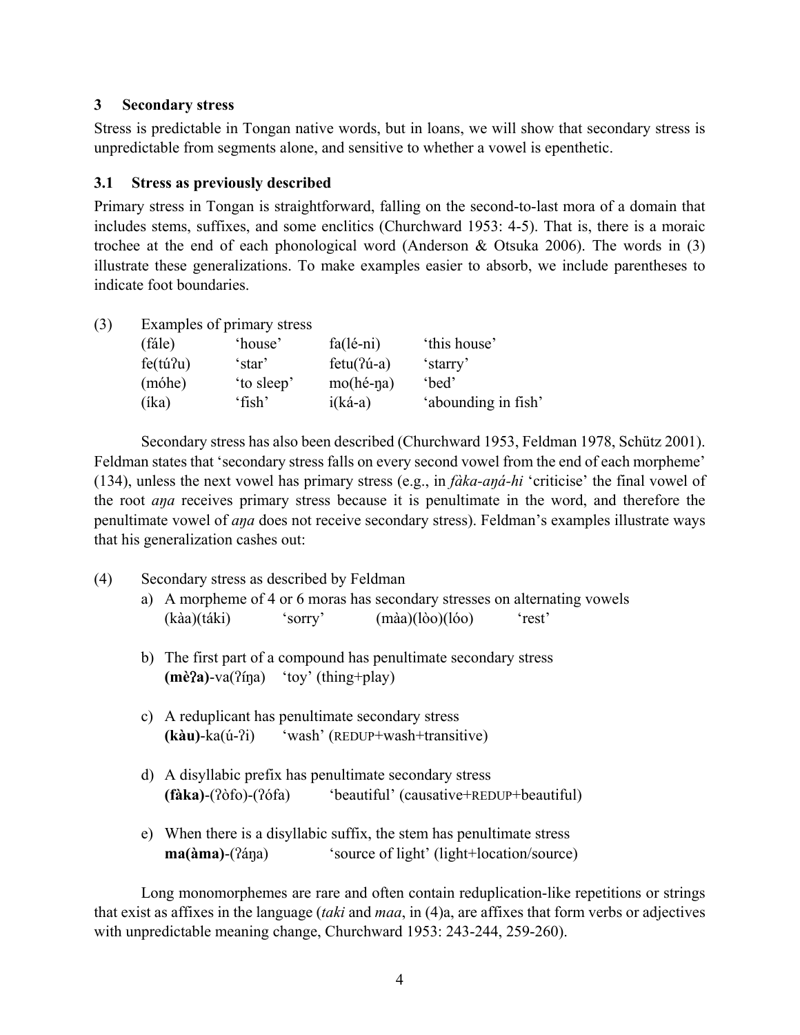## 3 Secondary stress

Stress is predictable in Tongan native words, but in loans, we will show that secondary stress is unpredictable from segments alone, and sensitive to whether a vowel is epenthetic.

### 3.1 Stress as previously described

Primary stress in Tongan is straightforward, falling on the second-to-last mora of a domain that includes stems, suffixes, and some enclitics (Churchward 1953: 4-5). That is, there is a moraic trochee at the end of each phonological word (Anderson & Otsuka 2006). The words in (3) illustrate these generalizations. To make examples easier to absorb, we include parentheses to indicate foot boundaries.

(3) Examples of primary stress

| | | | |
|---|---|---|---|
| (fále) | 'house' | fa(lé-ni) | 'this house' |
| fe(túʔu) | 'star' | fetu(ʔú-a) | 'starry' |
| (móhe) | 'to sleep' | mo(hé-ŋa) | 'bed' |
| (íka) | 'fish' | i(ká-a) | 'abounding in fish' |

Secondary stress has also been described (Churchward 1953, Feldman 1978, Schütz 2001). Feldman states that 'secondary stress falls on every second vowel from the end of each morpheme' (134), unless the next vowel has primary stress (e.g., in *fàka-aŋá-hi* 'criticise' the final vowel of the root *aŋa* receives primary stress because it is penultimate in the word, and therefore the penultimate vowel of *aŋa* does not receive secondary stress). Feldman's examples illustrate ways that his generalization cashes out:

(4) Secondary stress as described by Feldman

a) A morpheme of 4 or 6 moras has secondary stresses on alternating vowels
   (kàa)(táki) 'sorry' (màa)(lòo)(lóo) 'rest'

b) The first part of a compound has penultimate secondary stress
   **(mèʔa)**-va(ʔíŋa) 'toy' (thing+play)

c) A reduplicant has penultimate secondary stress
   **(kàu)**-ka(ú-ʔi) 'wash' (REDUP+wash+transitive)

d) A disyllabic prefix has penultimate secondary stress
   **(fàka)**-(ʔòfo)-(ʔófa) 'beautiful' (causative+REDUP+beautiful)

e) When there is a disyllabic suffix, the stem has penultimate stress
   **ma(àma)**-(ʔáŋa) 'source of light' (light+location/source)

Long monomorphemes are rare and often contain reduplication-like repetitions or strings that exist as affixes in the language (*taki* and *maa*, in (4)a, are affixes that form verbs or adjectives with unpredictable meaning change, Churchward 1953: 243-244, 259-260).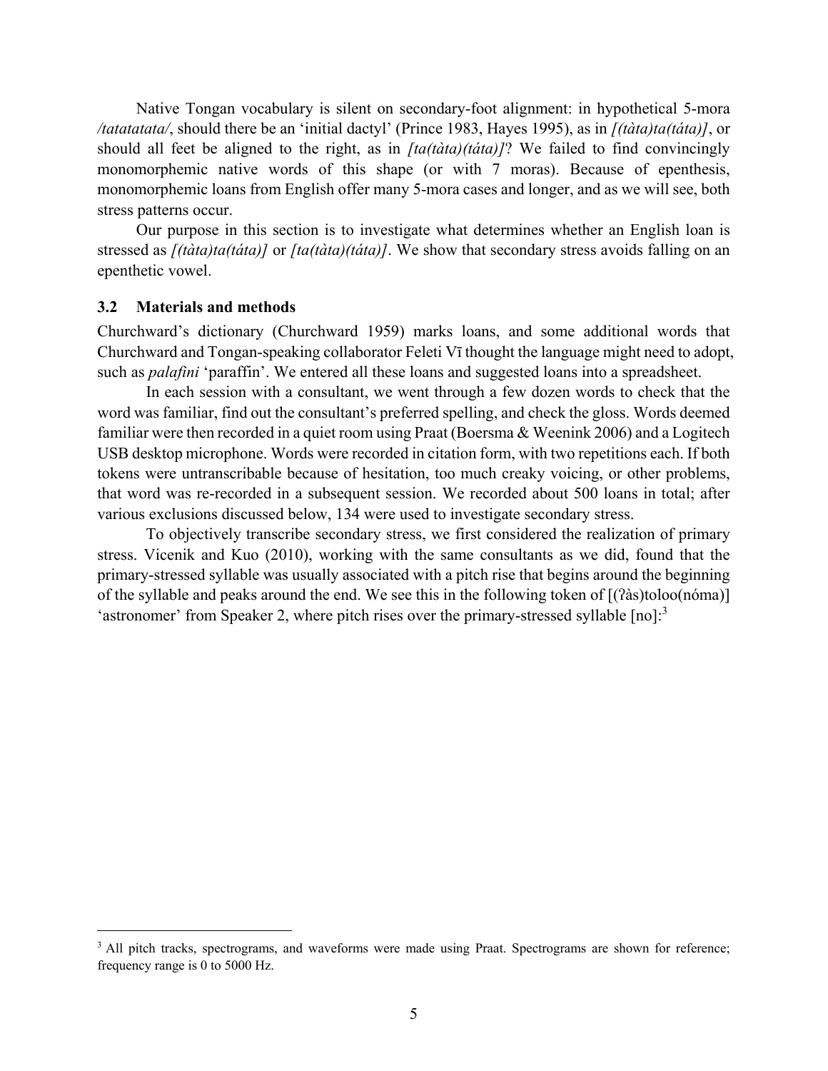Native Tongan vocabulary is silent on secondary-foot alignment: in hypothetical 5-mora */tatatatata/*, should there be an 'initial dactyl' (Prince 1983, Hayes 1995), as in *[(tàta)ta(táta)]*, or should all feet be aligned to the right, as in *[ta(tàta)(táta)]*? We failed to find convincingly monomorphemic native words of this shape (or with 7 moras). Because of epenthesis, monomorphemic loans from English offer many 5-mora cases and longer, and as we will see, both stress patterns occur.

Our purpose in this section is to investigate what determines whether an English loan is stressed as *[(tàta)ta(táta)]* or *[ta(tàta)(táta)]*. We show that secondary stress avoids falling on an epenthetic vowel.

### 3.2 Materials and methods

Churchward's dictionary (Churchward 1959) marks loans, and some additional words that Churchward and Tongan-speaking collaborator Feleti Vī thought the language might need to adopt, such as *palafini* 'paraffin'. We entered all these loans and suggested loans into a spreadsheet.

In each session with a consultant, we went through a few dozen words to check that the word was familiar, find out the consultant's preferred spelling, and check the gloss. Words deemed familiar were then recorded in a quiet room using Praat (Boersma & Weenink 2006) and a Logitech USB desktop microphone. Words were recorded in citation form, with two repetitions each. If both tokens were untranscribable because of hesitation, too much creaky voicing, or other problems, that word was re-recorded in a subsequent session. We recorded about 500 loans in total; after various exclusions discussed below, 134 were used to investigate secondary stress.

To objectively transcribe secondary stress, we first considered the realization of primary stress. Vicenik and Kuo (2010), working with the same consultants as we did, found that the primary-stressed syllable was usually associated with a pitch rise that begins around the beginning of the syllable and peaks around the end. We see this in the following token of [(ʔàs)toloo(nóma)] 'astronomer' from Speaker 2, where pitch rises over the primary-stressed syllable [no]:[3]

[3] All pitch tracks, spectrograms, and waveforms were made using Praat. Spectrograms are shown for reference; frequency range is 0 to 5000 Hz.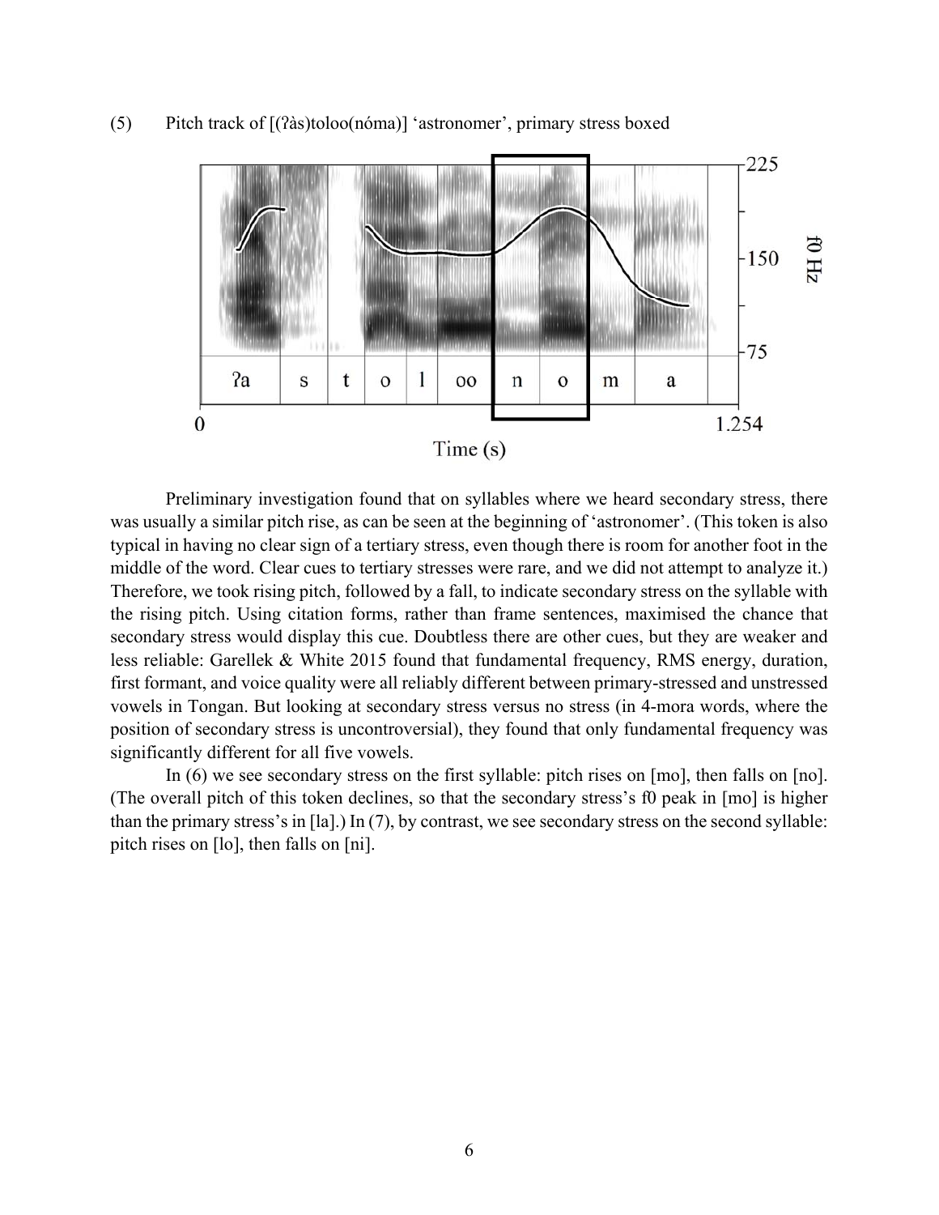(5) Pitch track of [(ʔàs)toloo(nóma)] ‘astronomer’, primary stress boxed

Preliminary investigation found that on syllables where we heard secondary stress, there was usually a similar pitch rise, as can be seen at the beginning of ‘astronomer’. (This token is also typical in having no clear sign of a tertiary stress, even though there is room for another foot in the middle of the word. Clear cues to tertiary stresses were rare, and we did not attempt to analyze it.) Therefore, we took rising pitch, followed by a fall, to indicate secondary stress on the syllable with the rising pitch. Using citation forms, rather than frame sentences, maximised the chance that secondary stress would display this cue. Doubtless there are other cues, but they are weaker and less reliable: Garellek & White 2015 found that fundamental frequency, RMS energy, duration, first formant, and voice quality were all reliably different between primary-stressed and unstressed vowels in Tongan. But looking at secondary stress versus no stress (in 4-mora words, where the position of secondary stress is uncontroversial), they found that only fundamental frequency was significantly different for all five vowels.

In (6) we see secondary stress on the first syllable: pitch rises on [mo], then falls on [no]. (The overall pitch of this token declines, so that the secondary stress’s f0 peak in [mo] is higher than the primary stress’s in [la].) In (7), by contrast, we see secondary stress on the second syllable: pitch rises on [lo], then falls on [ni].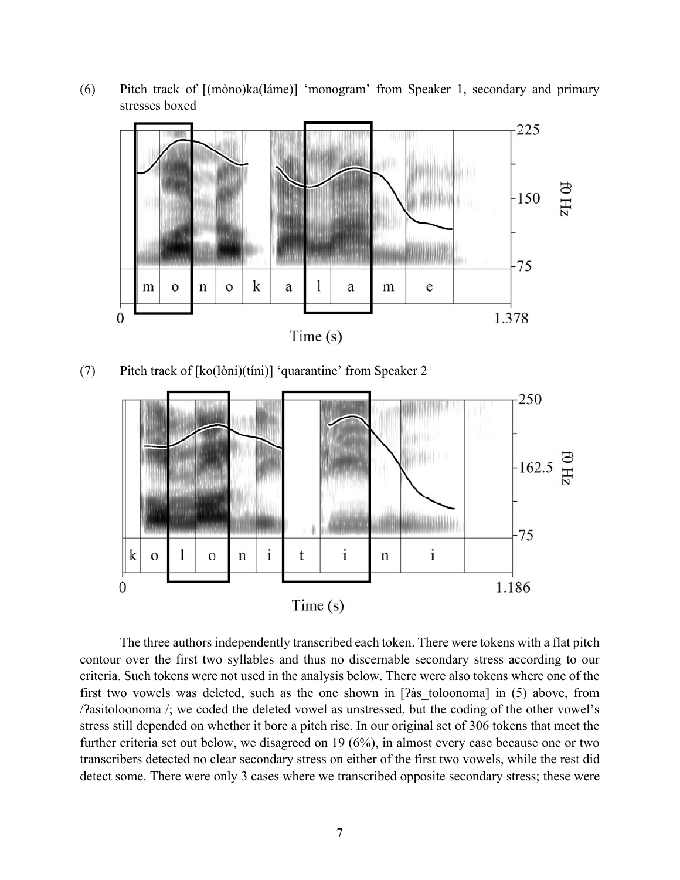(6) Pitch track of [(mòno)ka(láme)] 'monogram' from Speaker 1, secondary and primary stresses boxed

(7) Pitch track of [ko(lòni)(tíni)] 'quarantine' from Speaker 2

The three authors independently transcribed each token. There were tokens with a flat pitch contour over the first two syllables and thus no discernable secondary stress according to our criteria. Such tokens were not used in the analysis below. There were also tokens where one of the first two vowels was deleted, such as the one shown in [ʔàs_toloonoma] in (5) above, from /ʔasitoloonoma /; we coded the deleted vowel as unstressed, but the coding of the other vowel's stress still depended on whether it bore a pitch rise. In our original set of 306 tokens that meet the further criteria set out below, we disagreed on 19 (6%), in almost every case because one or two transcribers detected no clear secondary stress on either of the first two vowels, while the rest did detect some. There were only 3 cases where we transcribed opposite secondary stress; these were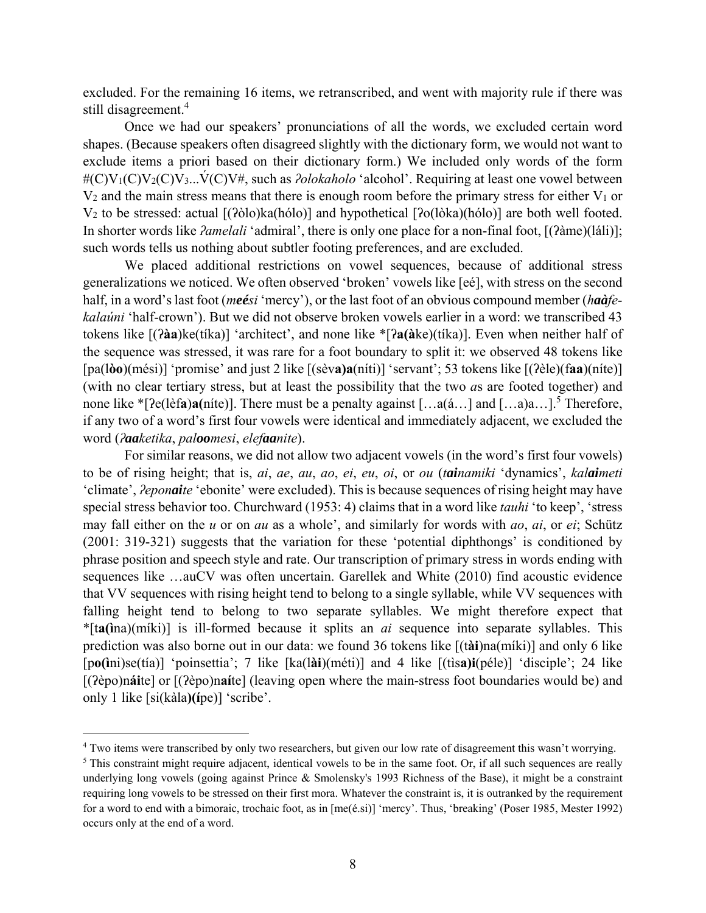excluded. For the remaining 16 items, we retranscribed, and went with majority rule if there was still disagreement.[4]

Once we had our speakers' pronunciations of all the words, we excluded certain word shapes. (Because speakers often disagreed slightly with the dictionary form, we would not want to exclude items a priori based on their dictionary form.) We included only words of the form #(C)$V_1$(C)$V_2$(C)$V_3$...V́(C)V#, such as *ʔolokaholo* 'alcohol'. Requiring at least one vowel between $V_2$ and the main stress means that there is enough room before the primary stress for either $V_1$ or $V_2$ to be stressed: actual [(ʔòlo)ka(hólo)] and hypothetical [ʔo(lòka)(hólo)] are both well footed. In shorter words like *ʔamelali* 'admiral', there is only one place for a non-final foot, [(ʔàme)(láli)]; such words tells us nothing about subtler footing preferences, and are excluded.

We placed additional restrictions on vowel sequences, because of additional stress generalizations we noticed. We often observed 'broken' vowels like [eé], with stress on the second half, in a word's last foot (*m**eé**si* 'mercy'), or the last foot of an obvious compound member (*h**aà**fe-kalaúni* 'half-crown'). But we did not observe broken vowels earlier in a word: we transcribed 43 tokens like [(ʔ**àa**)ke(tíka)] 'architect', and none like *[ʔ**a(à**ke)(tíka)]. Even when neither half of the sequence was stressed, it was rare for a foot boundary to split it: we observed 48 tokens like [pa(l**òo**)(mési)] 'promise' and just 2 like [(sèv**a)a**(níti)] 'servant'; 53 tokens like [(ʔèle)(f**aa**)(níte)] (with no clear tertiary stress, but at least the possibility that the two *a*s are footed together) and none like *[ʔe(lèf**a**)**a(**níte)]. There must be a penalty against […a(á…] and […a)a…].[5] Therefore, if any two of a word's first four vowels were identical and immediately adjacent, we excluded the word (*ʔ**aa**ketika*, *pal**oo**mesi*, *elef**aa**nite*).

For similar reasons, we did not allow two adjacent vowels (in the word's first four vowels) to be of rising height; that is, *ai*, *ae*, *au*, *ao*, *ei*, *eu*, *oi*, or *ou* (*t**ai**namiki* 'dynamics', *kal**ai**meti* 'climate', *ʔepon**ai**te* 'ebonite' were excluded). This is because sequences of rising height may have special stress behavior too. Churchward (1953: 4) claims that in a word like *tauhi* 'to keep', 'stress may fall either on the *u* or on *au* as a whole', and similarly for words with *ao*, *ai*, or *ei*; Schütz (2001: 319-321) suggests that the variation for these 'potential diphthongs' is conditioned by phrase position and speech style and rate. Our transcription of primary stress in words ending with sequences like …auCV was often uncertain. Garellek and White (2010) find acoustic evidence that VV sequences with rising height tend to belong to a single syllable, while VV sequences with falling height tend to belong to two separate syllables. We might therefore expect that *[t**a(ì**na)(míki)] is ill-formed because it splits an *ai* sequence into separate syllables. This prediction was also borne out in our data: we found 36 tokens like [(t**ài**)na(míki)] and only 6 like [p**o(ì**ni)se(tía)] 'poinsettia'; 7 like [ka(l**ài**)(méti)] and 4 like [(tìs**a)i**(péle)] 'disciple'; 24 like [(ʔèpo)n**ái**te] or [(ʔèpo)n**aí**te] (leaving open where the main-stress foot boundaries would be) and only 1 like [si(kàl**a)(í**pe)] 'scribe'.

---

[4] Two items were transcribed by only two researchers, but given our low rate of disagreement this wasn't worrying.

[5] This constraint might require adjacent, identical vowels to be in the same foot. Or, if all such sequences are really underlying long vowels (going against Prince & Smolensky's 1993 Richness of the Base), it might be a constraint requiring long vowels to be stressed on their first mora. Whatever the constraint is, it is outranked by the requirement for a word to end with a bimoraic, trochaic foot, as in [me(é.si)] 'mercy'. Thus, 'breaking' (Poser 1985, Mester 1992) occurs only at the end of a word.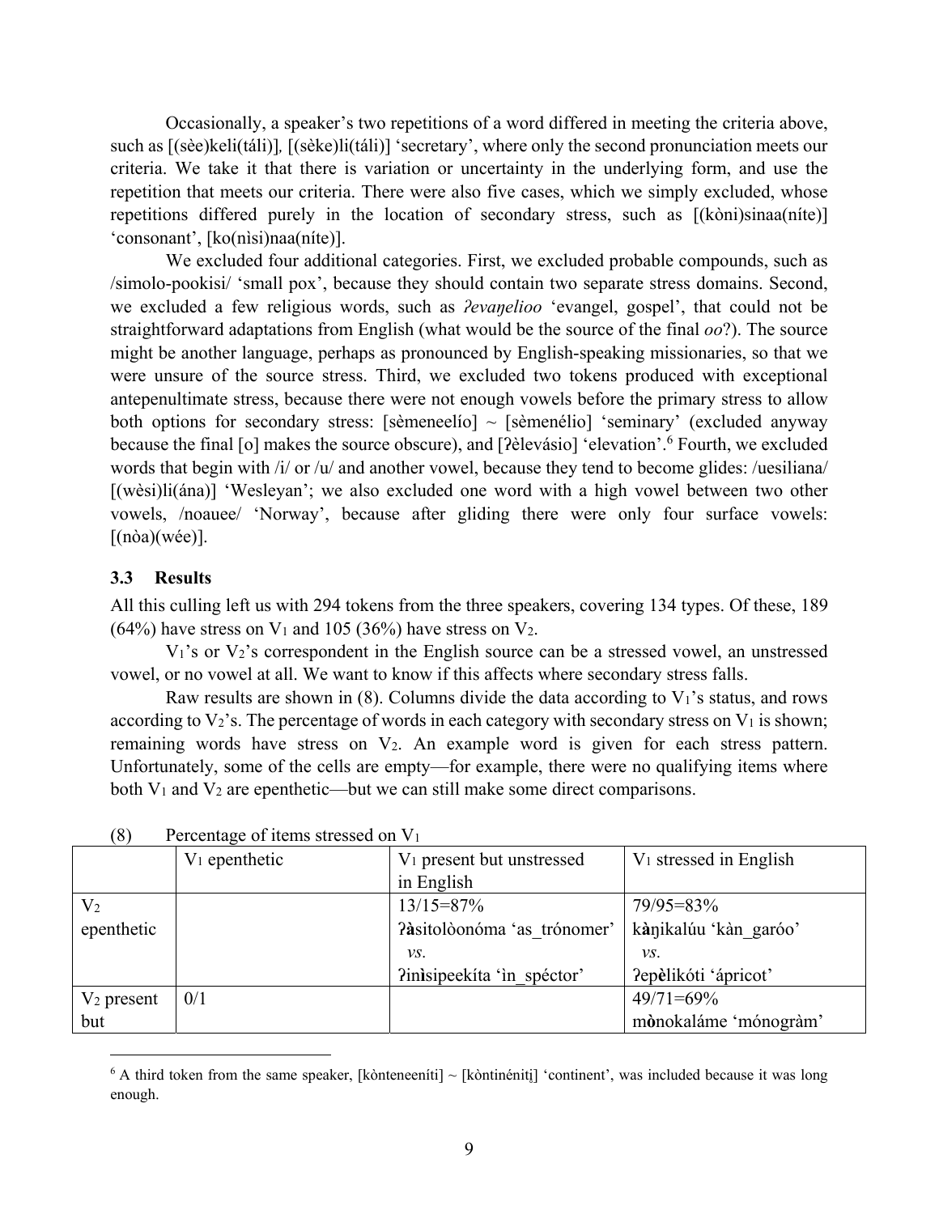Occasionally, a speaker's two repetitions of a word differed in meeting the criteria above, such as [(sèe)keli(táli)], [(sèke)li(táli)] 'secretary', where only the second pronunciation meets our criteria. We take it that there is variation or uncertainty in the underlying form, and use the repetition that meets our criteria. There were also five cases, which we simply excluded, whose repetitions differed purely in the location of secondary stress, such as [(kòni)sinaa(níte)] 'consonant', [ko(nìsi)naa(níte)].

We excluded four additional categories. First, we excluded probable compounds, such as /simolo-pookisi/ 'small pox', because they should contain two separate stress domains. Second, we excluded a few religious words, such as *ʔevaŋelioo* 'evangel, gospel', that could not be straightforward adaptations from English (what would be the source of the final *oo*?). The source might be another language, perhaps as pronounced by English-speaking missionaries, so that we were unsure of the source stress. Third, we excluded two tokens produced with exceptional antepenultimate stress, because there were not enough vowels before the primary stress to allow both options for secondary stress: [sèmeneelío] ~ [sèmenélio] 'seminary' (excluded anyway because the final [o] makes the source obscure), and [ʔèlevásio] 'elevation'.[6] Fourth, we excluded words that begin with /i/ or /u/ and another vowel, because they tend to become glides: /uesiliana/ [(wèsi)li(ána)] 'Wesleyan'; we also excluded one word with a high vowel between two other vowels, /noauee/ 'Norway', because after gliding there were only four surface vowels: [(nòa)(wée)].

### 3.3 Results

All this culling left us with 294 tokens from the three speakers, covering 134 types. Of these, 189 (64%) have stress on $V_1$ and 105 (36%) have stress on $V_2$.

$V_1$'s or $V_2$'s correspondent in the English source can be a stressed vowel, an unstressed vowel, or no vowel at all. We want to know if this affects where secondary stress falls.

Raw results are shown in (8). Columns divide the data according to $V_1$'s status, and rows according to $V_2$'s. The percentage of words in each category with secondary stress on $V_1$ is shown; remaining words have stress on $V_2$. An example word is given for each stress pattern. Unfortunately, some of the cells are empty—for example, there were no qualifying items where both $V_1$ and $V_2$ are epenthetic—but we can still make some direct comparisons.

(8) Percentage of items stressed on $V_1$

| | $V_1$ epenthetic | $V_1$ present but unstressed in English | $V_1$ stressed in English |
|---|---|---|---|
| $V_2$ epenthetic | | 13/15=87%<br>ʔ**à**sitolòonóma 'as_trónomer'<br>*vs.*<br>ʔin**ì**sipeekíta 'in_spéctor' | 79/95=83%<br>k**à**ŋikalúu 'kàn_garóo'<br>*vs.*<br>ʔep**è**likóti 'ápricot' |
| $V_2$ present but | 0/1 | | 49/71=69%<br>m**ò**nokaláme 'mónogràm' |

[6] A third token from the same speaker, [kònteneeníti] ~ [kòntinéniti̥] 'continent', was included because it was long enough.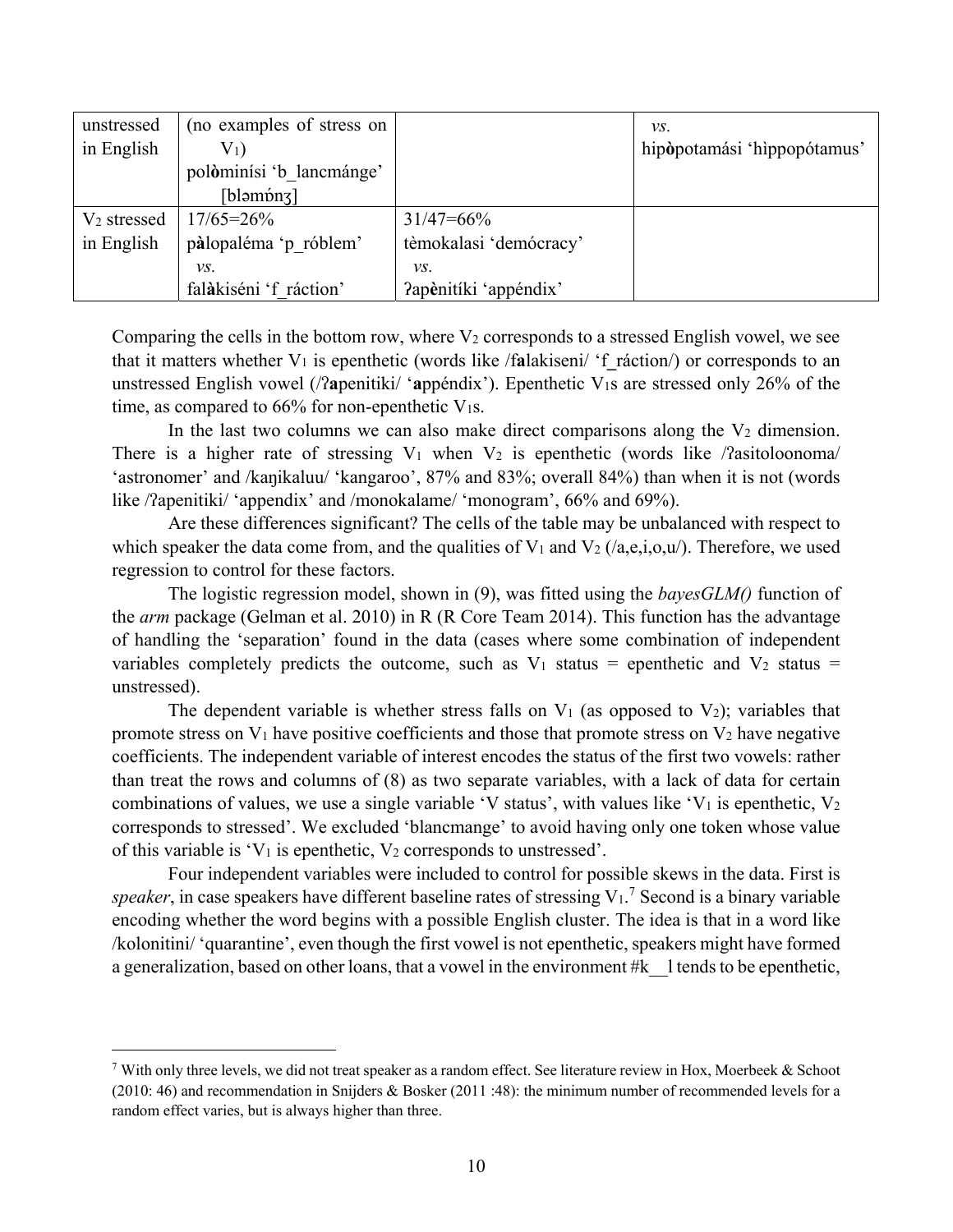| | | | |
|---|---|---|---|
| unstressed in English | (no examples of stress on $V_1$) polò​minísi ‘b_lancmánge’ [bləmɒ́nʒ] | | *vs.* hipò​potamási ‘hìppopótamus’ |
| $V_2$ stressed in English | 17/65=26% p**à**lopaléma ‘p_róblem’ *vs.* fal**à**kiséni ‘f_ráction’ | 31/47=66% tèmokalasi ‘demócracy’ *vs.* ʔap**è**nitíki ‘appéndix’ | |

Comparing the cells in the bottom row, where $V_2$ corresponds to a stressed English vowel, we see that it matters whether $V_1$ is epenthetic (words like /f**a**lakiseni/ ‘f_ráction/) or corresponds to an unstressed English vowel (/ʔ**a**penitiki/ ‘**a**ppéndix’). Epenthetic $V_1$s are stressed only 26% of the time, as compared to 66% for non-epenthetic $V_1$s.

In the last two columns we can also make direct comparisons along the $V_2$ dimension. There is a higher rate of stressing $V_1$ when $V_2$ is epenthetic (words like /ʔasitoloonoma/ ‘astronomer’ and /kaŋikaluu/ ‘kangaroo’, 87% and 83%; overall 84%) than when it is not (words like /ʔapenitiki/ ‘appendix’ and /monokalame/ ‘monogram’, 66% and 69%).

Are these differences significant? The cells of the table may be unbalanced with respect to which speaker the data come from, and the qualities of $V_1$ and $V_2$ (/a,e,i,o,u/). Therefore, we used regression to control for these factors.

The logistic regression model, shown in (9), was fitted using the *bayesGLM()* function of the *arm* package (Gelman et al. 2010) in R (R Core Team 2014). This function has the advantage of handling the ‘separation’ found in the data (cases where some combination of independent variables completely predicts the outcome, such as $V_1$ status = epenthetic and $V_2$ status = unstressed).

The dependent variable is whether stress falls on $V_1$ (as opposed to $V_2$); variables that promote stress on $V_1$ have positive coefficients and those that promote stress on $V_2$ have negative coefficients. The independent variable of interest encodes the status of the first two vowels: rather than treat the rows and columns of (8) as two separate variables, with a lack of data for certain combinations of values, we use a single variable ‘V status’, with values like ‘$V_1$ is epenthetic, $V_2$ corresponds to stressed’. We excluded ‘blancmange’ to avoid having only one token whose value of this variable is ‘$V_1$ is epenthetic, $V_2$ corresponds to unstressed’.

Four independent variables were included to control for possible skews in the data. First is *speaker*, in case speakers have different baseline rates of stressing $V_1$.[7] Second is a binary variable encoding whether the word begins with a possible English cluster. The idea is that in a word like /kolonitini/ ‘quarantine’, even though the first vowel is not epenthetic, speakers might have formed a generalization, based on other loans, that a vowel in the environment #k__l tends to be epenthetic,

---

[7] With only three levels, we did not treat speaker as a random effect. See literature review in Hox, Moerbeek & Schoot (2010: 46) and recommendation in Snijders & Bosker (2011 :48): the minimum number of recommended levels for a random effect varies, but is always higher than three.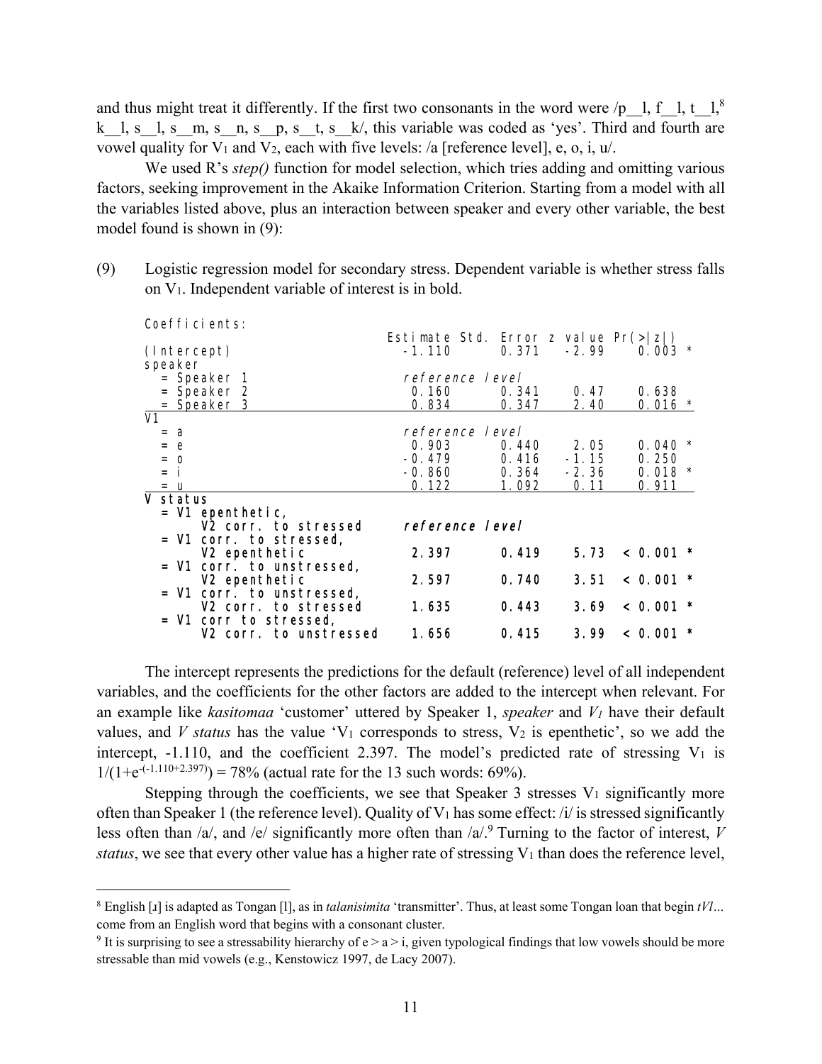and thus might treat it differently. If the first two consonants in the word were /p__l, f__l, t__l,[8] k__l, s__l, s__m, s__n, s__p, s__t, s__k/, this variable was coded as 'yes'. Third and fourth are vowel quality for $V_1$ and $V_2$, each with five levels: /a [reference level], e, o, i, u/.

We used R's *step()* function for model selection, which tries adding and omitting various factors, seeking improvement in the Akaike Information Criterion. Starting from a model with all the variables listed above, plus an interaction between speaker and every other variable, the best model found is shown in (9):

(9) Logistic regression model for secondary stress. Dependent variable is whether stress falls on $V_1$. Independent variable of interest is in bold.

Coefficients:

| | Estimate | Std. Error | z value | Pr(>\|z\|) |
|---|---|---|---|---|
| (Intercept) | -1.110 | 0.371 | -2.99 | 0.003 * |
| speaker | | | | |
| = Speaker 1 | *reference level* | | | |
| = Speaker 2 | 0.160 | 0.341 | 0.47 | 0.638 |
| = Speaker 3 | 0.834 | 0.347 | 2.40 | 0.016 * |
| V1 | | | | |
| = a | *reference level* | | | |
| = e | 0.903 | 0.440 | 2.05 | 0.040 * |
| = o | -0.479 | 0.416 | -1.15 | 0.250 |
| = i | -0.860 | 0.364 | -2.36 | 0.018 * |
| = u | 0.122 | 1.092 | 0.11 | 0.911 |
| **V status** | | | | |
| **= V1 epenthetic, V2 corr. to stressed** | ***reference level*** | | | |
| **= V1 corr. to stressed, V2 epenthetic** | **2.397** | **0.419** | **5.73** | **< 0.001 *** |
| **= V1 corr. to unstressed, V2 epenthetic** | **2.597** | **0.740** | **3.51** | **< 0.001 *** |
| **= V1 corr. to unstressed, V2 corr. to stressed** | **1.635** | **0.443** | **3.69** | **< 0.001 *** |
| **= V1 corr to stressed, V2 corr. to unstressed** | **1.656** | **0.415** | **3.99** | **< 0.001 *** |

The intercept represents the predictions for the default (reference) level of all independent variables, and the coefficients for the other factors are added to the intercept when relevant. For an example like *kasitomaa* 'customer' uttered by Speaker 1, *speaker* and $V_1$ have their default values, and *V status* has the value '$V_1$ corresponds to stress, $V_2$ is epenthetic', so we add the intercept, -1.110, and the coefficient 2.397. The model's predicted rate of stressing $V_1$ is $1/(1+e^{-(-1.110+2.397)}) = 78\%$ (actual rate for the 13 such words: 69%).

Stepping through the coefficients, we see that Speaker 3 stresses $V_1$ significantly more often than Speaker 1 (the reference level). Quality of $V_1$ has some effect: /i/ is stressed significantly less often than /a/, and /e/ significantly more often than /a/.[9] Turning to the factor of interest, *V status*, we see that every other value has a higher rate of stressing $V_1$ than does the reference level,

[8] English [ɹ] is adapted as Tongan [l], as in *talanisimita* 'transmitter'. Thus, at least some Tongan loan that begin *tVl*... come from an English word that begins with a consonant cluster.

[9] It is surprising to see a stressability hierarchy of e > a > i, given typological findings that low vowels should be more stressable than mid vowels (e.g., Kenstowicz 1997, de Lacy 2007).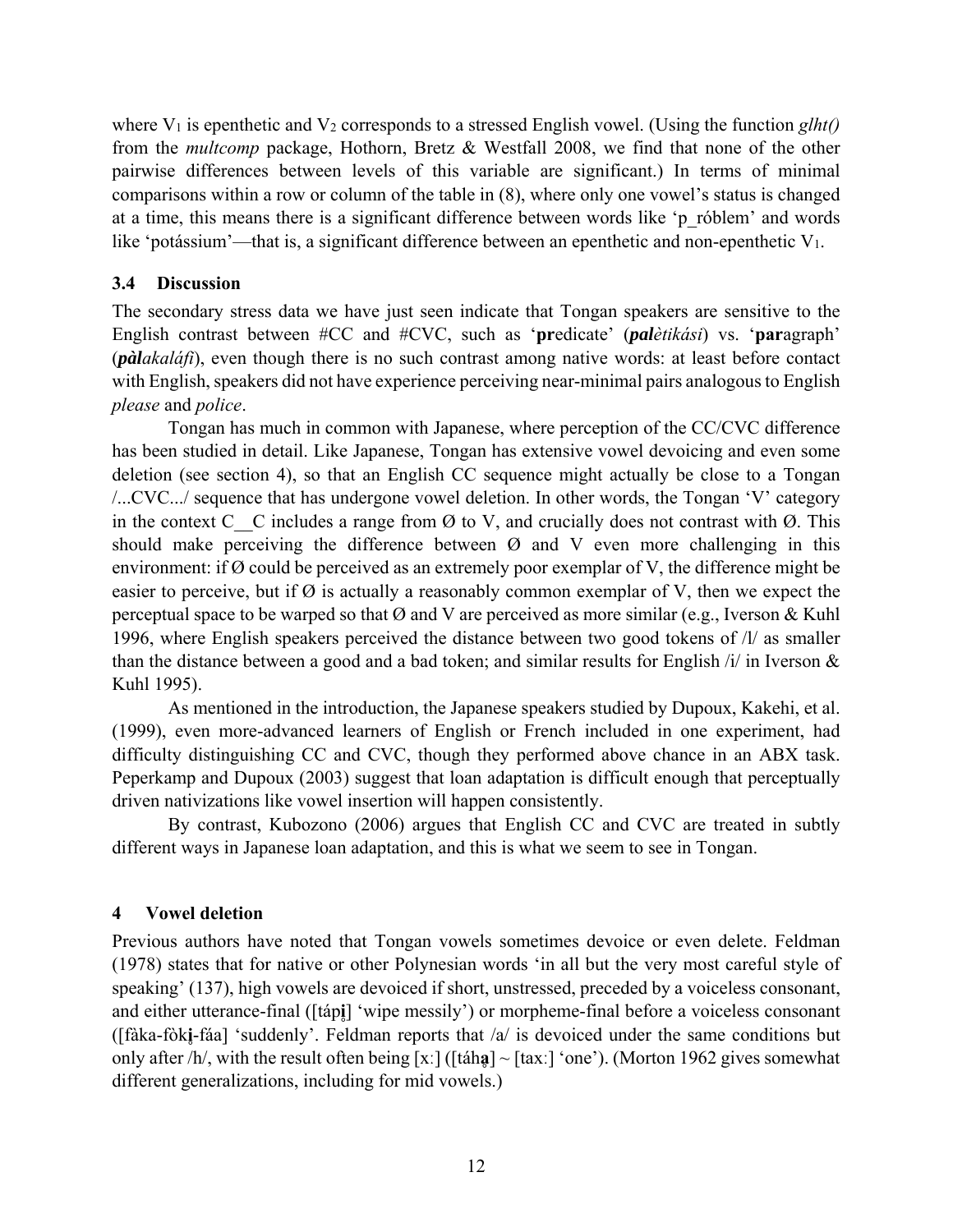where $V_1$ is epenthetic and $V_2$ corresponds to a stressed English vowel. (Using the function *glht()* from the *multcomp* package, Hothorn, Bretz & Westfall 2008, we find that none of the other pairwise differences between levels of this variable are significant.) In terms of minimal comparisons within a row or column of the table in (8), where only one vowel's status is changed at a time, this means there is a significant difference between words like 'p_róblem' and words like 'potássium'—that is, a significant difference between an epenthetic and non-epenthetic $V_1$.

### 3.4 Discussion

The secondary stress data we have just seen indicate that Tongan speakers are sensitive to the English contrast between #CC and #CVC, such as '**pr**edicate' (***pal****ètikási*) vs. '**par**agraph' (***pàl****akaláfi*), even though there is no such contrast among native words: at least before contact with English, speakers did not have experience perceiving near-minimal pairs analogous to English *please* and *police*.

Tongan has much in common with Japanese, where perception of the CC/CVC difference has been studied in detail. Like Japanese, Tongan has extensive vowel devoicing and even some deletion (see section 4), so that an English CC sequence might actually be close to a Tongan /...CVC.../ sequence that has undergone vowel deletion. In other words, the Tongan 'V' category in the context C__C includes a range from Ø to V, and crucially does not contrast with Ø. This should make perceiving the difference between Ø and V even more challenging in this environment: if Ø could be perceived as an extremely poor exemplar of V, the difference might be easier to perceive, but if Ø is actually a reasonably common exemplar of V, then we expect the perceptual space to be warped so that Ø and V are perceived as more similar (e.g., Iverson & Kuhl 1996, where English speakers perceived the distance between two good tokens of /l/ as smaller than the distance between a good and a bad token; and similar results for English /i/ in Iverson & Kuhl 1995).

As mentioned in the introduction, the Japanese speakers studied by Dupoux, Kakehi, et al. (1999), even more-advanced learners of English or French included in one experiment, had difficulty distinguishing CC and CVC, though they performed above chance in an ABX task. Peperkamp and Dupoux (2003) suggest that loan adaptation is difficult enough that perceptually driven nativizations like vowel insertion will happen consistently.

By contrast, Kubozono (2006) argues that English CC and CVC are treated in subtly different ways in Japanese loan adaptation, and this is what we seem to see in Tongan.

## 4 Vowel deletion

Previous authors have noted that Tongan vowels sometimes devoice or even delete. Feldman (1978) states that for native or other Polynesian words 'in all but the very most careful style of speaking' (137), high vowels are devoiced if short, unstressed, preceded by a voiceless consonant, and either utterance-final ([táp**i̥**] 'wipe messily') or morpheme-final before a voiceless consonant ([fàka-fòk**i̥**-fáa] 'suddenly'. Feldman reports that /a/ is devoiced under the same conditions but only after /h/, with the result often being [xː] ([táh**ḁ**] ~ [taxː] 'one'). (Morton 1962 gives somewhat different generalizations, including for mid vowels.)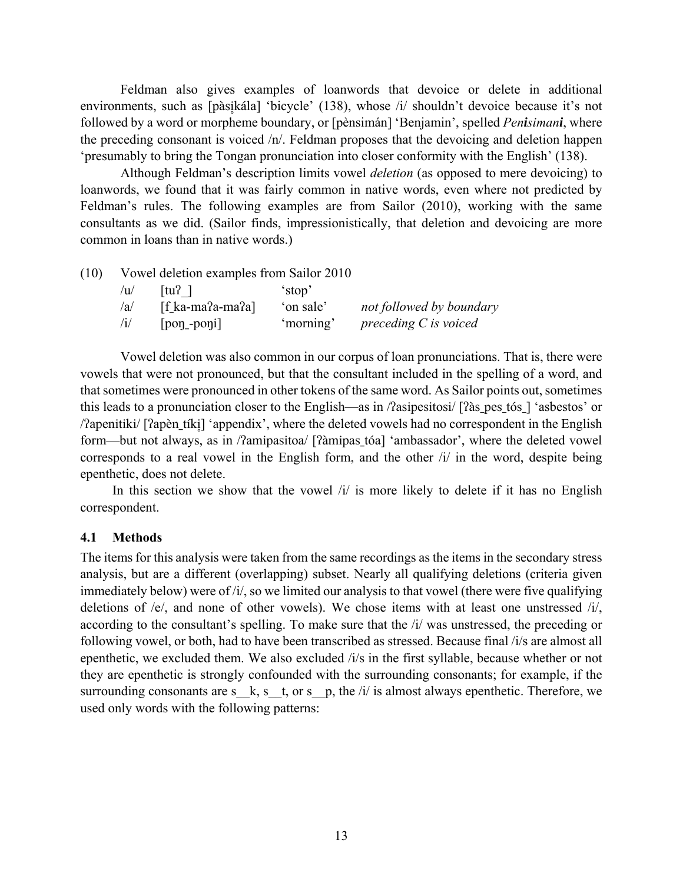Feldman also gives examples of loanwords that devoice or delete in additional environments, such as [pàsi̥kála] 'bicycle' (138), whose /i/ shouldn't devoice because it's not followed by a word or morpheme boundary, or [pènsimán] 'Benjamin', spelled *Pen**i**simani*, where the preceding consonant is voiced /n/. Feldman proposes that the devoicing and deletion happen 'presumably to bring the Tongan pronunciation into closer conformity with the English' (138).

Although Feldman's description limits vowel *deletion* (as opposed to mere devoicing) to loanwords, we found that it was fairly common in native words, even where not predicted by Feldman's rules. The following examples are from Sailor (2010), working with the same consultants as we did. (Sailor finds, impressionistically, that deletion and devoicing are more common in loans than in native words.)

(10) Vowel deletion examples from Sailor 2010

| | | | |
|---|---|---|---|
| /u/ | [tuʔ_] | 'stop' | |
| /a/ | [f_ka-maʔa-maʔa] | 'on sale' | *not followed by boundary* |
| /i/ | [poŋ_-poŋi] | 'morning' | *preceding C is voiced* |

Vowel deletion was also common in our corpus of loan pronunciations. That is, there were vowels that were not pronounced, but that the consultant included in the spelling of a word, and that sometimes were pronounced in other tokens of the same word. As Sailor points out, sometimes this leads to a pronunciation closer to the English—as in /ʔasipesitosi/ [ʔàs_pes_tós_] 'asbestos' or /ʔapenitiki/ [ʔapèn_tíki̥] 'appendix', where the deleted vowels had no correspondent in the English form—but not always, as in /ʔamipasitoa/ [ʔàmipas_tóa] 'ambassador', where the deleted vowel corresponds to a real vowel in the English form, and the other /i/ in the word, despite being epenthetic, does not delete.

In this section we show that the vowel /i/ is more likely to delete if it has no English correspondent.

### 4.1 Methods

The items for this analysis were taken from the same recordings as the items in the secondary stress analysis, but are a different (overlapping) subset. Nearly all qualifying deletions (criteria given immediately below) were of /i/, so we limited our analysis to that vowel (there were five qualifying deletions of /e/, and none of other vowels). We chose items with at least one unstressed /i/, according to the consultant's spelling. To make sure that the /i/ was unstressed, the preceding or following vowel, or both, had to have been transcribed as stressed. Because final /i/s are almost all epenthetic, we excluded them. We also excluded /i/s in the first syllable, because whether or not they are epenthetic is strongly confounded with the surrounding consonants; for example, if the surrounding consonants are s__k, s__t, or s__p, the /i/ is almost always epenthetic. Therefore, we used only words with the following patterns: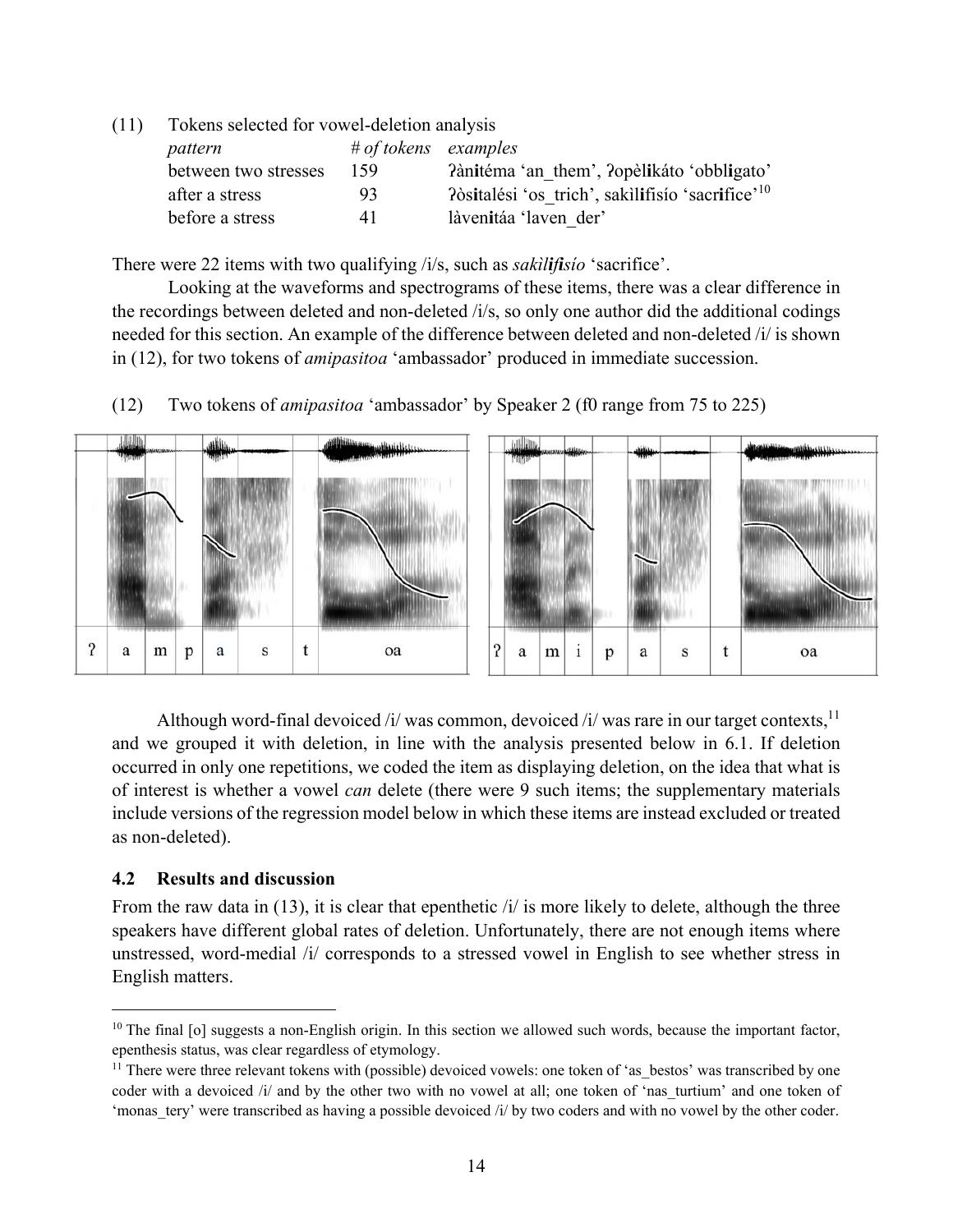(11) Tokens selected for vowel-deletion analysis

| *pattern* | *# of tokens* | *examples* |
|---|---|---|
| between two stresses | 159 | ʔàn**i**téma 'an_them', ʔopèl**i**káto 'obbl**i**gato' |
| after a stress | 93 | ʔòs**i**talési 'os_trich', sakìl**i**fisío 'sacr**i**fice'[10] |
| before a stress | 41 | làven**i**táa 'laven_der' |

There were 22 items with two qualifying /i/s, such as *sakìl**i**f**i**sío* 'sacrifice'.

Looking at the waveforms and spectrograms of these items, there was a clear difference in the recordings between deleted and non-deleted /i/s, so only one author did the additional codings needed for this section. An example of the difference between deleted and non-deleted /i/ is shown in (12), for two tokens of *amipasitoa* 'ambassador' produced in immediate succession.

(12) Two tokens of *amipasitoa* 'ambassador' by Speaker 2 (f0 range from 75 to 225)

Although word-final devoiced /i/ was common, devoiced /i/ was rare in our target contexts,[11] and we grouped it with deletion, in line with the analysis presented below in 6.1. If deletion occurred in only one repetitions, we coded the item as displaying deletion, on the idea that what is of interest is whether a vowel *can* delete (there were 9 such items; the supplementary materials include versions of the regression model below in which these items are instead excluded or treated as non-deleted).

### 4.2 Results and discussion

From the raw data in (13), it is clear that epenthetic /i/ is more likely to delete, although the three speakers have different global rates of deletion. Unfortunately, there are not enough items where unstressed, word-medial /i/ corresponds to a stressed vowel in English to see whether stress in English matters.

---

[10] The final [o] suggests a non-English origin. In this section we allowed such words, because the important factor, epenthesis status, was clear regardless of etymology.

[11] There were three relevant tokens with (possible) devoiced vowels: one token of 'as_bestos' was transcribed by one coder with a devoiced /i/ and by the other two with no vowel at all; one token of 'nas_turtium' and one token of 'monas_tery' were transcribed as having a possible devoiced /i/ by two coders and with no vowel by the other coder.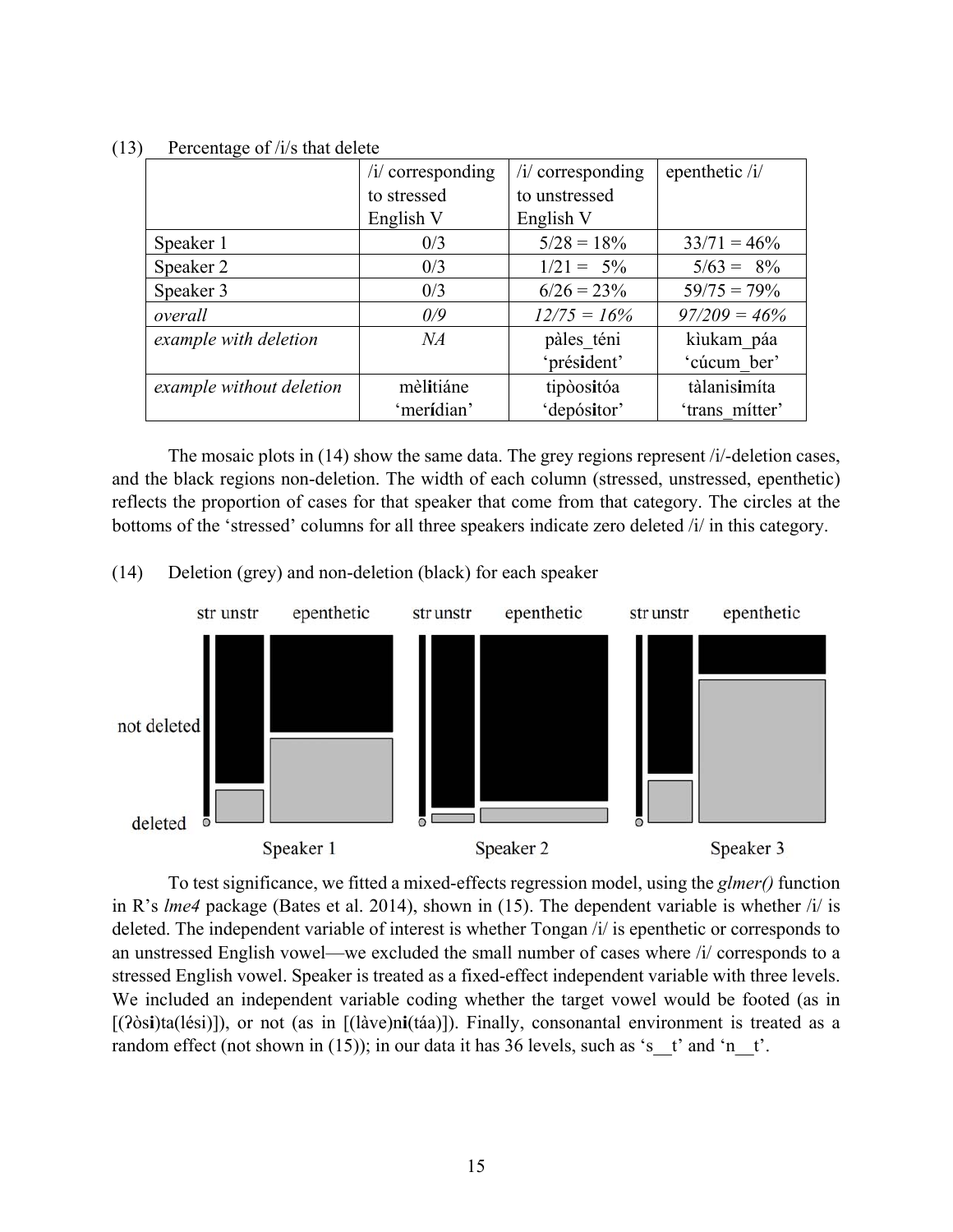(13) Percentage of /i/s that delete

| | /i/ corresponding to stressed English V | /i/ corresponding to unstressed English V | epenthetic /i/ |
|---|---|---|---|
| Speaker 1 | 0/3 | 5/28 = 18% | 33/71 = 46% |
| Speaker 2 | 0/3 | 1/21 = 5% | 5/63 = 8% |
| Speaker 3 | 0/3 | 6/26 = 23% | 59/75 = 79% |
| *overall* | *0/9* | *12/75 = 16%* | *97/209 = 46%* |
| *example with deletion* | *NA* | pàles_téni 'prés**i**dent' | kìukam_páa 'cúcum_ber' |
| *example without deletion* | mè**l**itiáne 'mer**í**dian' | tipòo**s**itóa 'depós**i**tor' | tàlanis**i**míta 'trans_mítter' |

The mosaic plots in (14) show the same data. The grey regions represent /i/-deletion cases, and the black regions non-deletion. The width of each column (stressed, unstressed, epenthetic) reflects the proportion of cases for that speaker that come from that category. The circles at the bottoms of the 'stressed' columns for all three speakers indicate zero deleted /i/ in this category.

(14) Deletion (grey) and non-deletion (black) for each speaker

To test significance, we fitted a mixed-effects regression model, using the *glmer()* function in R's *lme4* package (Bates et al. 2014), shown in (15). The dependent variable is whether /i/ is deleted. The independent variable of interest is whether Tongan /i/ is epenthetic or corresponds to an unstressed English vowel—we excluded the small number of cases where /i/ corresponds to a stressed English vowel. Speaker is treated as a fixed-effect independent variable with three levels. We included an independent variable coding whether the target vowel would be footed (as in [(ʔòs**i**)ta(lési)]), or not (as in [(làve)n**i**(táa)]). Finally, consonantal environment is treated as a random effect (not shown in (15)); in our data it has 36 levels, such as 's__t' and 'n__t'.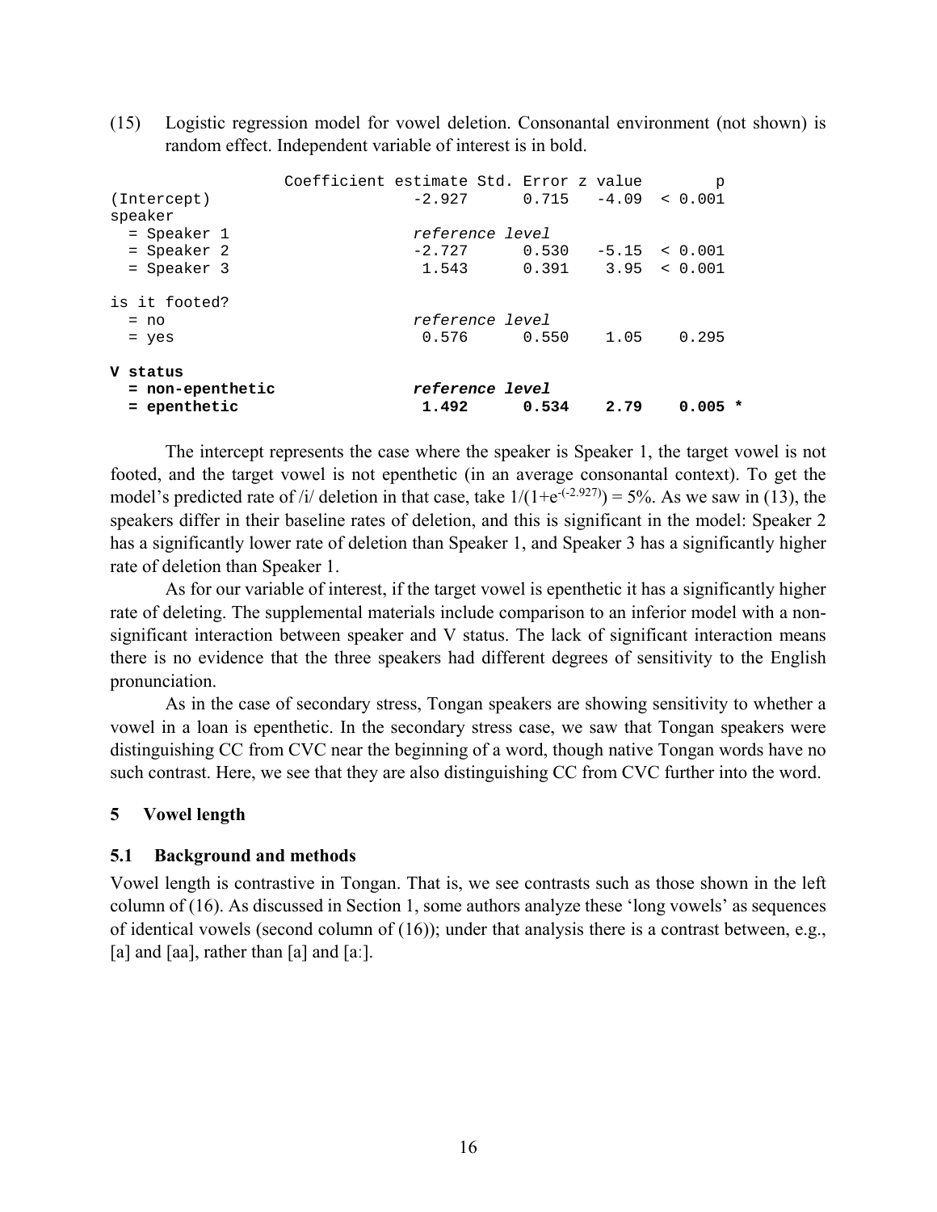(15) Logistic regression model for vowel deletion. Consonantal environment (not shown) is random effect. Independent variable of interest is in bold.

| | Coefficient estimate | Std. Error | z value | p |
|---|---|---|---|---|
| (Intercept) | -2.927 | 0.715 | -4.09 | < 0.001 |
| speaker | | | | |
| = Speaker 1 | *reference level* | | | |
| = Speaker 2 | -2.727 | 0.530 | -5.15 | < 0.001 |
| = Speaker 3 | 1.543 | 0.391 | 3.95 | < 0.001 |
| | | | | |
| is it footed? | | | | |
| = no | *reference level* | | | |
| = yes | 0.576 | 0.550 | 1.05 | 0.295 |
| | | | | |
| **V status** | | | | |
| **= non-epenthetic** | ***reference level*** | | | |
| **= epenthetic** | **1.492** | **0.534** | **2.79** | **0.005 \*** |

The intercept represents the case where the speaker is Speaker 1, the target vowel is not footed, and the target vowel is not epenthetic (in an average consonantal context). To get the model's predicted rate of /i/ deletion in that case, take $1/(1+e^{-(-2.927)}) = 5\%$. As we saw in (13), the speakers differ in their baseline rates of deletion, and this is significant in the model: Speaker 2 has a significantly lower rate of deletion than Speaker 1, and Speaker 3 has a significantly higher rate of deletion than Speaker 1.

As for our variable of interest, if the target vowel is epenthetic it has a significantly higher rate of deleting. The supplemental materials include comparison to an inferior model with a non-significant interaction between speaker and V status. The lack of significant interaction means there is no evidence that the three speakers had different degrees of sensitivity to the English pronunciation.

As in the case of secondary stress, Tongan speakers are showing sensitivity to whether a vowel in a loan is epenthetic. In the secondary stress case, we saw that Tongan speakers were distinguishing CC from CVC near the beginning of a word, though native Tongan words have no such contrast. Here, we see that they are also distinguishing CC from CVC further into the word.

## 5 Vowel length

### 5.1 Background and methods

Vowel length is contrastive in Tongan. That is, we see contrasts such as those shown in the left column of (16). As discussed in Section 1, some authors analyze these 'long vowels' as sequences of identical vowels (second column of (16)); under that analysis there is a contrast between, e.g., [a] and [aa], rather than [a] and [aː].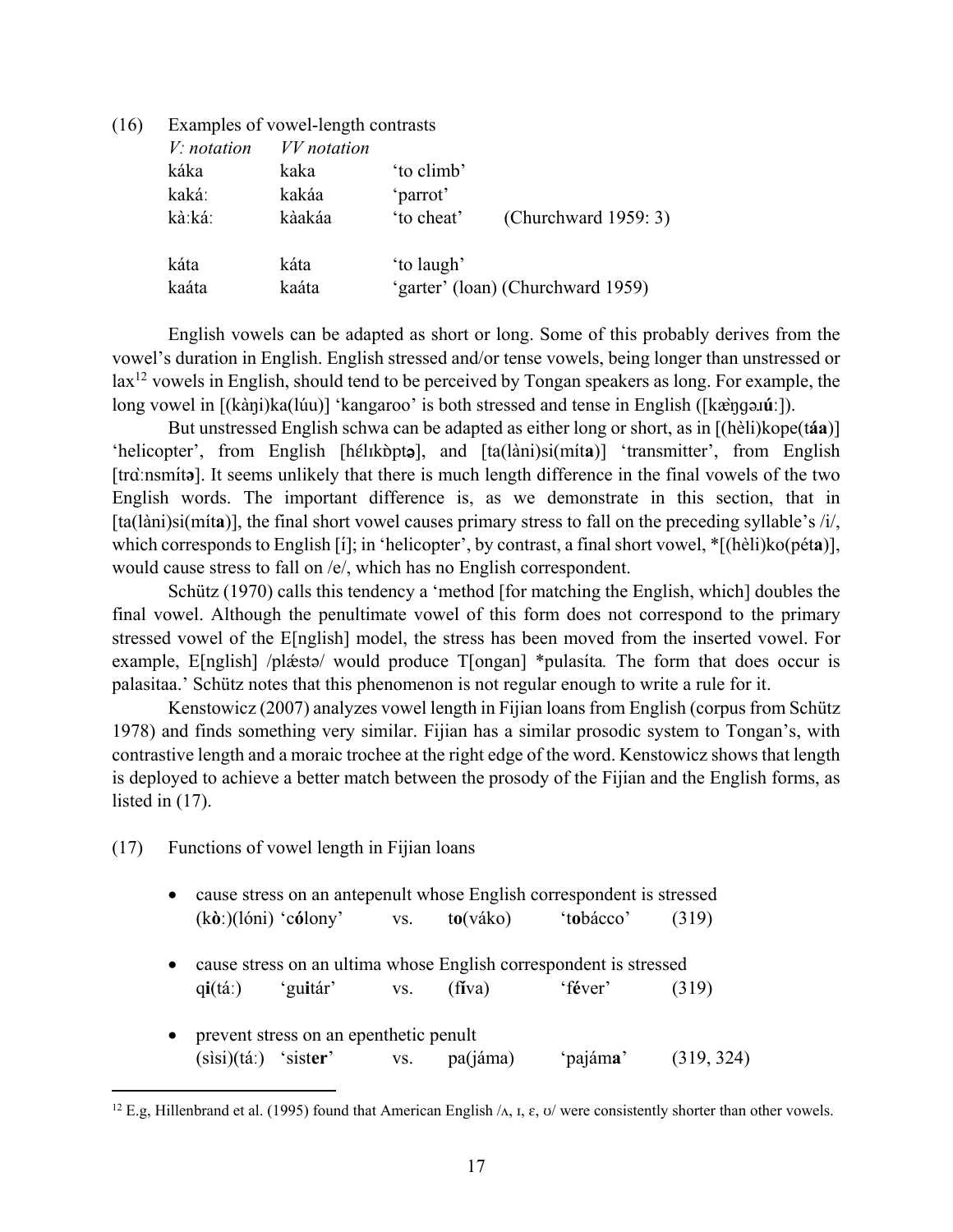(16) Examples of vowel-length contrasts

| *V: notation* | *VV notation* | | |
|---|---|---|---|
| káka | kaka | 'to climb' | |
| kaká: | kakáa | 'parrot' | |
| kà:ká: | kàakáa | 'to cheat' | (Churchward 1959: 3) |
| | | | |
| káta | káta | 'to laugh' | |
| kaáta | kaáta | 'garter' (loan) (Churchward 1959) | |

English vowels can be adapted as short or long. Some of this probably derives from the vowel's duration in English. English stressed and/or tense vowels, being longer than unstressed or lax[12] vowels in English, should tend to be perceived by Tongan speakers as long. For example, the long vowel in [(kàŋi)ka(lúu)] 'kangaroo' is both stressed and tense in English ([kæ̀ŋgəɹ**ú**:]).

But unstressed English schwa can be adapted as either long or short, as in [(hèli)kope(t**áa**)] 'helicopter', from English [hɛ́lɪkɒ̀pt**ə**], and [ta(làni)si(mít**a**)] 'transmitter', from English [trɑ̀:nsmít**ə**]. It seems unlikely that there is much length difference in the final vowels of the two English words. The important difference is, as we demonstrate in this section, that in [ta(làni)si(mít**a**)], the final short vowel causes primary stress to fall on the preceding syllable's /i/, which corresponds to English [í]; in 'helicopter', by contrast, a final short vowel, *[(hèli)ko(pét**a**)], would cause stress to fall on /e/, which has no English correspondent.

Schütz (1970) calls this tendency a 'method [for matching the English, which] doubles the final vowel. Although the penultimate vowel of this form does not correspond to the primary stressed vowel of the E[nglish] model, the stress has been moved from the inserted vowel. For example, E[nglish] /plǽstə/ would produce T[ongan] *pulasíta*.* The form that does occur is palasitaa.' Schütz notes that this phenomenon is not regular enough to write a rule for it.

Kenstowicz (2007) analyzes vowel length in Fijian loans from English (corpus from Schütz 1978) and finds something very similar. Fijian has a similar prosodic system to Tongan's, with contrastive length and a moraic trochee at the right edge of the word. Kenstowicz shows that length is deployed to achieve a better match between the prosody of the Fijian and the English forms, as listed in (17).

(17) Functions of vowel length in Fijian loans

- cause stress on an antepenult whose English correspondent is stressed
  (k**ò**:)(lóni) 'c**ó**lony' vs. t**o**(váko) 't**o**bácco' (319)
- cause stress on an ultima whose English correspondent is stressed
  q**i**(tá:) 'gu**i**tár' vs. (f**í**va) 'f**é**ver' (319)
- prevent stress on an epenthetic penult
  (sìsi)(tá:) 'sist**er**' vs. pa(jáma) 'pajám**a**' (319, 324)

[12] E.g, Hillenbrand et al. (1995) found that American English /ʌ, ɪ, ɛ, ʊ/ were consistently shorter than other vowels.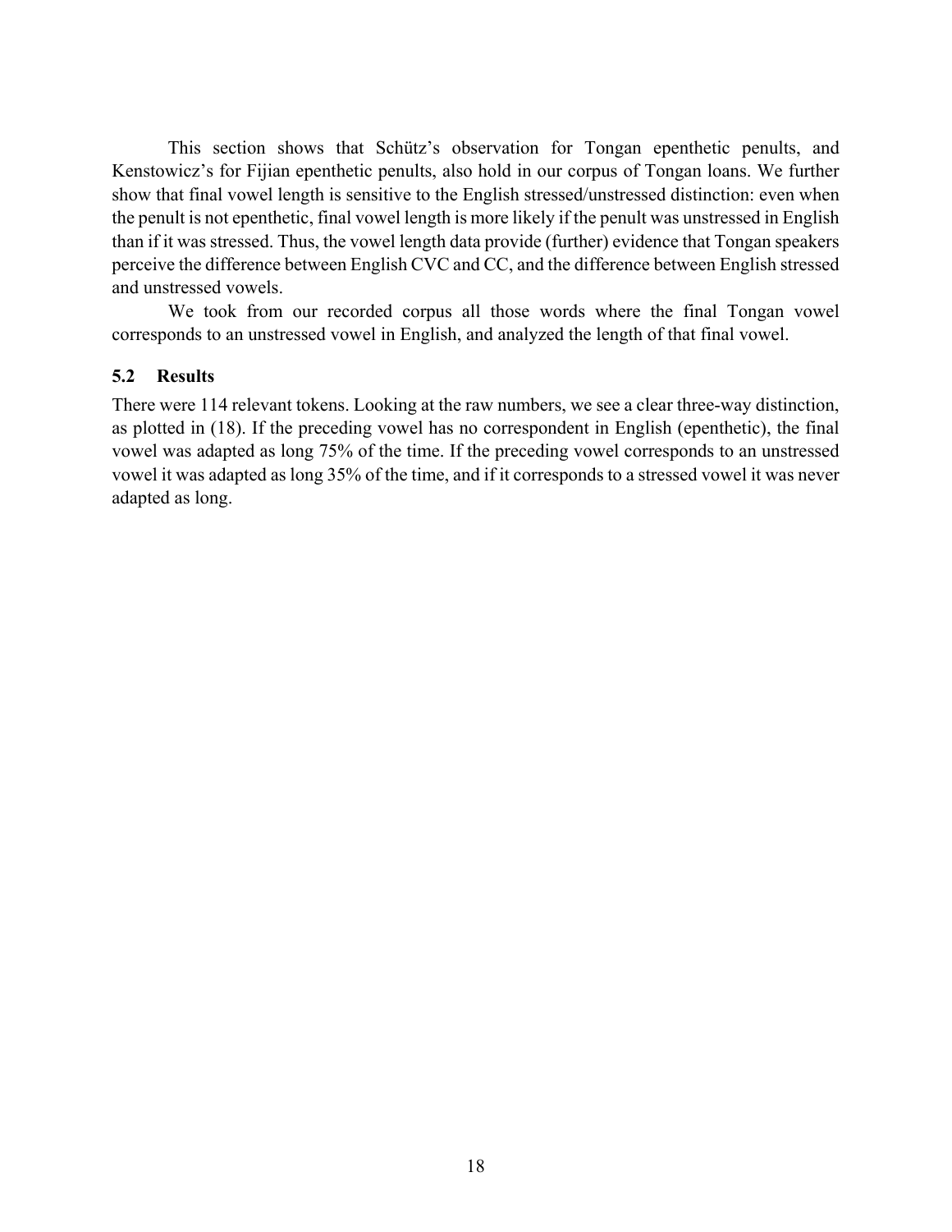This section shows that Schütz's observation for Tongan epenthetic penults, and Kenstowicz's for Fijian epenthetic penults, also hold in our corpus of Tongan loans. We further show that final vowel length is sensitive to the English stressed/unstressed distinction: even when the penult is not epenthetic, final vowel length is more likely if the penult was unstressed in English than if it was stressed. Thus, the vowel length data provide (further) evidence that Tongan speakers perceive the difference between English CVC and CC, and the difference between English stressed and unstressed vowels.

We took from our recorded corpus all those words where the final Tongan vowel corresponds to an unstressed vowel in English, and analyzed the length of that final vowel.

### 5.2 Results

There were 114 relevant tokens. Looking at the raw numbers, we see a clear three-way distinction, as plotted in (18). If the preceding vowel has no correspondent in English (epenthetic), the final vowel was adapted as long 75% of the time. If the preceding vowel corresponds to an unstressed vowel it was adapted as long 35% of the time, and if it corresponds to a stressed vowel it was never adapted as long.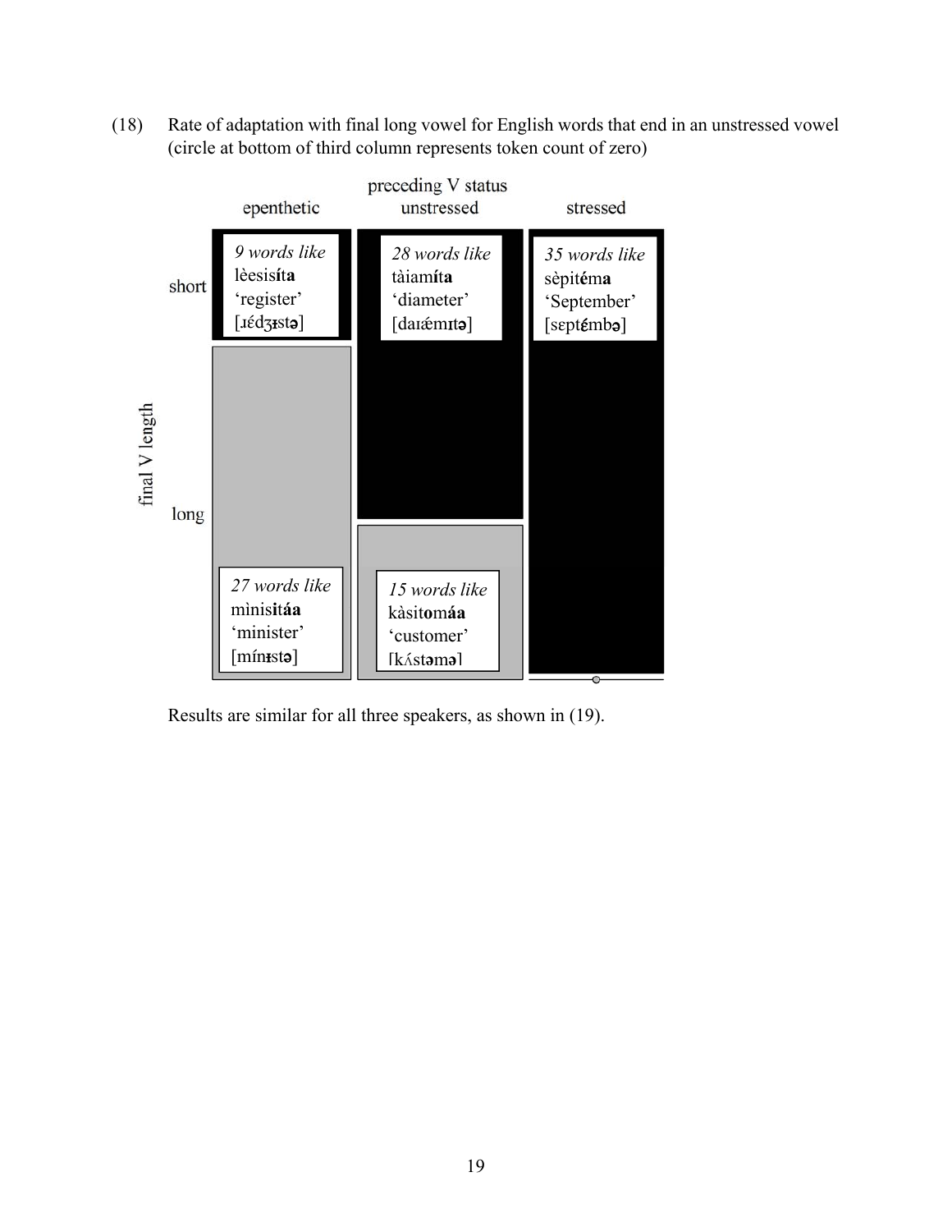(18) Rate of adaptation with final long vowel for English words that end in an unstressed vowel (circle at bottom of third column represents token count of zero)

preceding V status

| final V length | epenthetic | unstressed | stressed |
|---|---|---|---|
| short | *9 words like* lèesisí**ta** 'register' [ɹédʒɨstə] | *28 words like* tàiamí**ta** 'diameter' [daɪǽmɪtə] | *35 words like* sèpité**ma** 'September' [sɛptɛ́mbə] |
| long | *27 words like* mìnis**itáa** 'minister' [mínɨstə] | *15 words like* kàsit**omáa** 'customer' [kʌ́stəmə] | |

Results are similar for all three speakers, as shown in (19).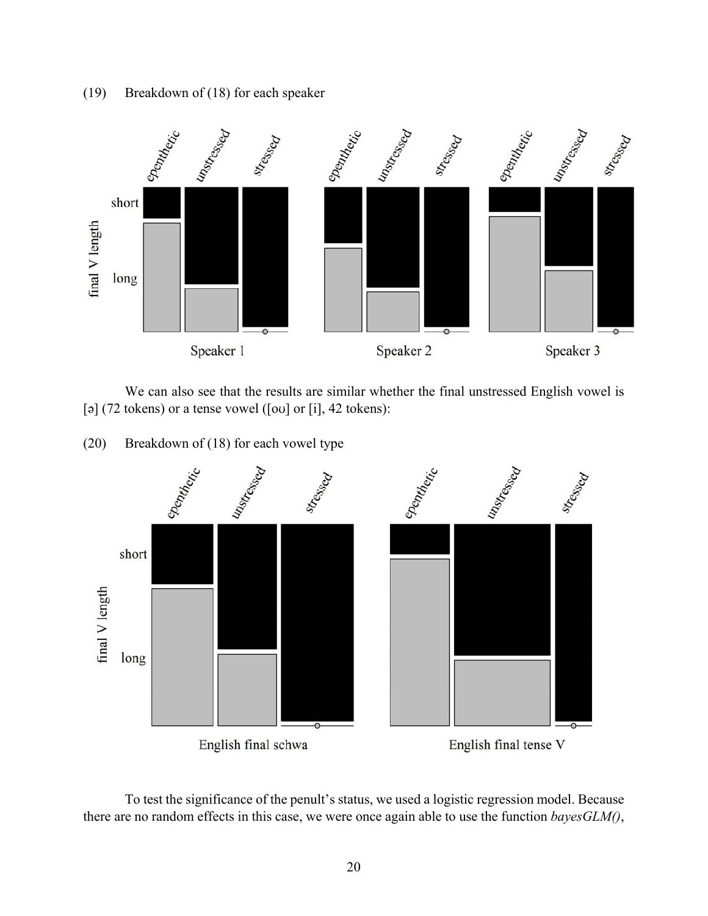(19) Breakdown of (18) for each speaker

We can also see that the results are similar whether the final unstressed English vowel is [ə] (72 tokens) or a tense vowel ([oʊ] or [i], 42 tokens):

(20) Breakdown of (18) for each vowel type

To test the significance of the penult's status, we used a logistic regression model. Because there are no random effects in this case, we were once again able to use the function *bayesGLM()*,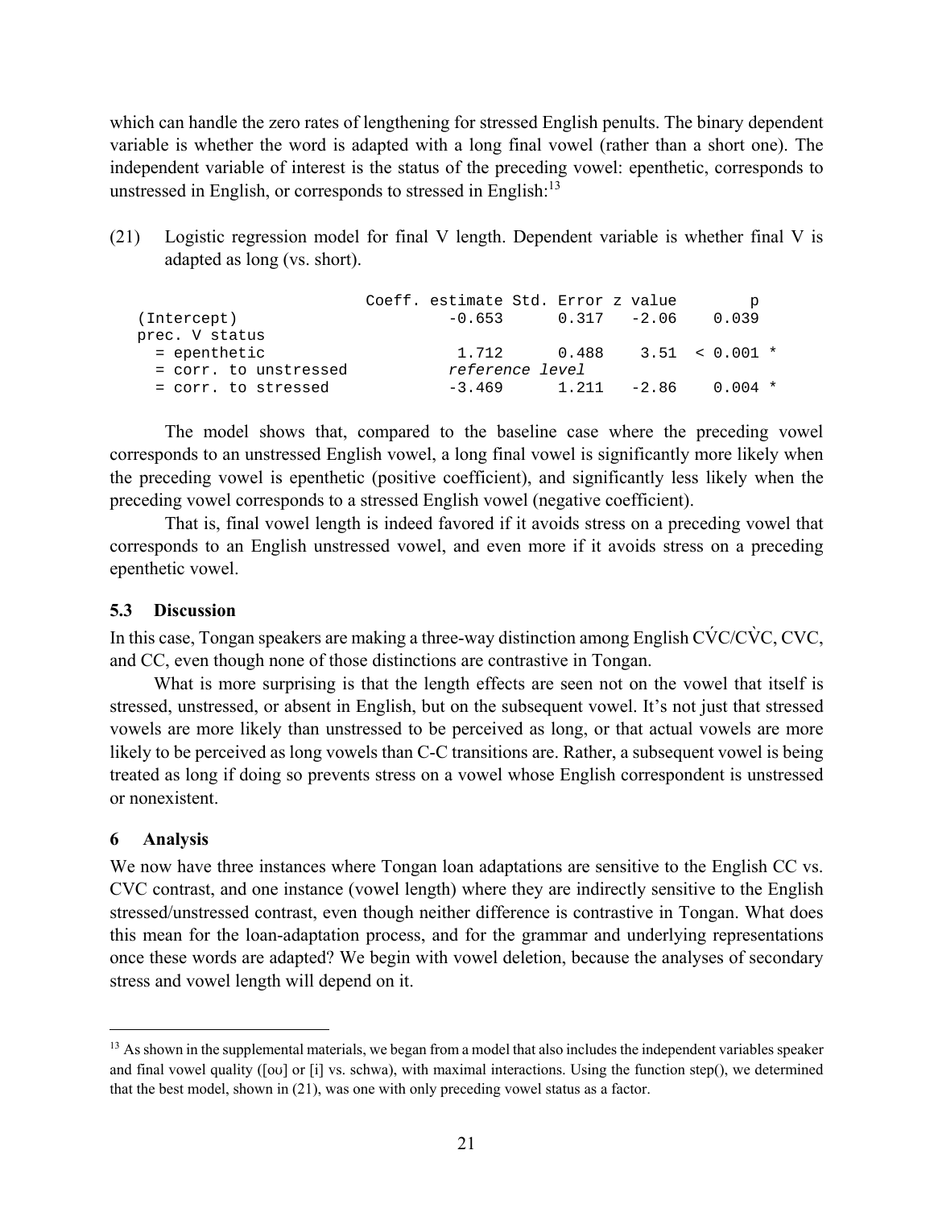which can handle the zero rates of lengthening for stressed English penults. The binary dependent variable is whether the word is adapted with a long final vowel (rather than a short one). The independent variable of interest is the status of the preceding vowel: epenthetic, corresponds to unstressed in English, or corresponds to stressed in English:[13]

(21) Logistic regression model for final V length. Dependent variable is whether final V is adapted as long (vs. short).

```
                         Coeff. estimate Std. Error z value        p
(Intercept)                       -0.653      0.317   -2.06    0.039
prec. V status
  = epenthetic                     1.712      0.488    3.51  < 0.001 *
  = corr. to unstressed           reference level
  = corr. to stressed             -3.469      1.211   -2.86    0.004 *
```

The model shows that, compared to the baseline case where the preceding vowel corresponds to an unstressed English vowel, a long final vowel is significantly more likely when the preceding vowel is epenthetic (positive coefficient), and significantly less likely when the preceding vowel corresponds to a stressed English vowel (negative coefficient).

That is, final vowel length is indeed favored if it avoids stress on a preceding vowel that corresponds to an English unstressed vowel, and even more if it avoids stress on a preceding epenthetic vowel.

### 5.3 Discussion

In this case, Tongan speakers are making a three-way distinction among English CV́C/CV̀C, CVC, and CC, even though none of those distinctions are contrastive in Tongan.

What is more surprising is that the length effects are seen not on the vowel that itself is stressed, unstressed, or absent in English, but on the subsequent vowel. It's not just that stressed vowels are more likely than unstressed to be perceived as long, or that actual vowels are more likely to be perceived as long vowels than C-C transitions are. Rather, a subsequent vowel is being treated as long if doing so prevents stress on a vowel whose English correspondent is unstressed or nonexistent.

## 6 Analysis

We now have three instances where Tongan loan adaptations are sensitive to the English CC vs. CVC contrast, and one instance (vowel length) where they are indirectly sensitive to the English stressed/unstressed contrast, even though neither difference is contrastive in Tongan. What does this mean for the loan-adaptation process, and for the grammar and underlying representations once these words are adapted? We begin with vowel deletion, because the analyses of secondary stress and vowel length will depend on it.

[13] As shown in the supplemental materials, we began from a model that also includes the independent variables speaker and final vowel quality ([oʊ] or [i] vs. schwa), with maximal interactions. Using the function step(), we determined that the best model, shown in (21), was one with only preceding vowel status as a factor.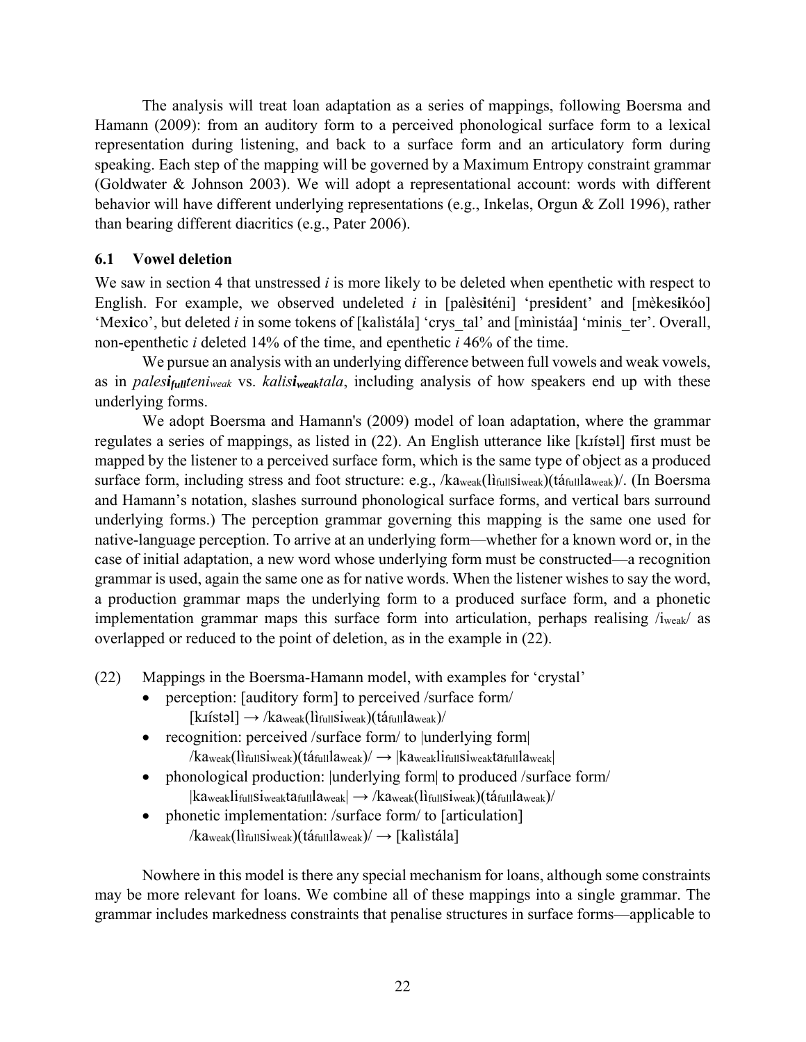The analysis will treat loan adaptation as a series of mappings, following Boersma and Hamann (2009): from an auditory form to a perceived phonological surface form to a lexical representation during listening, and back to a surface form and an articulatory form during speaking. Each step of the mapping will be governed by a Maximum Entropy constraint grammar (Goldwater & Johnson 2003). We will adopt a representational account: words with different behavior will have different underlying representations (e.g., Inkelas, Orgun & Zoll 1996), rather than bearing different diacritics (e.g., Pater 2006).

### 6.1 Vowel deletion

We saw in section 4 that unstressed *i* is more likely to be deleted when epenthetic with respect to English. For example, we observed undeleted *i* in [palès**i**téni] 'pres**i**dent' and [mèkes**i**kóo] 'Mex**i**co', but deleted *i* in some tokens of [kalìstála] 'crys_tal' and [mìnistáa] 'minis_ter'. Overall, non-epenthetic *i* deleted 14% of the time, and epenthetic *i* 46% of the time.

We pursue an analysis with an underlying difference between full vowels and weak vowels, as in *pales**i**$_{full}$teni$_{weak}$* vs. *kalis**i**$_{weak}$tala*, including analysis of how speakers end up with these underlying forms.

We adopt Boersma and Hamann's (2009) model of loan adaptation, where the grammar regulates a series of mappings, as listed in (22). An English utterance like [kɹístəl] first must be mapped by the listener to a perceived surface form, which is the same type of object as a produced surface form, including stress and foot structure: e.g., /ka$_{weak}$(lì$_{full}$si$_{weak}$)(tá$_{full}$la$_{weak}$)/. (In Boersma and Hamann's notation, slashes surround phonological surface forms, and vertical bars surround underlying forms.) The perception grammar governing this mapping is the same one used for native-language perception. To arrive at an underlying form—whether for a known word or, in the case of initial adaptation, a new word whose underlying form must be constructed—a recognition grammar is used, again the same one as for native words. When the listener wishes to say the word, a production grammar maps the underlying form to a produced surface form, and a phonetic implementation grammar maps this surface form into articulation, perhaps realising /i$_{weak}$/ as overlapped or reduced to the point of deletion, as in the example in (22).

(22) Mappings in the Boersma-Hamann model, with examples for 'crystal'

- perception: [auditory form] to perceived /surface form/
  [kɹístəl] → /ka$_{weak}$(lì$_{full}$si$_{weak}$)(tá$_{full}$la$_{weak}$)/
- recognition: perceived /surface form/ to |underlying form|
  /ka$_{weak}$(lì$_{full}$si$_{weak}$)(tá$_{full}$la$_{weak}$)/ → |ka$_{weak}$li$_{full}$si$_{weak}$ta$_{full}$la$_{weak}$|
- phonological production: |underlying form| to produced /surface form/
  |ka$_{weak}$li$_{full}$si$_{weak}$ta$_{full}$la$_{weak}$| → /ka$_{weak}$(lì$_{full}$si$_{weak}$)(tá$_{full}$la$_{weak}$)/
- phonetic implementation: /surface form/ to [articulation]
  /ka$_{weak}$(lì$_{full}$si$_{weak}$)(tá$_{full}$la$_{weak}$)/ → [kalìstála]

Nowhere in this model is there any special mechanism for loans, although some constraints may be more relevant for loans. We combine all of these mappings into a single grammar. The grammar includes markedness constraints that penalise structures in surface forms—applicable to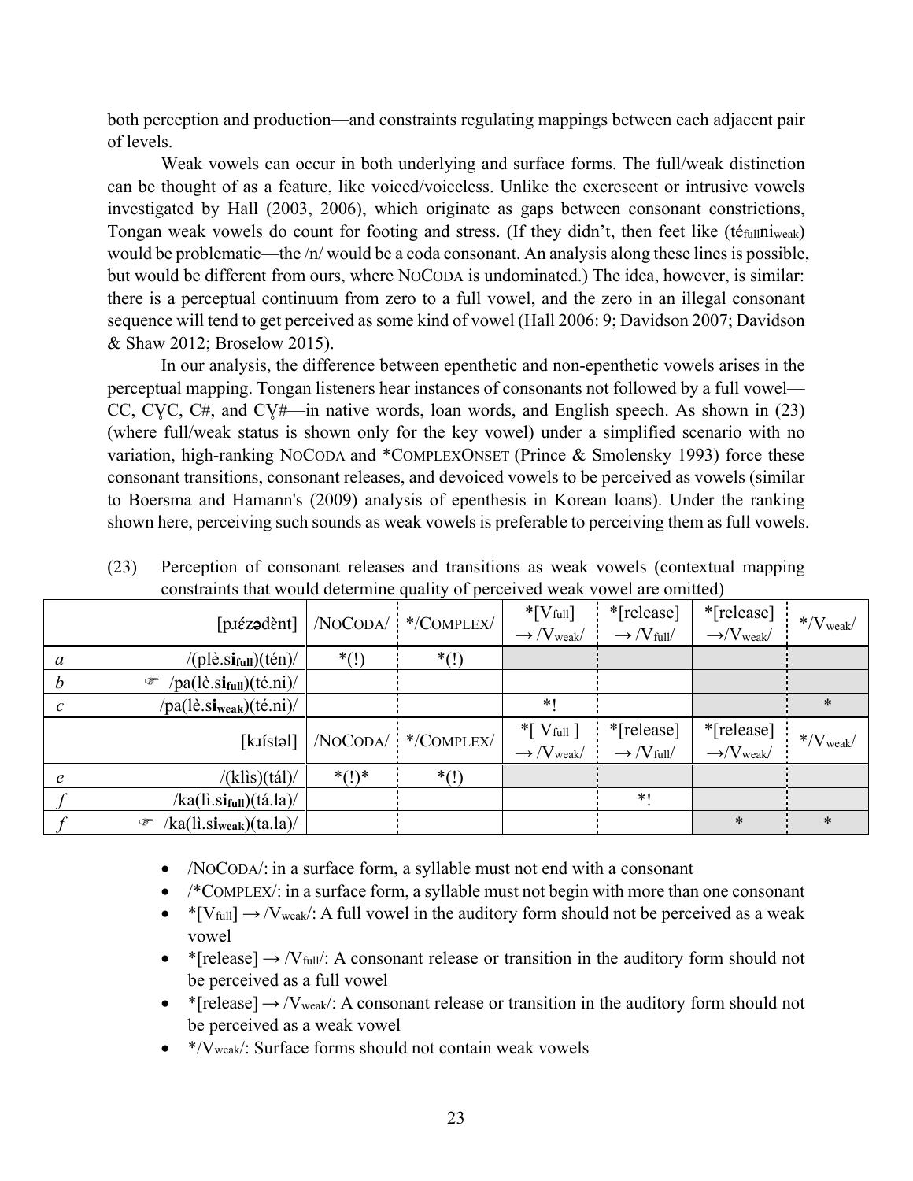both perception and production—and constraints regulating mappings between each adjacent pair of levels.

Weak vowels can occur in both underlying and surface forms. The full/weak distinction can be thought of as a feature, like voiced/voiceless. Unlike the excrescent or intrusive vowels investigated by Hall (2003, 2006), which originate as gaps between consonant constrictions, Tongan weak vowels do count for footing and stress. (If they didn't, then feet like (té$_{full}$ni$_{weak}$) would be problematic—the /n/ would be a coda consonant. An analysis along these lines is possible, but would be different from ours, where NoCoda is undominated.) The idea, however, is similar: there is a perceptual continuum from zero to a full vowel, and the zero in an illegal consonant sequence will tend to get perceived as some kind of vowel (Hall 2006: 9; Davidson 2007; Davidson & Shaw 2012; Broselow 2015).

In our analysis, the difference between epenthetic and non-epenthetic vowels arises in the perceptual mapping. Tongan listeners hear instances of consonants not followed by a full vowel—CC, CV̥C, C#, and CV̥#—in native words, loan words, and English speech. As shown in (23) (where full/weak status is shown only for the key vowel) under a simplified scenario with no variation, high-ranking NoCoda and *ComplexOnset (Prince & Smolensky 1993) force these consonant transitions, consonant releases, and devoiced vowels to be perceived as vowels (similar to Boersma and Hamann's (2009) analysis of epenthesis in Korean loans). Under the ranking shown here, perceiving such sounds as weak vowels is preferable to perceiving them as full vowels.

(23) Perception of consonant releases and transitions as weak vowels (contextual mapping constraints that would determine quality of perceived weak vowel are omitted)

| | [pɹɛ́zədènt] | /NoCoda/ | */Complex/ | *[V$_{full}$] → /V$_{weak}$/ | *[release] → /V$_{full}$/ | *[release] → /V$_{weak}$/ | */V$_{weak}$/ |
|---|---|---|---|---|---|---|---|
| *a* | /(plè.**si$_{full}$**)(tén)/ | *(!) | *(!) | | | | |
| *b* | ☞ /pa(lè.**si$_{full}$**)(té.ni)/ | | | | | | |
| *c* | /pa(lè.**si$_{weak}$**)(té.ni)/ | | | *! | | | * |
| | [kɹístəl] | /NoCoda/ | */Complex/ | *[ V$_{full}$ ] → /V$_{weak}$/ | *[release] → /V$_{full}$/ | *[release] → /V$_{weak}$/ | */V$_{weak}$/ |
| *e* | /(klìs)(tál)/ | *(!)* | *(!) | | | | |
| *f* | /ka(lì.**si$_{full}$**)(tá.la)/ | | | | *! | | |
| *f* | ☞ /ka(lì.**si$_{weak}$**)(ta.la)/ | | | | | * | * |

- /NoCoda/: in a surface form, a syllable must not end with a consonant
- /*Complex/: in a surface form, a syllable must not begin with more than one consonant
- *[V$_{full}$] → /V$_{weak}$/: A full vowel in the auditory form should not be perceived as a weak vowel
- *[release] → /V$_{full}$/: A consonant release or transition in the auditory form should not be perceived as a full vowel
- *[release] → /V$_{weak}$/: A consonant release or transition in the auditory form should not be perceived as a weak vowel
- */V$_{weak}$/: Surface forms should not contain weak vowels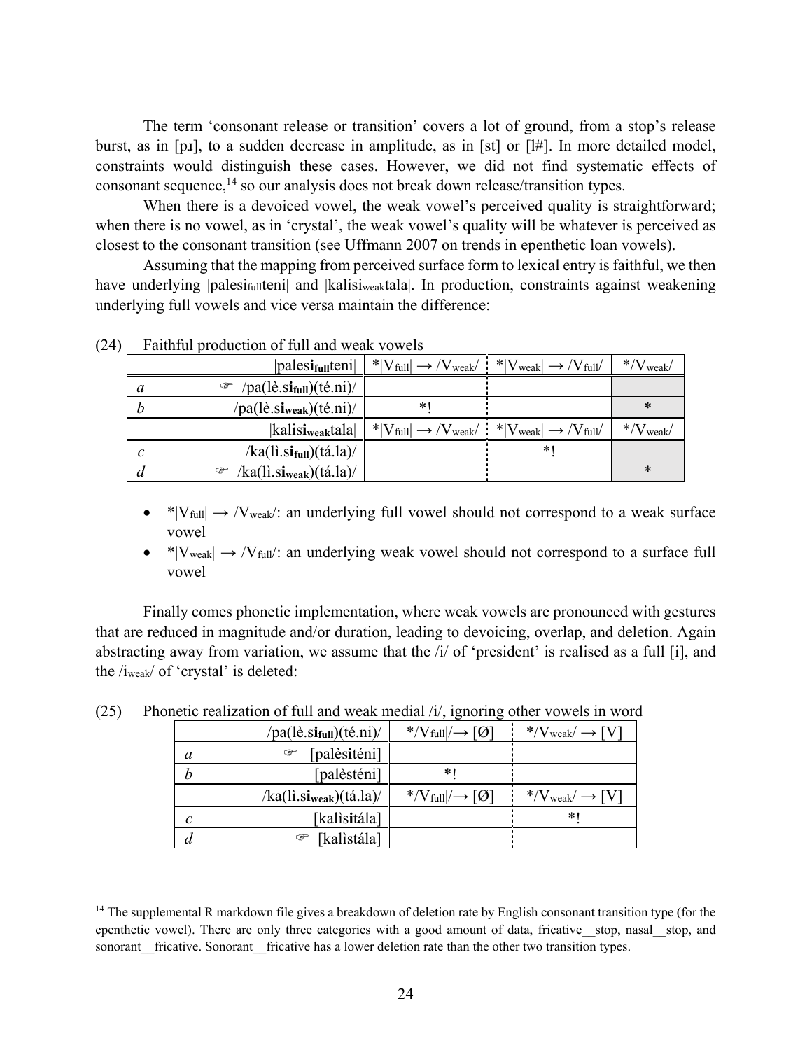The term 'consonant release or transition' covers a lot of ground, from a stop's release burst, as in [pɹ], to a sudden decrease in amplitude, as in [st] or [l#]. In more detailed model, constraints would distinguish these cases. However, we did not find systematic effects of consonant sequence,[14] so our analysis does not break down release/transition types.

When there is a devoiced vowel, the weak vowel's perceived quality is straightforward; when there is no vowel, as in 'crystal', the weak vowel's quality will be whatever is perceived as closest to the consonant transition (see Uffmann 2007 on trends in epenthetic loan vowels).

Assuming that the mapping from perceived surface form to lexical entry is faithful, we then have underlying |palesi$_{full}$teni| and |kalisi$_{weak}$tala|. In production, constraints against weakening underlying full vowels and vice versa maintain the difference:

(24) Faithful production of full and weak vowels

| | \|palesi$_{\mathbf{full}}$teni\| | *\|V$_{full}$\| → /V$_{weak}$/ | *\|V$_{weak}$\| → /V$_{full}$/ | */V$_{weak}$/ |
|---|---|---|---|---|
| *a* | ☞ /pa(lè.si$_{\mathbf{full}}$)(té.ni)/ | | | |
| *b* | /pa(lè.si$_{\mathbf{weak}}$)(té.ni)/ | *! | | * |
| | \|kalisi$_{\mathbf{weak}}$tala\| | *\|V$_{full}$\| → /V$_{weak}$/ | *\|V$_{weak}$\| → /V$_{full}$/ | */V$_{weak}$/ |
| *c* | /ka(lì.si$_{\mathbf{full}}$)(tá.la)/ | | *! | |
| *d* | ☞ /ka(lì.si$_{\mathbf{weak}}$)(tá.la)/ | | | * |

- *|V$_{full}$| → /V$_{weak}$/: an underlying full vowel should not correspond to a weak surface vowel
- *|V$_{weak}$| → /V$_{full}$/: an underlying weak vowel should not correspond to a surface full vowel

Finally comes phonetic implementation, where weak vowels are pronounced with gestures that are reduced in magnitude and/or duration, leading to devoicing, overlap, and deletion. Again abstracting away from variation, we assume that the /i/ of 'president' is realised as a full [i], and the /i$_{weak}$/ of 'crystal' is deleted:

(25) Phonetic realization of full and weak medial /i/, ignoring other vowels in word

| | /pa(lè.si$_{\mathbf{full}}$)(té.ni)/ | */V$_{full}$\|/→ [Ø] | */V$_{weak}$/ → [V] |
|---|---|---|---|
| *a* | ☞ [palès**i**téni] | | |
| *b* | [palèsténi] | *! | |
| | /ka(lì.si$_{\mathbf{weak}}$)(tá.la)/ | */V$_{full}$\|/→ [Ø] | */V$_{weak}$/ → [V] |
| *c* | [kalìs**i**tála] | | *! |
| *d* | ☞ [kalìstála] | | |

[14] The supplemental R markdown file gives a breakdown of deletion rate by English consonant transition type (for the epenthetic vowel). There are only three categories with a good amount of data, fricative__stop, nasal__stop, and sonorant__fricative. Sonorant__fricative has a lower deletion rate than the other two transition types.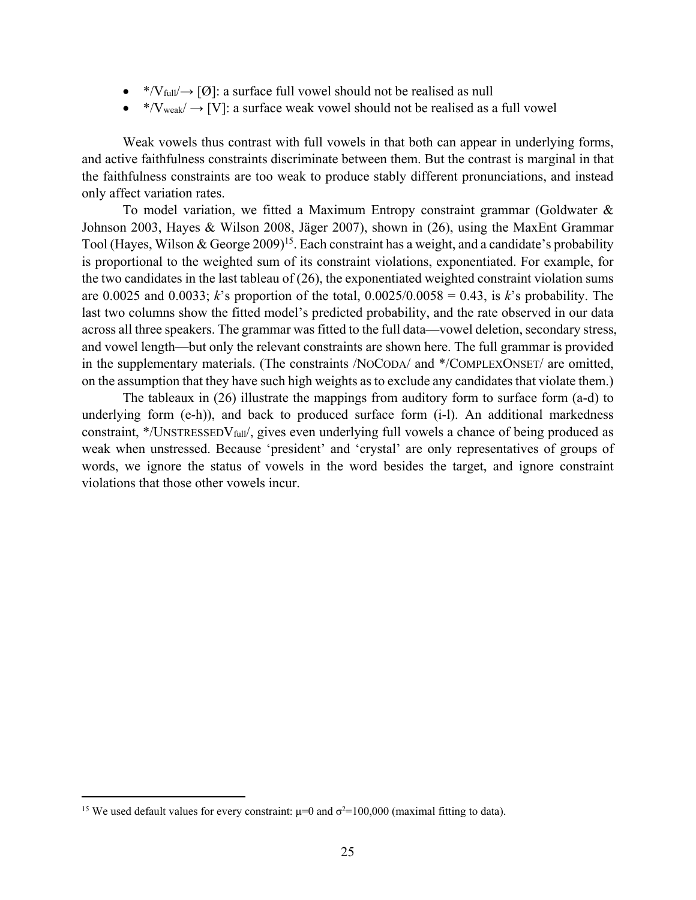- */$V_{full}$/→ [Ø]: a surface full vowel should not be realised as null
- */$V_{weak}$/ → [V]: a surface weak vowel should not be realised as a full vowel

Weak vowels thus contrast with full vowels in that both can appear in underlying forms, and active faithfulness constraints discriminate between them. But the contrast is marginal in that the faithfulness constraints are too weak to produce stably different pronunciations, and instead only affect variation rates.

To model variation, we fitted a Maximum Entropy constraint grammar (Goldwater & Johnson 2003, Hayes & Wilson 2008, Jäger 2007), shown in (26), using the MaxEnt Grammar Tool (Hayes, Wilson & George 2009)[15]. Each constraint has a weight, and a candidate's probability is proportional to the weighted sum of its constraint violations, exponentiated. For example, for the two candidates in the last tableau of (26), the exponentiated weighted constraint violation sums are 0.0025 and 0.0033; *k*'s proportion of the total, 0.0025/0.0058 = 0.43, is *k*'s probability. The last two columns show the fitted model's predicted probability, and the rate observed in our data across all three speakers. The grammar was fitted to the full data—vowel deletion, secondary stress, and vowel length—but only the relevant constraints are shown here. The full grammar is provided in the supplementary materials. (The constraints /NoCoda/ and */ComplexOnset/ are omitted, on the assumption that they have such high weights as to exclude any candidates that violate them.)

The tableaux in (26) illustrate the mappings from auditory form to surface form (a-d) to underlying form (e-h)), and back to produced surface form (i-l). An additional markedness constraint, */Unstressed$V_{full}$/, gives even underlying full vowels a chance of being produced as weak when unstressed. Because 'president' and 'crystal' are only representatives of groups of words, we ignore the status of vowels in the word besides the target, and ignore constraint violations that those other vowels incur.

[15] We used default values for every constraint: $\mu=0$ and $\sigma^2=100{,}000$ (maximal fitting to data).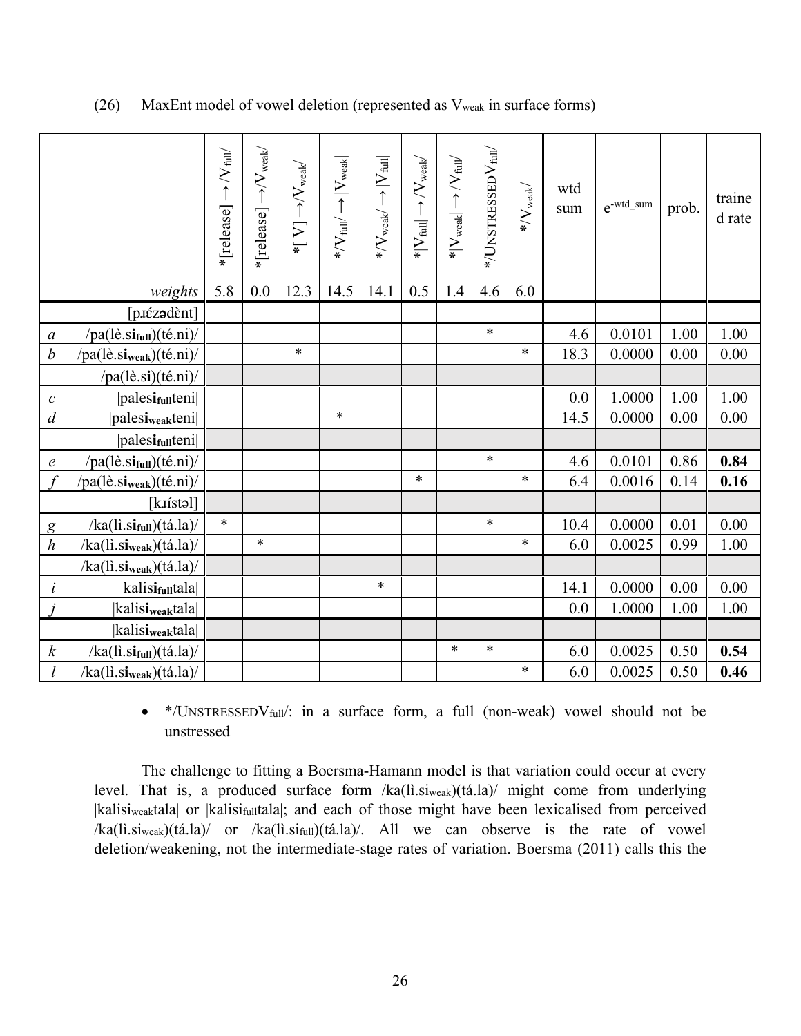(26) MaxEnt model of vowel deletion (represented as $V_{weak}$ in surface forms)

| | | *[release] → /$V_{full}$/ | *[release] →/$V_{weak}$/ | *[ V] →/$V_{weak}$/ | */$V_{full}$/ → \|$V_{weak}$\| | */$V_{weak}$/ → \|$V_{full}$\| | *\|$V_{full}$\| →/$V_{weak}$/ | *\|$V_{weak}$\| →/$V_{full}$/ | */UNSTRESSED$V_{full}$/ | */$V_{weak}$/ | wtd sum | $e^{-wtd\_sum}$ | prob. | trained rate |
|---|---|---|---|---|---|---|---|---|---|---|---|---|---|---|
| | *weights* | 5.8 | 0.0 | 12.3 | 14.5 | 14.1 | 0.5 | 1.4 | 4.6 | 6.0 | | | | |
| | [pɹέzədὲnt] | | | | | | | | | | | | | |
| *a* | /pa(lè.s**i<sub>full</sub>**)(té.ni)/ | | | | | | | | * | | 4.6 | 0.0101 | 1.00 | 1.00 |
| *b* | /pa(lè.s**i<sub>weak</sub>**)(té.ni)/ | | | * | | | | | | * | 18.3 | 0.0000 | 0.00 | 0.00 |
| | /pa(lè.s**i**)(té.ni)/ | | | | | | | | | | | | | |
| *c* | \|pales**i<sub>full</sub>**teni\| | | | | | | | | | | 0.0 | 1.0000 | 1.00 | 1.00 |
| *d* | \|pales**i<sub>weak</sub>**teni\| | | | | * | | | | | | 14.5 | 0.0000 | 0.00 | 0.00 |
| | \|pales**i<sub>full</sub>**teni\| | | | | | | | | | | | | | |
| *e* | /pa(lè.s**i<sub>full</sub>**)(té.ni)/ | | | | | | | | * | | 4.6 | 0.0101 | 0.86 | **0.84** |
| *f* | /pa(lè.s**i<sub>weak</sub>**)(té.ni)/ | | | | | | * | | | * | 6.4 | 0.0016 | 0.14 | **0.16** |
| | [kɹístəl] | | | | | | | | | | | | | |
| *g* | /ka(lì.s**i<sub>full</sub>**)(tá.la)/ | * | | | | | | | * | | 10.4 | 0.0000 | 0.01 | 0.00 |
| *h* | /ka(lì.s**i<sub>weak</sub>**)(tá.la)/ | | * | | | | | | | * | 6.0 | 0.0025 | 0.99 | 1.00 |
| | /ka(lì.s**i<sub>weak</sub>**)(tá.la)/ | | | | | | | | | | | | | |
| *i* | \|kalis**i<sub>full</sub>**tala\| | | | | | * | | | | | 14.1 | 0.0000 | 0.00 | 0.00 |
| *j* | \|kalis**i<sub>weak</sub>**tala\| | | | | | | | | | | 0.0 | 1.0000 | 1.00 | 1.00 |
| | \|kalis**i<sub>weak</sub>**tala\| | | | | | | | | | | | | | |
| *k* | /ka(lì.s**i<sub>full</sub>**)(tá.la)/ | | | | | | | * | * | | 6.0 | 0.0025 | 0.50 | **0.54** |
| *l* | /ka(lì.s**i<sub>weak</sub>**)(tá.la)/ | | | | | | | | | * | 6.0 | 0.0025 | 0.50 | **0.46** |

- */UNSTRESSED$V_{full}$/: in a surface form, a full (non-weak) vowel should not be unstressed

The challenge to fitting a Boersma-Hamann model is that variation could occur at every level. That is, a produced surface form /ka(lì.$si_{weak}$)(tá.la)/ might come from underlying |kalisi$_{weak}$tala| or |kalisi$_{full}$tala|; and each of those might have been lexicalised from perceived /ka(lì.$si_{weak}$)(tá.la)/ or /ka(lì.$si_{full}$)(tá.la)/. All we can observe is the rate of vowel deletion/weakening, not the intermediate-stage rates of variation. Boersma (2011) calls this the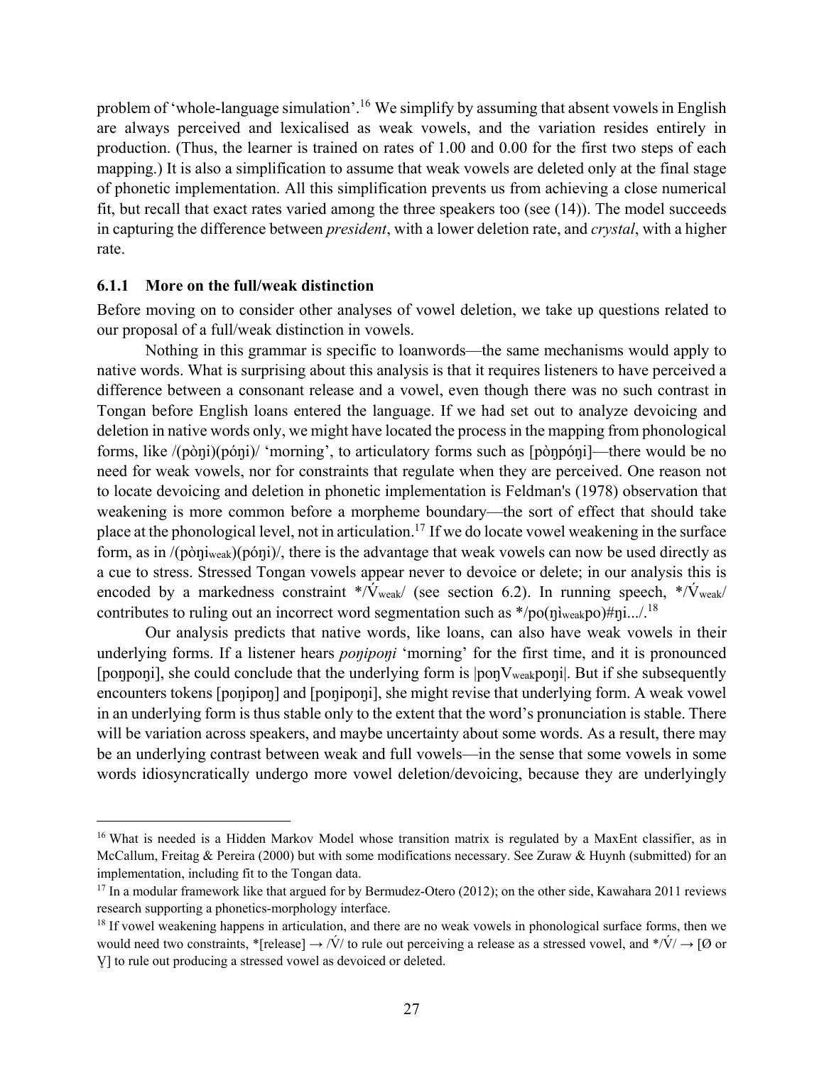problem of 'whole-language simulation'.[16] We simplify by assuming that absent vowels in English are always perceived and lexicalised as weak vowels, and the variation resides entirely in production. (Thus, the learner is trained on rates of 1.00 and 0.00 for the first two steps of each mapping.) It is also a simplification to assume that weak vowels are deleted only at the final stage of phonetic implementation. All this simplification prevents us from achieving a close numerical fit, but recall that exact rates varied among the three speakers too (see (14)). The model succeeds in capturing the difference between *president*, with a lower deletion rate, and *crystal*, with a higher rate.

### 6.1.1 More on the full/weak distinction

Before moving on to consider other analyses of vowel deletion, we take up questions related to our proposal of a full/weak distinction in vowels.

Nothing in this grammar is specific to loanwords—the same mechanisms would apply to native words. What is surprising about this analysis is that it requires listeners to have perceived a difference between a consonant release and a vowel, even though there was no such contrast in Tongan before English loans entered the language. If we had set out to analyze devoicing and deletion in native words only, we might have located the process in the mapping from phonological forms, like /(pòŋi)(póŋi)/ 'morning', to articulatory forms such as [pòŋpóŋi]—there would be no need for weak vowels, nor for constraints that regulate when they are perceived. One reason not to locate devoicing and deletion in phonetic implementation is Feldman's (1978) observation that weakening is more common before a morpheme boundary—the sort of effect that should take place at the phonological level, not in articulation.[17] If we do locate vowel weakening in the surface form, as in /(pòŋi$_{\text{weak}}$)(póŋi)/, there is the advantage that weak vowels can now be used directly as a cue to stress. Stressed Tongan vowels appear never to devoice or delete; in our analysis this is encoded by a markedness constraint */V́$_{\text{weak}}$/ (see section 6.2). In running speech, */V́$_{\text{weak}}$/ contributes to ruling out an incorrect word segmentation such as */po(ŋì$_{\text{weak}}$po)#ŋi.../.[18]

Our analysis predicts that native words, like loans, can also have weak vowels in their underlying forms. If a listener hears *poŋipoŋi* 'morning' for the first time, and it is pronounced [poŋpoŋi], she could conclude that the underlying form is |poŋV$_{\text{weak}}$poŋi|. But if she subsequently encounters tokens [poŋipoŋ] and [poŋipoŋi], she might revise that underlying form. A weak vowel in an underlying form is thus stable only to the extent that the word's pronunciation is stable. There will be variation across speakers, and maybe uncertainty about some words. As a result, there may be an underlying contrast between weak and full vowels—in the sense that some vowels in some words idiosyncratically undergo more vowel deletion/devoicing, because they are underlyingly

---

[16] What is needed is a Hidden Markov Model whose transition matrix is regulated by a MaxEnt classifier, as in McCallum, Freitag & Pereira (2000) but with some modifications necessary. See Zuraw & Huynh (submitted) for an implementation, including fit to the Tongan data.

[17] In a modular framework like that argued for by Bermudez-Otero (2012); on the other side, Kawahara 2011 reviews research supporting a phonetics-morphology interface.

[18] If vowel weakening happens in articulation, and there are no weak vowels in phonological surface forms, then we would need two constraints, *[release] → /V́/ to rule out perceiving a release as a stressed vowel, and */V́/ → [Ø or V̥] to rule out producing a stressed vowel as devoiced or deleted.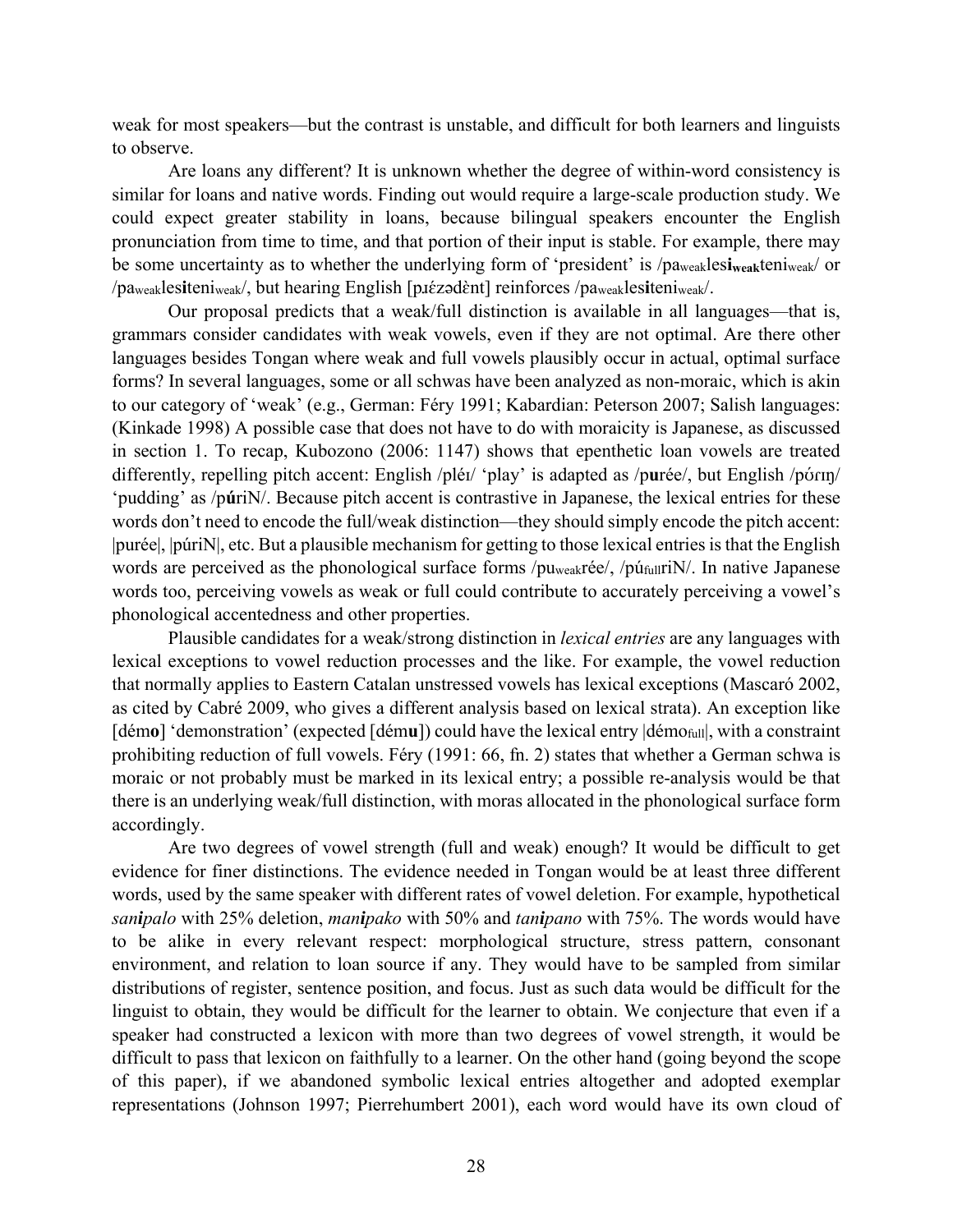weak for most speakers—but the contrast is unstable, and difficult for both learners and linguists to observe.

Are loans any different? It is unknown whether the degree of within-word consistency is similar for loans and native words. Finding out would require a large-scale production study. We could expect greater stability in loans, because bilingual speakers encounter the English pronunciation from time to time, and that portion of their input is stable. For example, there may be some uncertainty as to whether the underlying form of 'president' is /pa$_{weak}$les**i$_{weak}$**teni$_{weak}$/ or /pa$_{weak}$les**i**teni$_{weak}$/, but hearing English [pɹɛ́zədɛ̀nt] reinforces /pa$_{weak}$les**i**teni$_{weak}$/.

Our proposal predicts that a weak/full distinction is available in all languages—that is, grammars consider candidates with weak vowels, even if they are not optimal. Are there other languages besides Tongan where weak and full vowels plausibly occur in actual, optimal surface forms? In several languages, some or all schwas have been analyzed as non-moraic, which is akin to our category of 'weak' (e.g., German: Féry 1991; Kabardian: Peterson 2007; Salish languages: (Kinkade 1998) A possible case that does not have to do with moraicity is Japanese, as discussed in section 1. To recap, Kubozono (2006: 1147) shows that epenthetic loan vowels are treated differently, repelling pitch accent: English /pléɪ/ 'play' is adapted as /p**u**rée/, but English /pʊ́ɾɪŋ/ 'pudding' as /p**ú**riN/. Because pitch accent is contrastive in Japanese, the lexical entries for these words don't need to encode the full/weak distinction—they should simply encode the pitch accent: |purée|, |púriN|, etc. But a plausible mechanism for getting to those lexical entries is that the English words are perceived as the phonological surface forms /pu$_{weak}$rée/, /pú$_{full}$riN/. In native Japanese words too, perceiving vowels as weak or full could contribute to accurately perceiving a vowel's phonological accentedness and other properties.

Plausible candidates for a weak/strong distinction in *lexical entries* are any languages with lexical exceptions to vowel reduction processes and the like. For example, the vowel reduction that normally applies to Eastern Catalan unstressed vowels has lexical exceptions (Mascaró 2002, as cited by Cabré 2009, who gives a different analysis based on lexical strata). An exception like [dém**o**] 'demonstration' (expected [dém**u**]) could have the lexical entry |démo$_{full}$|, with a constraint prohibiting reduction of full vowels. Féry (1991: 66, fn. 2) states that whether a German schwa is moraic or not probably must be marked in its lexical entry; a possible re-analysis would be that there is an underlying weak/full distinction, with moras allocated in the phonological surface form accordingly.

Are two degrees of vowel strength (full and weak) enough? It would be difficult to get evidence for finer distinctions. The evidence needed in Tongan would be at least three different words, used by the same speaker with different rates of vowel deletion. For example, hypothetical *san**i**palo* with 25% deletion, *man**i**pako* with 50% and *tan**i**pano* with 75%. The words would have to be alike in every relevant respect: morphological structure, stress pattern, consonant environment, and relation to loan source if any. They would have to be sampled from similar distributions of register, sentence position, and focus. Just as such data would be difficult for the linguist to obtain, they would be difficult for the learner to obtain. We conjecture that even if a speaker had constructed a lexicon with more than two degrees of vowel strength, it would be difficult to pass that lexicon on faithfully to a learner. On the other hand (going beyond the scope of this paper), if we abandoned symbolic lexical entries altogether and adopted exemplar representations (Johnson 1997; Pierrehumbert 2001), each word would have its own cloud of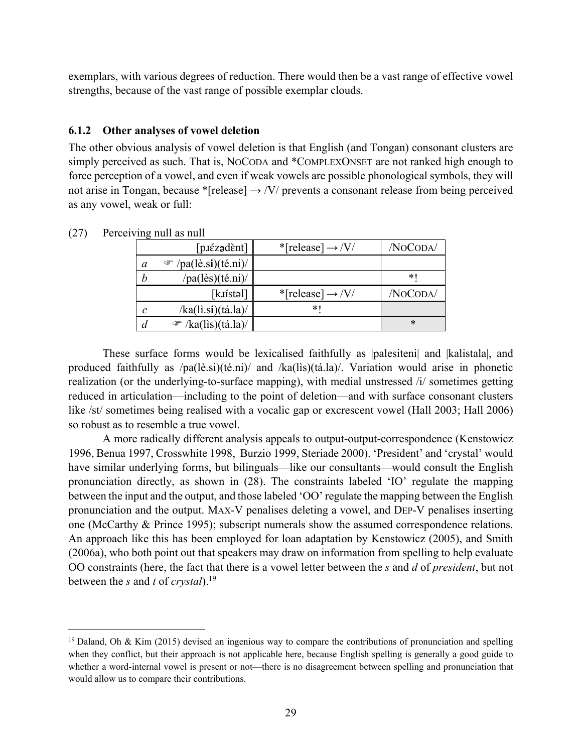exemplars, with various degrees of reduction. There would then be a vast range of effective vowel strengths, because of the vast range of possible exemplar clouds.

### 6.1.2 Other analyses of vowel deletion

The other obvious analysis of vowel deletion is that English (and Tongan) consonant clusters are simply perceived as such. That is, NoCoda and *ComplexOnset are not ranked high enough to force perception of a vowel, and even if weak vowels are possible phonological symbols, they will not arise in Tongan, because *[release] → /V/ prevents a consonant release from being perceived as any vowel, weak or full:

(27) Perceiving null as null

| | [pɹézədènt] | *[release] → /V/ | /NoCoda/ |
|---|---|---|---|
| *a* | ☞ /pa(lè.s**i**)(té.ni)/ | | |
| *b* | /pa(lès)(té.ni)/ | | *! |
| | [kɹístəl] | *[release] → /V/ | /NoCoda/ |
| *c* | /ka(li.s**i**)(tá.la)/ | *! | |
| *d* | ☞ /ka(lìs)(tá.la)/ | | * |

These surface forms would be lexicalised faithfully as |palesiteni| and |kalistala|, and produced faithfully as /pa(lè.si)(té.ni)/ and /ka(lìs)(tá.la)/. Variation would arise in phonetic realization (or the underlying-to-surface mapping), with medial unstressed /i/ sometimes getting reduced in articulation—including to the point of deletion—and with surface consonant clusters like /st/ sometimes being realised with a vocalic gap or excrescent vowel (Hall 2003; Hall 2006) so robust as to resemble a true vowel.

A more radically different analysis appeals to output-output-correspondence (Kenstowicz 1996, Benua 1997, Crosswhite 1998, Burzio 1999, Steriade 2000). 'President' and 'crystal' would have similar underlying forms, but bilinguals—like our consultants—would consult the English pronunciation directly, as shown in (28). The constraints labeled 'IO' regulate the mapping between the input and the output, and those labeled 'OO' regulate the mapping between the English pronunciation and the output. Max-V penalises deleting a vowel, and Dep-V penalises inserting one (McCarthy & Prince 1995); subscript numerals show the assumed correspondence relations. An approach like this has been employed for loan adaptation by Kenstowicz (2005), and Smith (2006a), who both point out that speakers may draw on information from spelling to help evaluate OO constraints (here, the fact that there is a vowel letter between the *s* and *d* of *president*, but not between the *s* and *t* of *crystal*).[19]

[19] Daland, Oh & Kim (2015) devised an ingenious way to compare the contributions of pronunciation and spelling when they conflict, but their approach is not applicable here, because English spelling is generally a good guide to whether a word-internal vowel is present or not—there is no disagreement between spelling and pronunciation that would allow us to compare their contributions.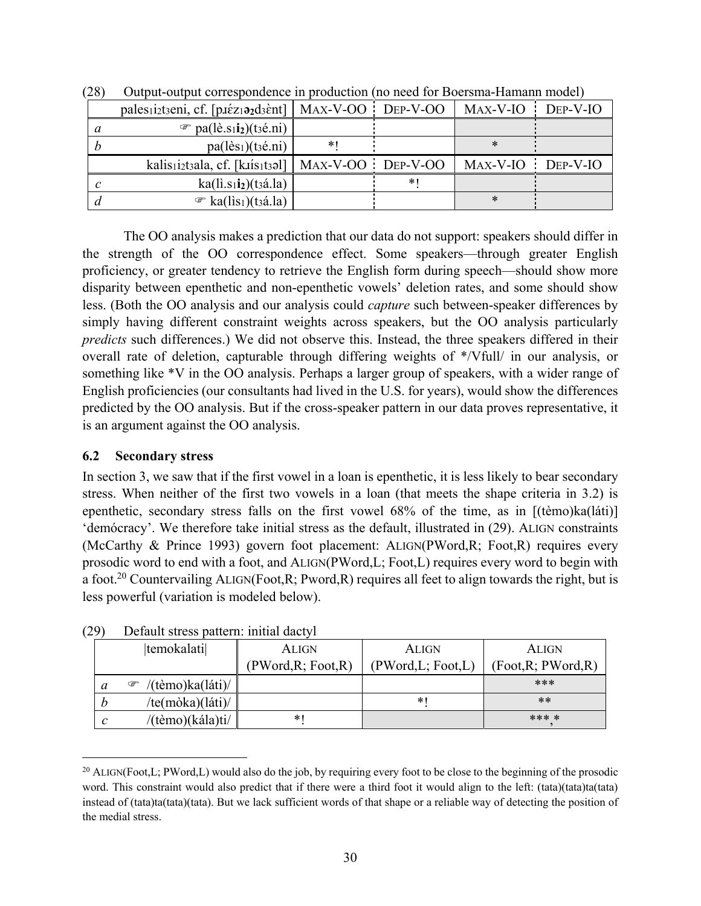(28) Output-output correspondence in production (no need for Boersma-Hamann model)

| | pales$_1$i$_2$t$_3$eni, cf. [pɹέz$_1$ə$_2$d$_3$ὲnt] | MAX-V-OO | DEP-V-OO | MAX-V-IO | DEP-V-IO |
|---|---|---|---|---|---|
| *a* | ☞ pa(lè.s$_1$**i$_2$**)(t$_3$é.ni) | | | | |
| *b* | pa(lès$_1$)(t$_3$é.ni) | *! | | * | |
| | kalis$_1$i$_2$t$_3$ala, cf. [kɹís$_1$t$_3$əl] | MAX-V-OO | DEP-V-OO | MAX-V-IO | DEP-V-IO |
| *c* | ka(lì.s$_1$**i$_2$**)(t$_3$á.la) | | *! | | |
| *d* | ☞ ka(lìs$_1$)(t$_3$á.la) | | | * | |

The OO analysis makes a prediction that our data do not support: speakers should differ in the strength of the OO correspondence effect. Some speakers—through greater English proficiency, or greater tendency to retrieve the English form during speech—should show more disparity between epenthetic and non-epenthetic vowels' deletion rates, and some should show less. (Both the OO analysis and our analysis could *capture* such between-speaker differences by simply having different constraint weights across speakers, but the OO analysis particularly *predicts* such differences.) We did not observe this. Instead, the three speakers differed in their overall rate of deletion, capturable through differing weights of */Vfull/ in our analysis, or something like *V in the OO analysis. Perhaps a larger group of speakers, with a wider range of English proficiencies (our consultants had lived in the U.S. for years), would show the differences predicted by the OO analysis. But if the cross-speaker pattern in our data proves representative, it is an argument against the OO analysis.

### 6.2 Secondary stress

In section 3, we saw that if the first vowel in a loan is epenthetic, it is less likely to bear secondary stress. When neither of the first two vowels in a loan (that meets the shape criteria in 3.2) is epenthetic, secondary stress falls on the first vowel 68% of the time, as in [(tèmo)ka(láti)] 'demócracy'. We therefore take initial stress as the default, illustrated in (29). ALIGN constraints (McCarthy & Prince 1993) govern foot placement: ALIGN(PWord,R; Foot,R) requires every prosodic word to end with a foot, and ALIGN(PWord,L; Foot,L) requires every word to begin with a foot.[20] Countervailing ALIGN(Foot,R; Pword,R) requires all feet to align towards the right, but is less powerful (variation is modeled below).

(29) Default stress pattern: initial dactyl

| | \|temokalati\| | ALIGN (PWord,R; Foot,R) | ALIGN (PWord,L; Foot,L) | ALIGN (Foot,R; PWord,R) |
|---|---|---|---|---|
| *a* | ☞ /(tèmo)ka(láti)/ | | | *** |
| *b* | /te(mòka)(láti)/ | | *! | ** |
| *c* | /(tèmo)(kála)ti/ | *! | | ***,* |

[20] ALIGN(Foot,L; PWord,L) would also do the job, by requiring every foot to be close to the beginning of the prosodic word. This constraint would also predict that if there were a third foot it would align to the left: (tata)(tata)ta(tata) instead of (tata)ta(tata)(tata). But we lack sufficient words of that shape or a reliable way of detecting the position of the medial stress.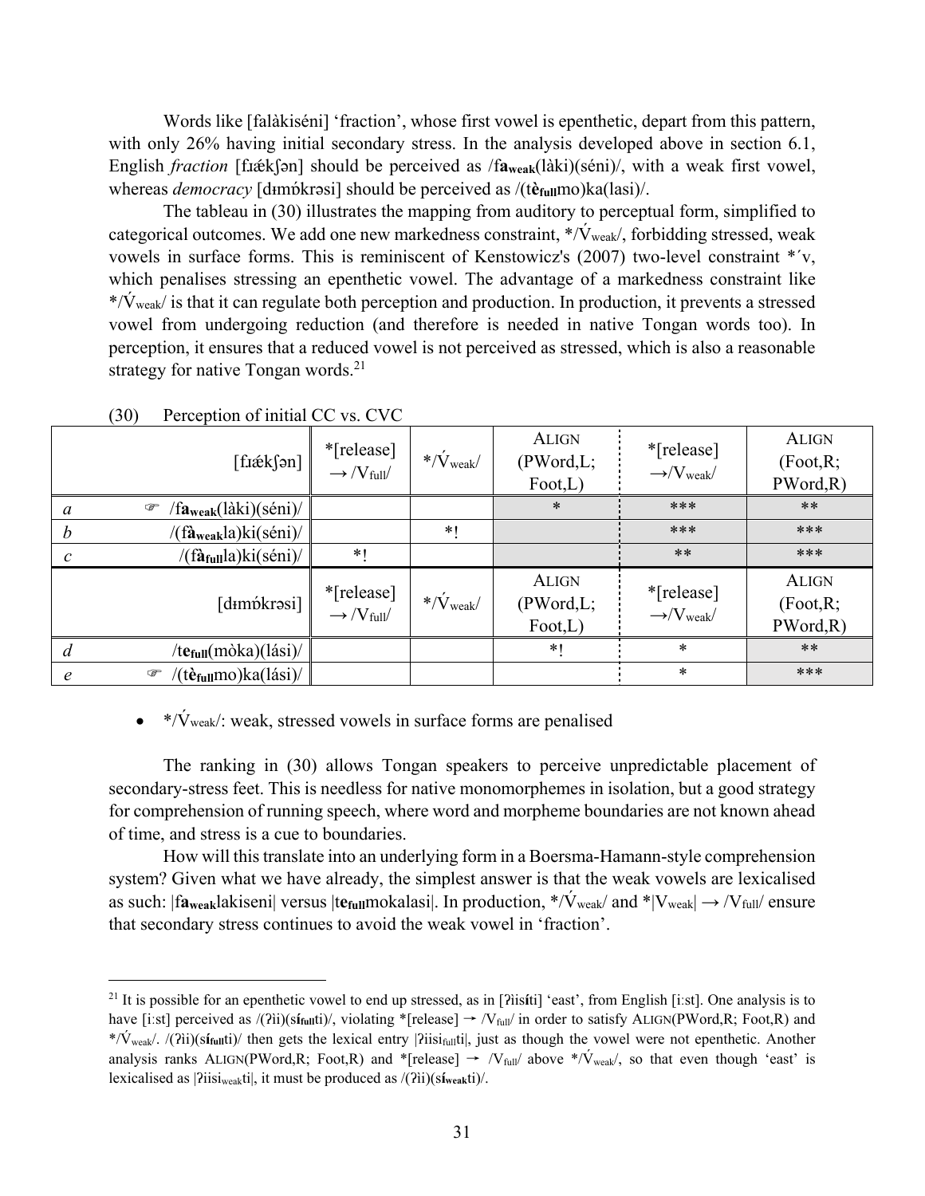Words like [falàkiséni] 'fraction', whose first vowel is epenthetic, depart from this pattern, with only 26% having initial secondary stress. In the analysis developed above in section 6.1, English *fraction* [fɹǽkʃən] should be perceived as /f**a<sub>weak</sub>**(làki)(séni)/, with a weak first vowel, whereas *democracy* [dɪmɒ́krəsi] should be perceived as /(t**è<sub>full</sub>**mo)ka(lasi)/.

The tableau in (30) illustrates the mapping from auditory to perceptual form, simplified to categorical outcomes. We add one new markedness constraint, $*/\acute{V}_{weak}/$, forbidding stressed, weak vowels in surface forms. This is reminiscent of Kenstowicz's (2007) two-level constraint *´v, which penalises stressing an epenthetic vowel. The advantage of a markedness constraint like $*/\acute{V}_{weak}/$ is that it can regulate both perception and production. In production, it prevents a stressed vowel from undergoing reduction (and therefore is needed in native Tongan words too). In perception, it ensures that a reduced vowel is not perceived as stressed, which is also a reasonable strategy for native Tongan words.[21]

(30) Perception of initial CC vs. CVC

| | [fɹǽkʃən] | *[release] → $/V_{full}/$ | $*/\acute{V}_{weak}/$ | ALIGN (PWord,L; Foot,L) | *[release] → $/V_{weak}/$ | ALIGN (Foot,R; PWord,R) |
|---|---|---|---|---|---|---|
| *a* | ☞ /f**a<sub>weak</sub>**(làki)(séni)/ | | | * | *** | ** |
| *b* | /(f**à<sub>weak</sub>**la)ki(séni)/ | | *! | | *** | *** |
| *c* | /(f**à<sub>full</sub>**la)ki(séni)/ | *! | | | ** | *** |
| | [dɪmɒ́krəsi] | *[release] → $/V_{full}/$ | $*/\acute{V}_{weak}/$ | ALIGN (PWord,L; Foot,L) | *[release] → $/V_{weak}/$ | ALIGN (Foot,R; PWord,R) |
| *d* | /t**e<sub>full</sub>**(mòka)(lási)/ | | | *! | * | ** |
| *e* | ☞ /(t**è<sub>full</sub>**mo)ka(lási)/ | | | | * | *** |

- $*/\acute{V}_{weak}/$: weak, stressed vowels in surface forms are penalised

The ranking in (30) allows Tongan speakers to perceive unpredictable placement of secondary-stress feet. This is needless for native monomorphemes in isolation, but a good strategy for comprehension of running speech, where word and morpheme boundaries are not known ahead of time, and stress is a cue to boundaries.

How will this translate into an underlying form in a Boersma-Hamann-style comprehension system? Given what we have already, the simplest answer is that the weak vowels are lexicalised as such: |f**a<sub>weak</sub>**lakiseni| versus |t**e<sub>full</sub>**mokalasi|. In production, $*/\acute{V}_{weak}/$ and $*|V_{weak}| \rightarrow /V_{full}/$ ensure that secondary stress continues to avoid the weak vowel in 'fraction'.

---

[21] It is possible for an epenthetic vowel to end up stressed, as in [ʔiis**í**ti] 'east', from English [iːst]. One analysis is to have [iːst] perceived as /(ʔii)(s**í<sub>full</sub>**ti)/, violating *[release] → $/V_{full}/$ in order to satisfy ALIGN(PWord,R; Foot,R) and $*/\acute{V}_{weak}/$. /(ʔii)(s**í<sub>full</sub>**ti)/ then gets the lexical entry |ʔiisi<sub>full</sub>ti|, just as though the vowel were not epenthetic. Another analysis ranks ALIGN(PWord,R; Foot,R) and *[release] → $/V_{full}/$ above $*/\acute{V}_{weak}/$, so that even though 'east' is lexicalised as |ʔiisi<sub>weak</sub>ti|, it must be produced as /(ʔii)(s**í<sub>weak</sub>**ti)/.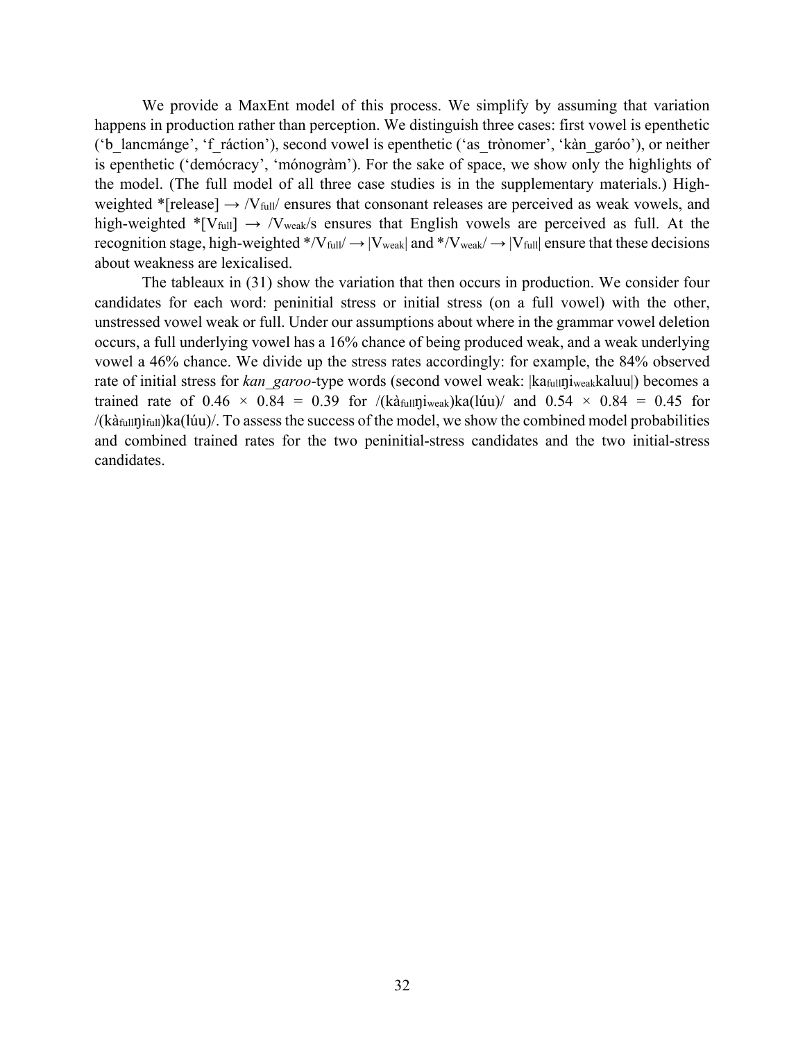We provide a MaxEnt model of this process. We simplify by assuming that variation happens in production rather than perception. We distinguish three cases: first vowel is epenthetic ('b_lancmánge', 'f_ráction'), second vowel is epenthetic ('as_trònomer', 'kàn_garóo'), or neither is epenthetic ('demócracy', 'mónogràm'). For the sake of space, we show only the highlights of the model. (The full model of all three case studies is in the supplementary materials.) High-weighted *[release] → /$V_{full}$/ ensures that consonant releases are perceived as weak vowels, and high-weighted *[$V_{full}$] → /$V_{weak}$/s ensures that English vowels are perceived as full. At the recognition stage, high-weighted */$V_{full}$/ → |$V_{weak}$| and */$V_{weak}$/ → |$V_{full}$| ensure that these decisions about weakness are lexicalised.

The tableaux in (31) show the variation that then occurs in production. We consider four candidates for each word: peninitial stress or initial stress (on a full vowel) with the other, unstressed vowel weak or full. Under our assumptions about where in the grammar vowel deletion occurs, a full underlying vowel has a 16% chance of being produced weak, and a weak underlying vowel a 46% chance. We divide up the stress rates accordingly: for example, the 84% observed rate of initial stress for *kan_garoo*-type words (second vowel weak: |ka$_{full}$ŋi$_{weak}$kaluu|) becomes a trained rate of $0.46 \times 0.84 = 0.39$ for /(kà$_{full}$ŋi$_{weak}$)ka(lúu)/ and $0.54 \times 0.84 = 0.45$ for /(kà$_{full}$ŋi$_{full}$)ka(lúu)/. To assess the success of the model, we show the combined model probabilities and combined trained rates for the two peninitial-stress candidates and the two initial-stress candidates.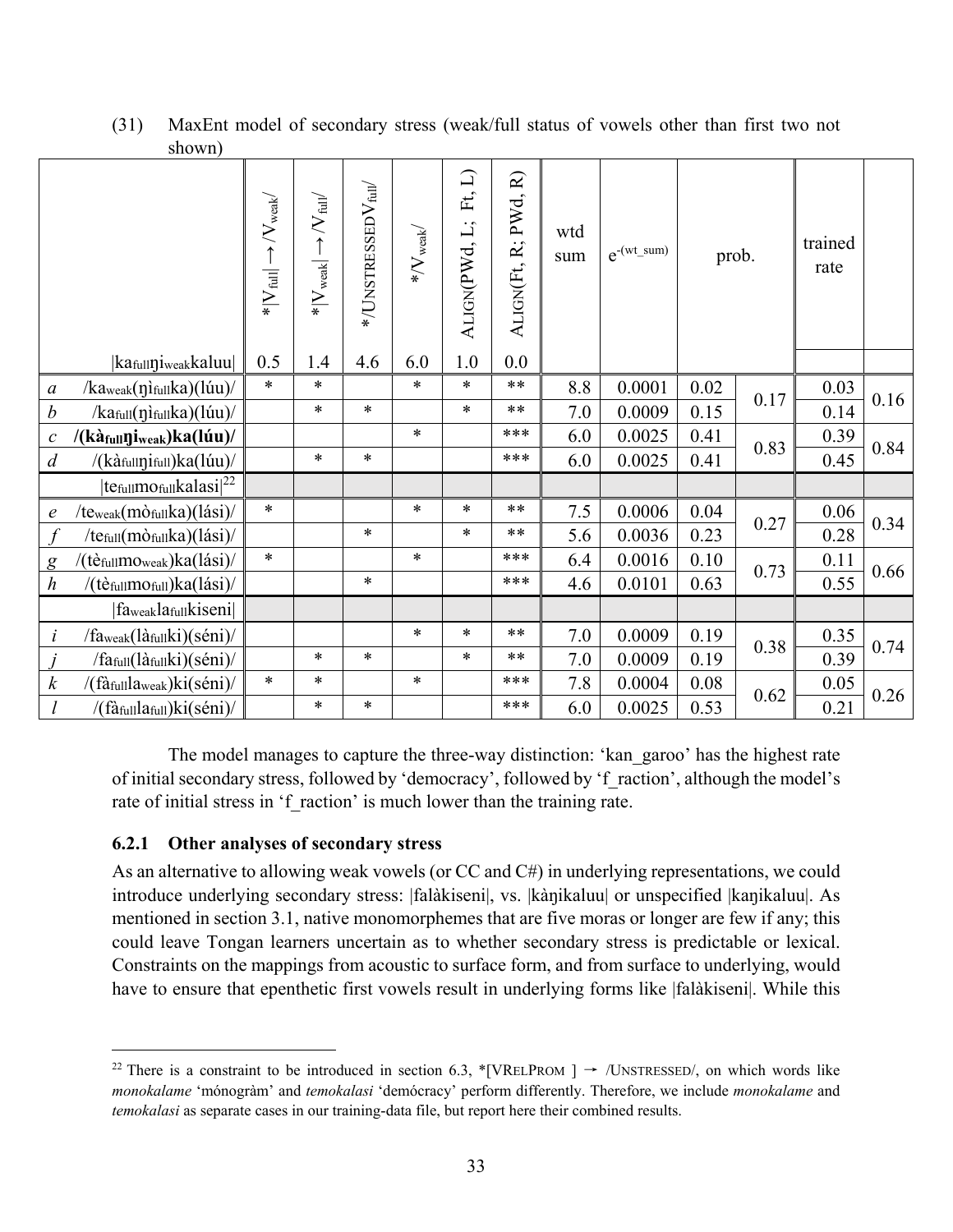(31) MaxEnt model of secondary stress (weak/full status of vowels other than first two not shown)

| | \|kafullŋiweakkaluu\| | $*\|V_{full}\| \rightarrow /V_{weak}/$ | $*\|V_{weak}\| \rightarrow /V_{full}/$ | $*$/UNSTRESSED$V_{full}$/ | $*/V_{weak}/$ | ALIGN(PWd, L; Ft, L) | ALIGN(Ft, R; PWd, R) | wtd sum | $e^{-(wt\_sum)}$ | prob. | | trained rate | |
|---|---|---|---|---|---|---|---|---|---|---|---|---|---|
| | | 0.5 | 1.4 | 4.6 | 6.0 | 1.0 | 0.0 | | | | | | |
| *a* | /kaweak(ŋìfullka)(lúu)/ | * | * | | * | * | ** | 8.8 | 0.0001 | 0.02 | 0.17 | 0.03 | 0.16 |
| *b* | /kafull(ŋìfullka)(lúu)/ | | * | * | | * | ** | 7.0 | 0.0009 | 0.15 | | 0.14 | |
| *c* | **/(kàfullŋiweak)ka(lúu)/** | | | | * | | *** | 6.0 | 0.0025 | 0.41 | 0.83 | 0.39 | 0.84 |
| *d* | /(kàfullŋifull)ka(lúu)/ | | * | * | | | *** | 6.0 | 0.0025 | 0.41 | | 0.45 | |
| | \|tefullmofullkalasi\|[22] | | | | | | | | | | | | |
| *e* | /teweak(mòfullka)(lási)/ | * | | | * | * | ** | 7.5 | 0.0006 | 0.04 | 0.27 | 0.06 | 0.34 |
| *f* | /tefull(mòfullka)(lási)/ | | | * | | * | ** | 5.6 | 0.0036 | 0.23 | | 0.28 | |
| *g* | /(tèfullmoweak)ka(lási)/ | * | | | * | | *** | 6.4 | 0.0016 | 0.10 | 0.73 | 0.11 | 0.66 |
| *h* | /(tèfullmofull)ka(lási)/ | | | * | | | *** | 4.6 | 0.0101 | 0.63 | | 0.55 | |
| | \|faweaklafullkiseni\| | | | | | | | | | | | | |
| *i* | /faweak(làfullki)(séni)/ | | | | * | * | ** | 7.0 | 0.0009 | 0.19 | 0.38 | 0.35 | 0.74 |
| *j* | /fafull(làfullki)(séni)/ | | * | * | | * | ** | 7.0 | 0.0009 | 0.19 | | 0.39 | |
| *k* | /(fàfullaweak)ki(séni)/ | * | * | | * | | *** | 7.8 | 0.0004 | 0.08 | 0.62 | 0.05 | 0.26 |
| *l* | /(fàfulllafull)ki(séni)/ | | * | * | | | *** | 6.0 | 0.0025 | 0.53 | | 0.21 | |

The model manages to capture the three-way distinction: 'kan_garoo' has the highest rate of initial secondary stress, followed by 'democracy', followed by 'f_raction', although the model's rate of initial stress in 'f_raction' is much lower than the training rate.

### 6.2.1 Other analyses of secondary stress

As an alternative to allowing weak vowels (or CC and C#) in underlying representations, we could introduce underlying secondary stress: |falàkiseni|, vs. |kàŋikaluu| or unspecified |kaŋikaluu|. As mentioned in section 3.1, native monomorphemes that are five moras or longer are few if any; this could leave Tongan learners uncertain as to whether secondary stress is predictable or lexical. Constraints on the mappings from acoustic to surface form, and from surface to underlying, would have to ensure that epenthetic first vowels result in underlying forms like |falàkiseni|. While this

[22] There is a constraint to be introduced in section 6.3, *[VRELPROM ] → /UNSTRESSED/, on which words like *monokalame* 'mónogràm' and *temokalasi* 'demócracy' perform differently. Therefore, we include *monokalame* and *temokalasi* as separate cases in our training-data file, but report here their combined results.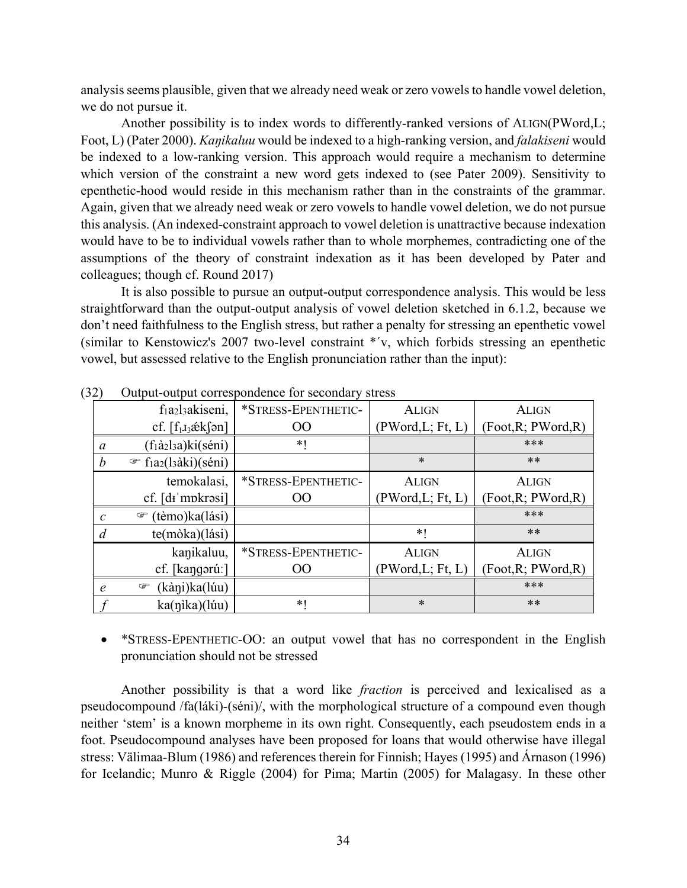analysis seems plausible, given that we already need weak or zero vowels to handle vowel deletion, we do not pursue it.

Another possibility is to index words to differently-ranked versions of ALIGN(PWord,L; Foot, L) (Pater 2000). *Kaŋikaluu* would be indexed to a high-ranking version, and *falakiseni* would be indexed to a low-ranking version. This approach would require a mechanism to determine which version of the constraint a new word gets indexed to (see Pater 2009). Sensitivity to epenthetic-hood would reside in this mechanism rather than in the constraints of the grammar. Again, given that we already need weak or zero vowels to handle vowel deletion, we do not pursue this analysis. (An indexed-constraint approach to vowel deletion is unattractive because indexation would have to be to individual vowels rather than to whole morphemes, contradicting one of the assumptions of the theory of constraint indexation as it has been developed by Pater and colleagues; though cf. Round 2017)

It is also possible to pursue an output-output correspondence analysis. This would be less straightforward than the output-output analysis of vowel deletion sketched in 6.1.2, because we don't need faithfulness to the English stress, but rather a penalty for stressing an epenthetic vowel (similar to Kenstowicz's 2007 two-level constraint *´v, which forbids stressing an epenthetic vowel, but assessed relative to the English pronunciation rather than the input):

(32) Output-output correspondence for secondary stress

| | $f_1a_2l_3$akiseni, cf. [$f_1ɹ_3$ǽkʃən] | *STRESS-EPENTHETIC-OO | ALIGN (PWord,L; Ft, L) | ALIGN (Foot,R; PWord,R) |
|---|---|---|---|---|
| *a* | ($f_1$à$_2$$l_3$a)ki(séni) | *! | | *** |
| *b* | ☞ $f_1a_2$($l_3$àki)(séni) | | * | ** |
| | temokalasi, cf. [dɨˈmɒkrəsi] | *STRESS-EPENTHETIC-OO | ALIGN (PWord,L; Ft, L) | ALIGN (Foot,R; PWord,R) |
| *c* | ☞ (tèmo)ka(lási) | | | *** |
| *d* | te(mòka)(lási) | | *! | ** |
| | kaŋikaluu, cf. [kaŋgərúː] | *STRESS-EPENTHETIC-OO | ALIGN (PWord,L; Ft, L) | ALIGN (Foot,R; PWord,R) |
| *e* | ☞ (kàŋi)ka(lúu) | | | *** |
| *f* | ka(ŋìka)(lúu) | *! | * | ** |

- *STRESS-EPENTHETIC-OO: an output vowel that has no correspondent in the English pronunciation should not be stressed

Another possibility is that a word like *fraction* is perceived and lexicalised as a pseudocompound /fa(láki)-(séni)/, with the morphological structure of a compound even though neither 'stem' is a known morpheme in its own right. Consequently, each pseudostem ends in a foot. Pseudocompound analyses have been proposed for loans that would otherwise have illegal stress: Välimaa-Blum (1986) and references therein for Finnish; Hayes (1995) and Árnason (1996) for Icelandic; Munro & Riggle (2004) for Pima; Martin (2005) for Malagasy. In these other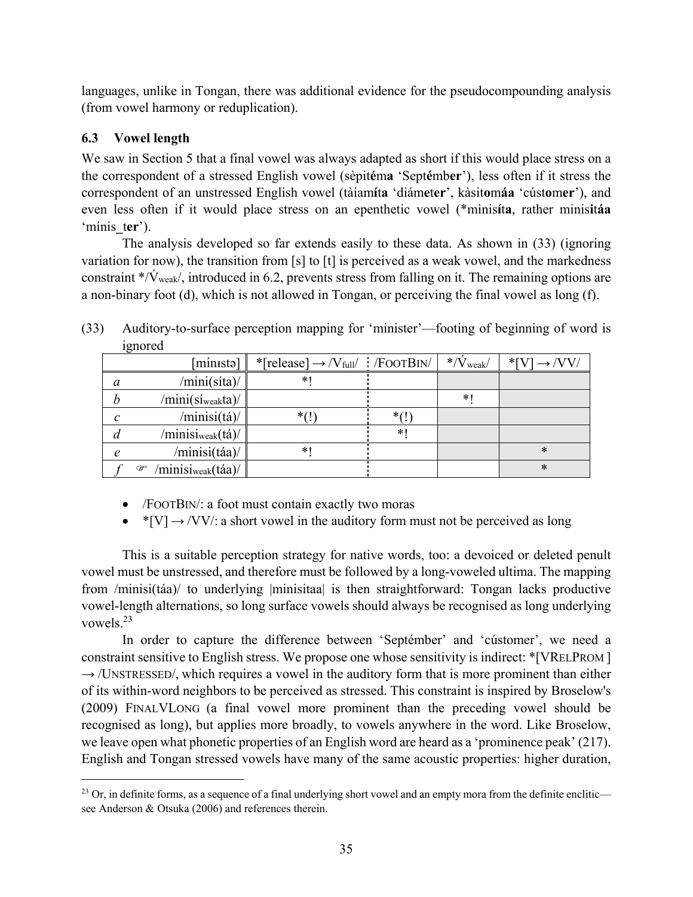languages, unlike in Tongan, there was additional evidence for the pseudocompounding analysis (from vowel harmony or reduplication).

### 6.3 Vowel length

We saw in Section 5 that a final vowel was always adapted as short if this would place stress on a the correspondent of a stressed English vowel (sèpit**é**m**a** 'Sept**é**mb**er**'), less often if it stress the correspondent of an unstressed English vowel (tàiam**í**t**a** 'diám**e**t**er**', kàsit**o**m**á**a 'cúst**o**m**er**'), and even less often if it would place stress on an epenthetic vowel (*mìnis**í**t**a**, rather minis**i**t**á**a 'mínis_t**er**').

The analysis developed so far extends easily to these data. As shown in (33) (ignoring variation for now), the transition from [s] to [t] is perceived as a weak vowel, and the markedness constraint */$\acute{\text{V}}_{\text{weak}}$/, introduced in 6.2, prevents stress from falling on it. The remaining options are a non-binary foot (d), which is not allowed in Tongan, or perceiving the final vowel as long (f).

(33) Auditory-to-surface perception mapping for 'minister'—footing of beginning of word is ignored

| | [mínɪstə] | *[release] → /$\text{V}_{\text{full}}$/ | /FOOTBIN/ | */$\acute{\text{V}}_{\text{weak}}$/ | *[V] → /VV/ |
|---|---|---|---|---|---|
| *a* | /mini(síta)/ | *! | | | |
| *b* | /mini(sí$_{\text{weak}}$ta)/ | | | *! | |
| *c* | /minisi(tá)/ | *(!) | *(!) | | |
| *d* | /minisi$_{\text{weak}}$(tá)/ | | *! | | |
| *e* | /minisi(táa)/ | *! | | | * |
| *f* | ☞ /minisi$_{\text{weak}}$(táa)/ | | | | * |

- /FOOTBIN/: a foot must contain exactly two moras
- *[V] → /VV/: a short vowel in the auditory form must not be perceived as long

This is a suitable perception strategy for native words, too: a devoiced or deleted penult vowel must be unstressed, and therefore must be followed by a long-voweled ultima. The mapping from /minisi(táa)/ to underlying |minisitaa| is then straightforward: Tongan lacks productive vowel-length alternations, so long surface vowels should always be recognised as long underlying vowels.[23]

In order to capture the difference between 'Septémber' and 'cústomer', we need a constraint sensitive to English stress. We propose one whose sensitivity is indirect: *[VRELPROM ] → /UNSTRESSED/, which requires a vowel in the auditory form that is more prominent than either of its within-word neighbors to be perceived as stressed. This constraint is inspired by Broselow's (2009) FINALVLONG (a final vowel more prominent than the preceding vowel should be recognised as long), but applies more broadly, to vowels anywhere in the word. Like Broselow, we leave open what phonetic properties of an English word are heard as a 'prominence peak' (217). English and Tongan stressed vowels have many of the same acoustic properties: higher duration,

---

[23] Or, in definite forms, as a sequence of a final underlying short vowel and an empty mora from the definite enclitic—see Anderson & Otsuka (2006) and references therein.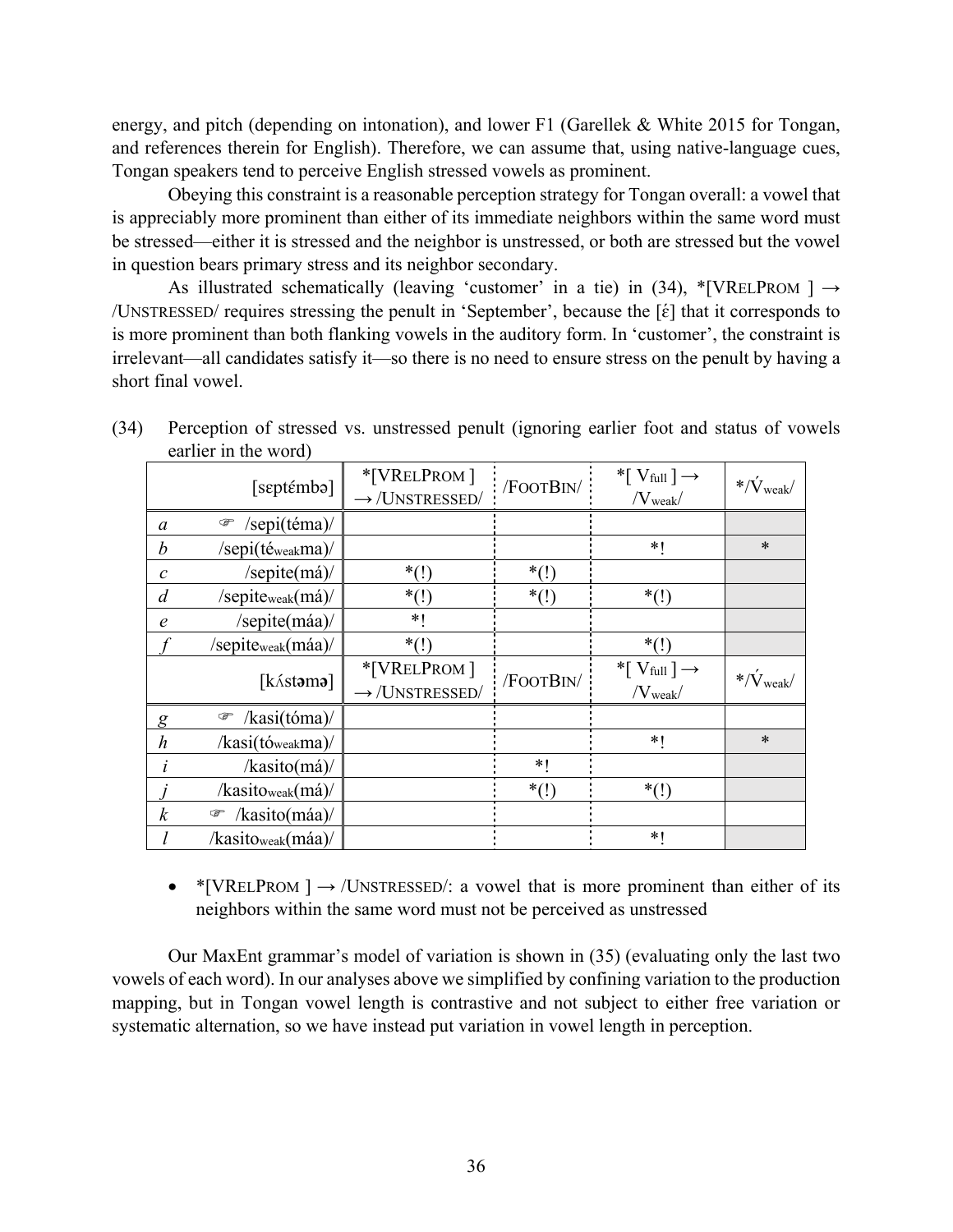energy, and pitch (depending on intonation), and lower F1 (Garellek & White 2015 for Tongan, and references therein for English). Therefore, we can assume that, using native-language cues, Tongan speakers tend to perceive English stressed vowels as prominent.

Obeying this constraint is a reasonable perception strategy for Tongan overall: a vowel that is appreciably more prominent than either of its immediate neighbors within the same word must be stressed—either it is stressed and the neighbor is unstressed, or both are stressed but the vowel in question bears primary stress and its neighbor secondary.

As illustrated schematically (leaving 'customer' in a tie) in (34), *[VRELPROM ] → /UNSTRESSED/ requires stressing the penult in 'September', because the [ɛ́] that it corresponds to is more prominent than both flanking vowels in the auditory form. In 'customer', the constraint is irrelevant—all candidates satisfy it—so there is no need to ensure stress on the penult by having a short final vowel.

(34) Perception of stressed vs. unstressed penult (ignoring earlier foot and status of vowels earlier in the word)

| | [sɛptɛ́mbə] | *[VRELPROM ] → /UNSTRESSED/ | /FOOTBIN/ | *[ $V_{full}$ ] → /$V_{weak}$/ | */$\acute{V}_{weak}$/ |
|---|---|---|---|---|---|
| *a* | ☞ /sepi(téma)/ | | | | |
| *b* | /sepi(té$_{weak}$ma)/ | | | *! | * |
| *c* | /sepite(má)/ | *(!) | *(!) | | |
| *d* | /sepite$_{weak}$(má)/ | *(!) | *(!) | *(!) | |
| *e* | /sepite(máa)/ | *! | | | |
| *f* | /sepite$_{weak}$(máa)/ | *(!) | | *(!) | |
| | [kʌ́stəmə] | *[VRELPROM ] → /UNSTRESSED/ | /FOOTBIN/ | *[ $V_{full}$ ] → /$V_{weak}$/ | */$\acute{V}_{weak}$/ |
| *g* | ☞ /kasi(tóma)/ | | | | |
| *h* | /kasi(tó$_{weak}$ma)/ | | | *! | * |
| *i* | /kasito(má)/ | | *! | | |
| *j* | /kasito$_{weak}$(má)/ | | *(!) | *(!) | |
| *k* | ☞ /kasito(máa)/ | | | | |
| *l* | /kasito$_{weak}$(máa)/ | | | *! | |

- *[VRELPROM ] → /UNSTRESSED/: a vowel that is more prominent than either of its neighbors within the same word must not be perceived as unstressed

Our MaxEnt grammar's model of variation is shown in (35) (evaluating only the last two vowels of each word). In our analyses above we simplified by confining variation to the production mapping, but in Tongan vowel length is contrastive and not subject to either free variation or systematic alternation, so we have instead put variation in vowel length in perception.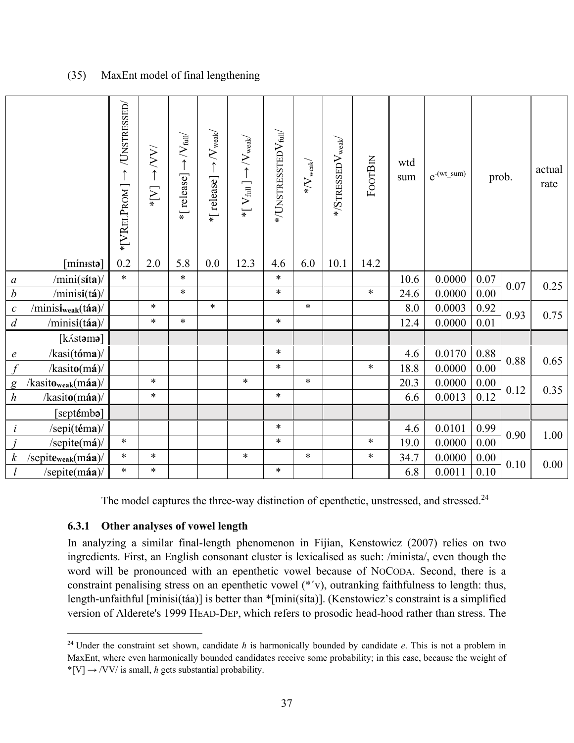(35) MaxEnt model of final lengthening

| | | *[VRelProm] → /Unstressed/ | *[V] → /VV/ | *[ release] → /V_full/ | *[ release] → /V_weak/ | *[ V_full ] → /V_weak/ | */UnstresstedV_full/ | */V_weak/ | */StressedV_weak/ | FootBin | wtd sum | e^-(wt_sum) | prob. | | actual rate |
|---|---|---|---|---|---|---|---|---|---|---|---|---|---|---|---|
| | [mínɪstə] | 0.2 | 2.0 | 5.8 | 0.0 | 12.3 | 4.6 | 6.0 | 10.1 | 14.2 | | | | | |
| *a* | /mini(s**í**t**a**)/ | * | | * | | | * | | | | 10.6 | 0.0000 | 0.07 | 0.07 | 0.25 |
| *b* | /minis**i**(t**á**)/ | | | * | | | * | | | * | 24.6 | 0.0000 | 0.00 | | |
| *c* | /minis**i**$_{\mathbf{weak}}$(t**áa**)/ | | * | | * | | | * | | | 8.0 | 0.0003 | 0.92 | 0.93 | 0.75 |
| *d* | /minis**i**(t**áa**)/ | | * | * | | | * | | | | 12.4 | 0.0000 | 0.01 | | |
| | [kʌ́stəmə] | | | | | | | | | | | | | | |
| *e* | /kasi(t**ó**m**a**)/ | | | | | | * | | | | 4.6 | 0.0170 | 0.88 | 0.88 | 0.65 |
| *f* | /kasit**o**(m**á**)/ | | | | | | * | | | * | 18.8 | 0.0000 | 0.00 | | |
| *g* | /kasit**o**$_{\mathbf{weak}}$(m**áa**)/ | | * | | | * | | * | | | 20.3 | 0.0000 | 0.00 | 0.12 | 0.35 |
| *h* | /kasit**o**(m**áa**)/ | | * | | | | * | | | | 6.6 | 0.0013 | 0.12 | | |
| | [sɛptɛ́mbə] | | | | | | | | | | | | | | |
| *i* | /sepi(t**é**m**a**)/ | | | | | | * | | | | 4.6 | 0.0101 | 0.99 | 0.90 | 1.00 |
| *j* | /sepit**e**(m**á**)/ | * | | | | | * | | | * | 19.0 | 0.0000 | 0.00 | | |
| *k* | /sepit**e**$_{\mathbf{weak}}$(m**áa**)/ | * | * | | | * | | * | | * | 34.7 | 0.0000 | 0.00 | 0.10 | 0.00 |
| *l* | /sepit**e**(m**áa**)/ | * | * | | | | * | | | | 6.8 | 0.0011 | 0.10 | | |

The model captures the three-way distinction of epenthetic, unstressed, and stressed.[24]

### 6.3.1 Other analyses of vowel length

In analyzing a similar final-length phenomenon in Fijian, Kenstowicz (2007) relies on two ingredients. First, an English consonant cluster is lexicalised as such: /minista/, even though the word will be pronounced with an epenthetic vowel because of NoCoda. Second, there is a constraint penalising stress on an epenthetic vowel (*´v), outranking faithfulness to length: thus, length-unfaithful [minisi(táa)] is better than *[mini(síta)]. (Kenstowicz's constraint is a simplified version of Alderete's 1999 Head-Dep, which refers to prosodic head-hood rather than stress. The

[24] Under the constraint set shown, candidate *h* is harmonically bounded by candidate *e*. This is not a problem in MaxEnt, where even harmonically bounded candidates receive some probability; in this case, because the weight of *[V] → /VV/ is small, *h* gets substantial probability.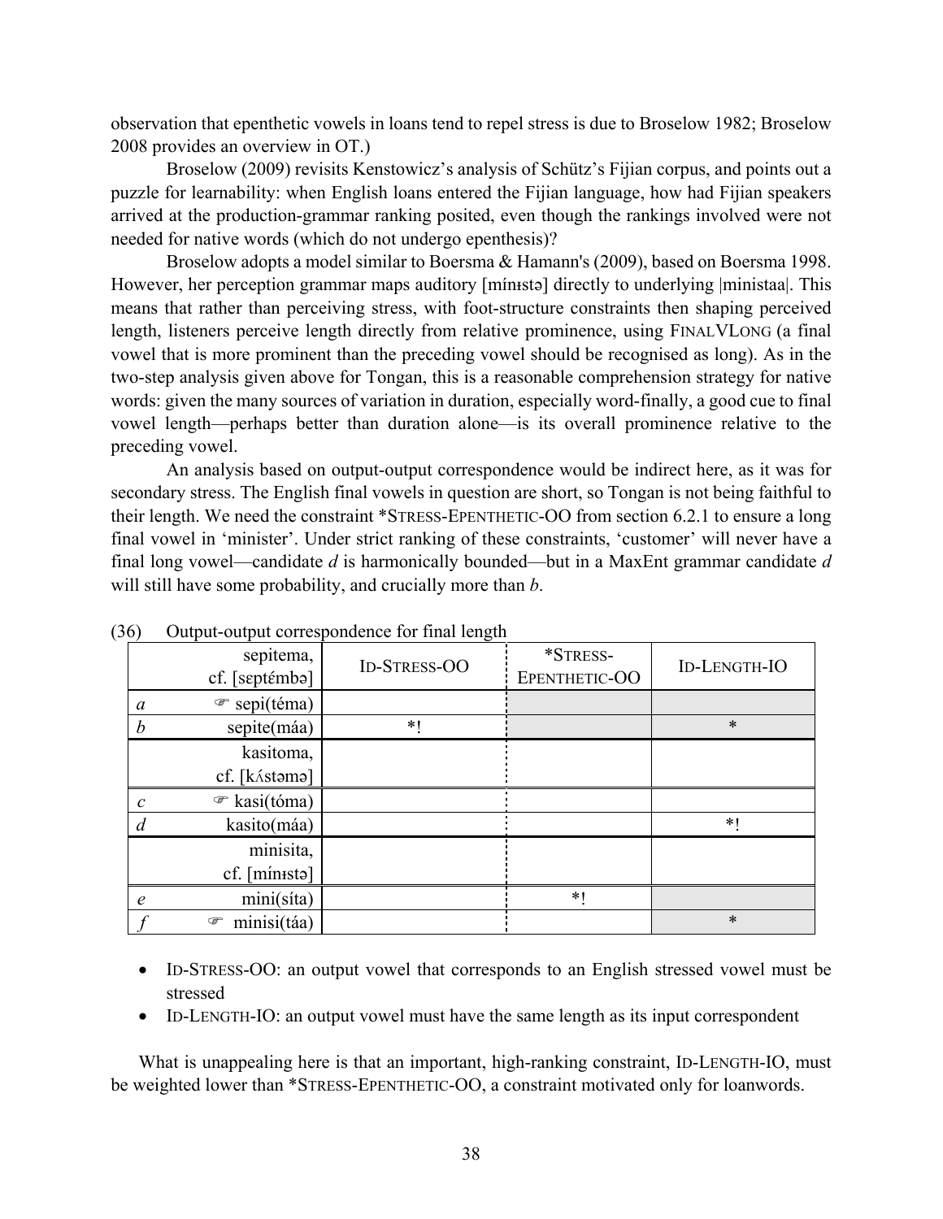observation that epenthetic vowels in loans tend to repel stress is due to Broselow 1982; Broselow 2008 provides an overview in OT.)

Broselow (2009) revisits Kenstowicz's analysis of Schütz's Fijian corpus, and points out a puzzle for learnability: when English loans entered the Fijian language, how had Fijian speakers arrived at the production-grammar ranking posited, even though the rankings involved were not needed for native words (which do not undergo epenthesis)?

Broselow adopts a model similar to Boersma & Hamann's (2009), based on Boersma 1998. However, her perception grammar maps auditory [mínɪstə] directly to underlying |ministaa|. This means that rather than perceiving stress, with foot-structure constraints then shaping perceived length, listeners perceive length directly from relative prominence, using FINALVLONG (a final vowel that is more prominent than the preceding vowel should be recognised as long). As in the two-step analysis given above for Tongan, this is a reasonable comprehension strategy for native words: given the many sources of variation in duration, especially word-finally, a good cue to final vowel length—perhaps better than duration alone—is its overall prominence relative to the preceding vowel.

An analysis based on output-output correspondence would be indirect here, as it was for secondary stress. The English final vowels in question are short, so Tongan is not being faithful to their length. We need the constraint *STRESS-EPENTHETIC-OO from section 6.2.1 to ensure a long final vowel in 'minister'. Under strict ranking of these constraints, 'customer' will never have a final long vowel—candidate *d* is harmonically bounded—but in a MaxEnt grammar candidate *d* will still have some probability, and crucially more than *b*.

(36) Output-output correspondence for final length

| | sepitema, cf. [sɛptémbə] | ID-STRESS-OO | *STRESS-EPENTHETIC-OO | ID-LENGTH-IO |
|---|---|---|---|---|
| *a* | ☞ sepi(téma) | | | |
| *b* | sepite(máa) | *! | | * |
| | kasitoma, cf. [kʌ́stəmə] | | | |
| *c* | ☞ kasi(tóma) | | | |
| *d* | kasito(máa) | | | *! |
| | minisita, cf. [mínɪstə] | | | |
| *e* | mini(síta) | | *! | |
| *f* | ☞ minisi(táa) | | | * |

- ID-STRESS-OO: an output vowel that corresponds to an English stressed vowel must be stressed
- ID-LENGTH-IO: an output vowel must have the same length as its input correspondent

What is unappealing here is that an important, high-ranking constraint, ID-LENGTH-IO, must be weighted lower than *STRESS-EPENTHETIC-OO, a constraint motivated only for loanwords.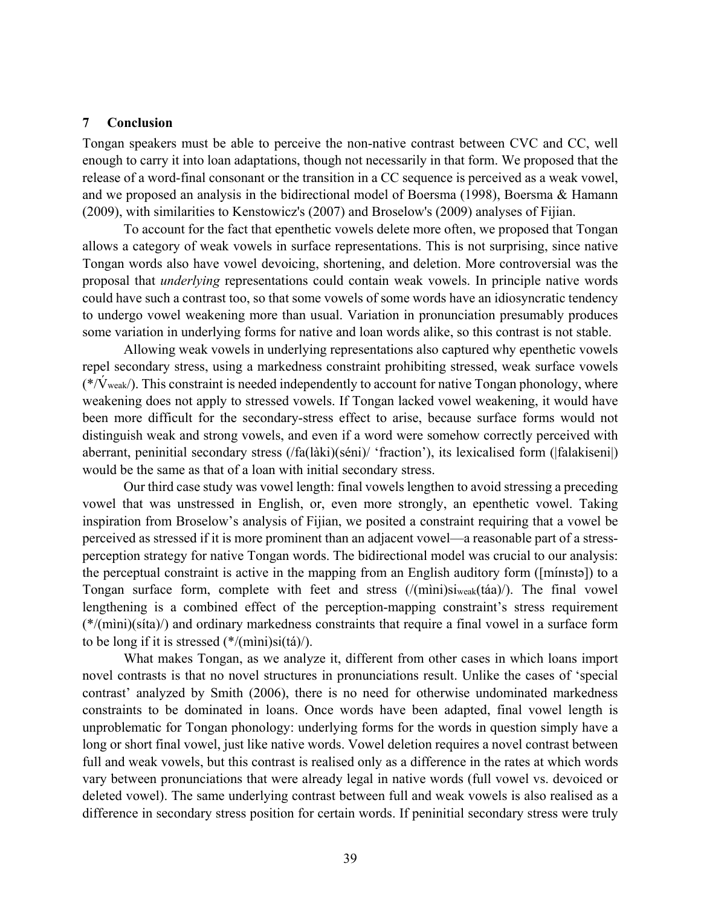## 7 Conclusion

Tongan speakers must be able to perceive the non-native contrast between CVC and CC, well enough to carry it into loan adaptations, though not necessarily in that form. We proposed that the release of a word-final consonant or the transition in a CC sequence is perceived as a weak vowel, and we proposed an analysis in the bidirectional model of Boersma (1998), Boersma & Hamann (2009), with similarities to Kenstowicz's (2007) and Broselow's (2009) analyses of Fijian.

To account for the fact that epenthetic vowels delete more often, we proposed that Tongan allows a category of weak vowels in surface representations. This is not surprising, since native Tongan words also have vowel devoicing, shortening, and deletion. More controversial was the proposal that *underlying* representations could contain weak vowels. In principle native words could have such a contrast too, so that some vowels of some words have an idiosyncratic tendency to undergo vowel weakening more than usual. Variation in pronunciation presumably produces some variation in underlying forms for native and loan words alike, so this contrast is not stable.

Allowing weak vowels in underlying representations also captured why epenthetic vowels repel secondary stress, using a markedness constraint prohibiting stressed, weak surface vowels (*/$\acute{\text{V}}_{\text{weak}}$/). This constraint is needed independently to account for native Tongan phonology, where weakening does not apply to stressed vowels. If Tongan lacked vowel weakening, it would have been more difficult for the secondary-stress effect to arise, because surface forms would not distinguish weak and strong vowels, and even if a word were somehow correctly perceived with aberrant, peninitial secondary stress (/fa(làki)(séni)/ 'fraction'), its lexicalised form (|falakiseni|) would be the same as that of a loan with initial secondary stress.

Our third case study was vowel length: final vowels lengthen to avoid stressing a preceding vowel that was unstressed in English, or, even more strongly, an epenthetic vowel. Taking inspiration from Broselow's analysis of Fijian, we posited a constraint requiring that a vowel be perceived as stressed if it is more prominent than an adjacent vowel—a reasonable part of a stress-perception strategy for native Tongan words. The bidirectional model was crucial to our analysis: the perceptual constraint is active in the mapping from an English auditory form ([mínɪstə]) to a Tongan surface form, complete with feet and stress (/(mìni)$\text{si}_{\text{weak}}$(táa)/). The final vowel lengthening is a combined effect of the perception-mapping constraint's stress requirement (*/(mìni)(síta)/) and ordinary markedness constraints that require a final vowel in a surface form to be long if it is stressed (*/(mìni)si(tá)/).

What makes Tongan, as we analyze it, different from other cases in which loans import novel contrasts is that no novel structures in pronunciations result. Unlike the cases of 'special contrast' analyzed by Smith (2006), there is no need for otherwise undominated markedness constraints to be dominated in loans. Once words have been adapted, final vowel length is unproblematic for Tongan phonology: underlying forms for the words in question simply have a long or short final vowel, just like native words. Vowel deletion requires a novel contrast between full and weak vowels, but this contrast is realised only as a difference in the rates at which words vary between pronunciations that were already legal in native words (full vowel vs. devoiced or deleted vowel). The same underlying contrast between full and weak vowels is also realised as a difference in secondary stress position for certain words. If peninitial secondary stress were truly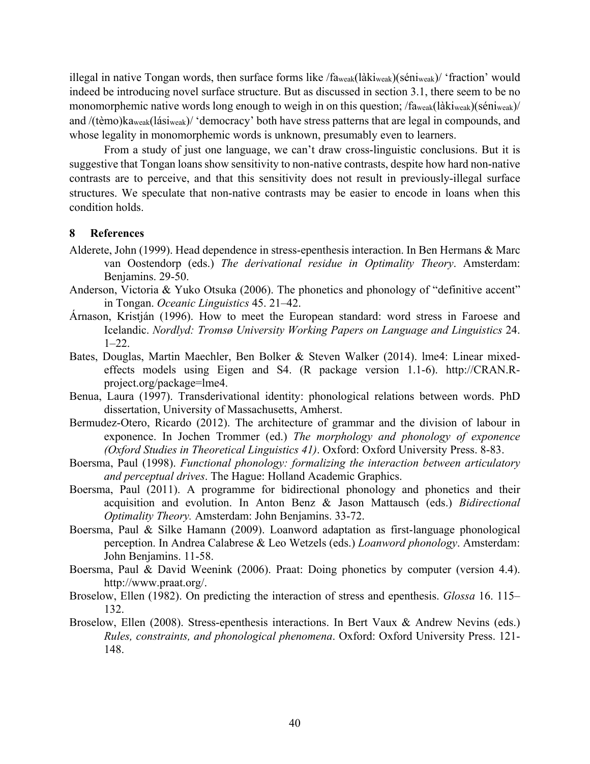illegal in native Tongan words, then surface forms like /fa$_{weak}$(làki$_{weak}$)(séni$_{weak}$)/ 'fraction' would indeed be introducing novel surface structure. But as discussed in section 3.1, there seem to be no monomorphemic native words long enough to weigh in on this question; /fa$_{weak}$(làki$_{weak}$)(séni$_{weak}$)/ and /(tèmo)ka$_{weak}$(lási$_{weak}$)/ 'democracy' both have stress patterns that are legal in compounds, and whose legality in monomorphemic words is unknown, presumably even to learners.

From a study of just one language, we can't draw cross-linguistic conclusions. But it is suggestive that Tongan loans show sensitivity to non-native contrasts, despite how hard non-native contrasts are to perceive, and that this sensitivity does not result in previously-illegal surface structures. We speculate that non-native contrasts may be easier to encode in loans when this condition holds.

## 8 References

Alderete, John (1999). Head dependence in stress-epenthesis interaction. In Ben Hermans & Marc van Oostendorp (eds.) *The derivational residue in Optimality Theory*. Amsterdam: Benjamins. 29-50.

Anderson, Victoria & Yuko Otsuka (2006). The phonetics and phonology of "definitive accent" in Tongan. *Oceanic Linguistics* 45. 21–42.

Árnason, Kristján (1996). How to meet the European standard: word stress in Faroese and Icelandic. *Nordlyd: Tromsø University Working Papers on Language and Linguistics* 24. 1–22.

Bates, Douglas, Martin Maechler, Ben Bolker & Steven Walker (2014). lme4: Linear mixed-effects models using Eigen and S4. (R package version 1.1-6). http://CRAN.R-project.org/package=lme4.

Benua, Laura (1997). Transderivational identity: phonological relations between words. PhD dissertation, University of Massachusetts, Amherst.

Bermudez-Otero, Ricardo (2012). The architecture of grammar and the division of labour in exponence. In Jochen Trommer (ed.) *The morphology and phonology of exponence (Oxford Studies in Theoretical Linguistics 41)*. Oxford: Oxford University Press. 8-83.

Boersma, Paul (1998). *Functional phonology: formalizing the interaction between articulatory and perceptual drives*. The Hague: Holland Academic Graphics.

Boersma, Paul (2011). A programme for bidirectional phonology and phonetics and their acquisition and evolution. In Anton Benz & Jason Mattausch (eds.) *Bidirectional Optimality Theory.* Amsterdam: John Benjamins. 33-72.

Boersma, Paul & Silke Hamann (2009). Loanword adaptation as first-language phonological perception. In Andrea Calabrese & Leo Wetzels (eds.) *Loanword phonology*. Amsterdam: John Benjamins. 11-58.

Boersma, Paul & David Weenink (2006). Praat: Doing phonetics by computer (version 4.4). http://www.praat.org/.

Broselow, Ellen (1982). On predicting the interaction of stress and epenthesis. *Glossa* 16. 115–132.

Broselow, Ellen (2008). Stress-epenthesis interactions. In Bert Vaux & Andrew Nevins (eds.) *Rules, constraints, and phonological phenomena*. Oxford: Oxford University Press. 121-148.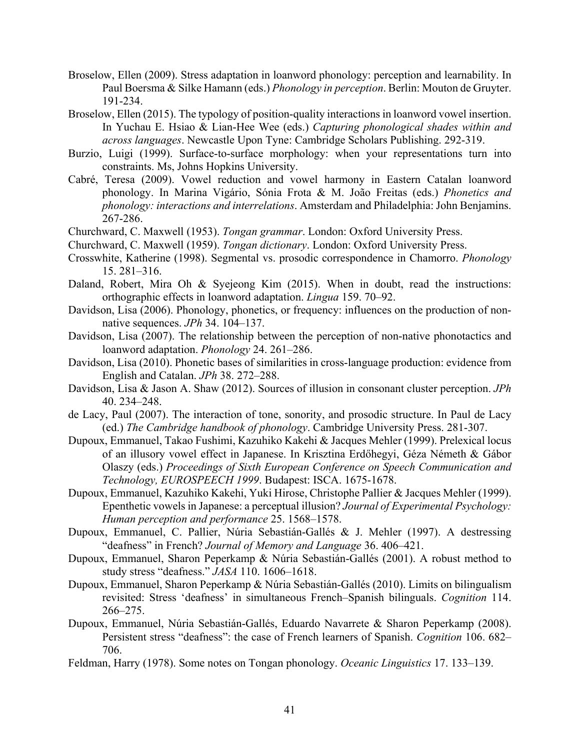Broselow, Ellen (2009). Stress adaptation in loanword phonology: perception and learnability. In Paul Boersma & Silke Hamann (eds.) *Phonology in perception*. Berlin: Mouton de Gruyter. 191-234.

Broselow, Ellen (2015). The typology of position-quality interactions in loanword vowel insertion. In Yuchau E. Hsiao & Lian-Hee Wee (eds.) *Capturing phonological shades within and across languages*. Newcastle Upon Tyne: Cambridge Scholars Publishing. 292-319.

Burzio, Luigi (1999). Surface-to-surface morphology: when your representations turn into constraints. Ms, Johns Hopkins University.

Cabré, Teresa (2009). Vowel reduction and vowel harmony in Eastern Catalan loanword phonology. In Marina Vigário, Sónia Frota & M. João Freitas (eds.) *Phonetics and phonology: interactions and interrelations*. Amsterdam and Philadelphia: John Benjamins. 267-286.

Churchward, C. Maxwell (1953). *Tongan grammar*. London: Oxford University Press.

Churchward, C. Maxwell (1959). *Tongan dictionary*. London: Oxford University Press.

Crosswhite, Katherine (1998). Segmental vs. prosodic correspondence in Chamorro. *Phonology* 15. 281–316.

Daland, Robert, Mira Oh & Syejeong Kim (2015). When in doubt, read the instructions: orthographic effects in loanword adaptation. *Lingua* 159. 70–92.

Davidson, Lisa (2006). Phonology, phonetics, or frequency: influences on the production of non-native sequences. *JPh* 34. 104–137.

Davidson, Lisa (2007). The relationship between the perception of non-native phonotactics and loanword adaptation. *Phonology* 24. 261–286.

Davidson, Lisa (2010). Phonetic bases of similarities in cross-language production: evidence from English and Catalan. *JPh* 38. 272–288.

Davidson, Lisa & Jason A. Shaw (2012). Sources of illusion in consonant cluster perception. *JPh* 40. 234–248.

de Lacy, Paul (2007). The interaction of tone, sonority, and prosodic structure. In Paul de Lacy (ed.) *The Cambridge handbook of phonology*. Cambridge University Press. 281-307.

Dupoux, Emmanuel, Takao Fushimi, Kazuhiko Kakehi & Jacques Mehler (1999). Prelexical locus of an illusory vowel effect in Japanese. In Krisztina Erdőhegyi, Géza Németh & Gábor Olaszy (eds.) *Proceedings of Sixth European Conference on Speech Communication and Technology, EUROSPEECH 1999*. Budapest: ISCA. 1675-1678.

Dupoux, Emmanuel, Kazuhiko Kakehi, Yuki Hirose, Christophe Pallier & Jacques Mehler (1999). Epenthetic vowels in Japanese: a perceptual illusion? *Journal of Experimental Psychology: Human perception and performance* 25. 1568–1578.

Dupoux, Emmanuel, C. Pallier, Núria Sebastián-Gallés & J. Mehler (1997). A destressing "deafness" in French? *Journal of Memory and Language* 36. 406–421.

Dupoux, Emmanuel, Sharon Peperkamp & Núria Sebastián-Gallés (2001). A robust method to study stress "deafness." *JASA* 110. 1606–1618.

Dupoux, Emmanuel, Sharon Peperkamp & Núria Sebastián-Gallés (2010). Limits on bilingualism revisited: Stress 'deafness' in simultaneous French–Spanish bilinguals. *Cognition* 114. 266–275.

Dupoux, Emmanuel, Núria Sebastián-Gallés, Eduardo Navarrete & Sharon Peperkamp (2008). Persistent stress "deafness": the case of French learners of Spanish. *Cognition* 106. 682–706.

Feldman, Harry (1978). Some notes on Tongan phonology. *Oceanic Linguistics* 17. 133–139.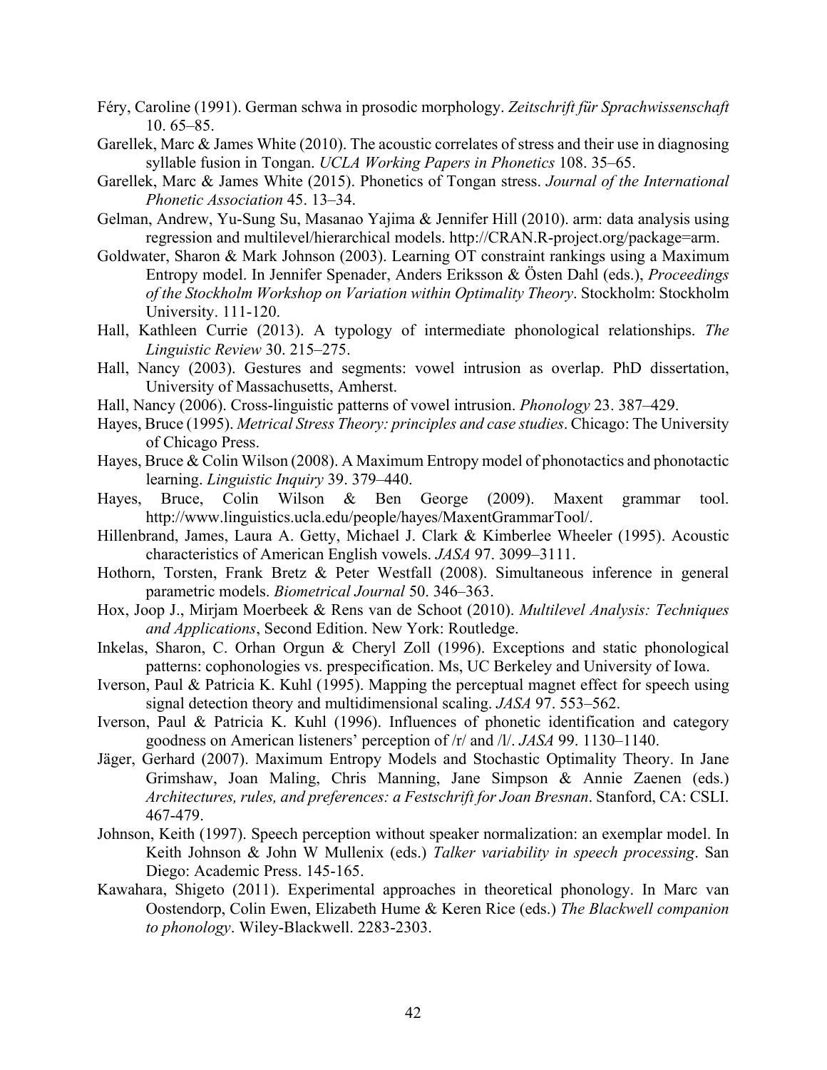Féry, Caroline (1991). German schwa in prosodic morphology. *Zeitschrift für Sprachwissenschaft* 10. 65–85.

Garellek, Marc & James White (2010). The acoustic correlates of stress and their use in diagnosing syllable fusion in Tongan. *UCLA Working Papers in Phonetics* 108. 35–65.

Garellek, Marc & James White (2015). Phonetics of Tongan stress. *Journal of the International Phonetic Association* 45. 13–34.

Gelman, Andrew, Yu-Sung Su, Masanao Yajima & Jennifer Hill (2010). arm: data analysis using regression and multilevel/hierarchical models. http://CRAN.R-project.org/package=arm.

Goldwater, Sharon & Mark Johnson (2003). Learning OT constraint rankings using a Maximum Entropy model. In Jennifer Spenader, Anders Eriksson & Östen Dahl (eds.), *Proceedings of the Stockholm Workshop on Variation within Optimality Theory*. Stockholm: Stockholm University. 111-120.

Hall, Kathleen Currie (2013). A typology of intermediate phonological relationships. *The Linguistic Review* 30. 215–275.

Hall, Nancy (2003). Gestures and segments: vowel intrusion as overlap. PhD dissertation, University of Massachusetts, Amherst.

Hall, Nancy (2006). Cross-linguistic patterns of vowel intrusion. *Phonology* 23. 387–429.

Hayes, Bruce (1995). *Metrical Stress Theory: principles and case studies*. Chicago: The University of Chicago Press.

Hayes, Bruce & Colin Wilson (2008). A Maximum Entropy model of phonotactics and phonotactic learning. *Linguistic Inquiry* 39. 379–440.

Hayes, Bruce, Colin Wilson & Ben George (2009). Maxent grammar tool. http://www.linguistics.ucla.edu/people/hayes/MaxentGrammarTool/.

Hillenbrand, James, Laura A. Getty, Michael J. Clark & Kimberlee Wheeler (1995). Acoustic characteristics of American English vowels. *JASA* 97. 3099–3111.

Hothorn, Torsten, Frank Bretz & Peter Westfall (2008). Simultaneous inference in general parametric models. *Biometrical Journal* 50. 346–363.

Hox, Joop J., Mirjam Moerbeek & Rens van de Schoot (2010). *Multilevel Analysis: Techniques and Applications*, Second Edition. New York: Routledge.

Inkelas, Sharon, C. Orhan Orgun & Cheryl Zoll (1996). Exceptions and static phonological patterns: cophonologies vs. prespecification. Ms, UC Berkeley and University of Iowa.

Iverson, Paul & Patricia K. Kuhl (1995). Mapping the perceptual magnet effect for speech using signal detection theory and multidimensional scaling. *JASA* 97. 553–562.

Iverson, Paul & Patricia K. Kuhl (1996). Influences of phonetic identification and category goodness on American listeners' perception of /r/ and /l/. *JASA* 99. 1130–1140.

Jäger, Gerhard (2007). Maximum Entropy Models and Stochastic Optimality Theory. In Jane Grimshaw, Joan Maling, Chris Manning, Jane Simpson & Annie Zaenen (eds.) *Architectures, rules, and preferences: a Festschrift for Joan Bresnan*. Stanford, CA: CSLI. 467-479.

Johnson, Keith (1997). Speech perception without speaker normalization: an exemplar model. In Keith Johnson & John W Mullenix (eds.) *Talker variability in speech processing*. San Diego: Academic Press. 145-165.

Kawahara, Shigeto (2011). Experimental approaches in theoretical phonology. In Marc van Oostendorp, Colin Ewen, Elizabeth Hume & Keren Rice (eds.) *The Blackwell companion to phonology*. Wiley-Blackwell. 2283-2303.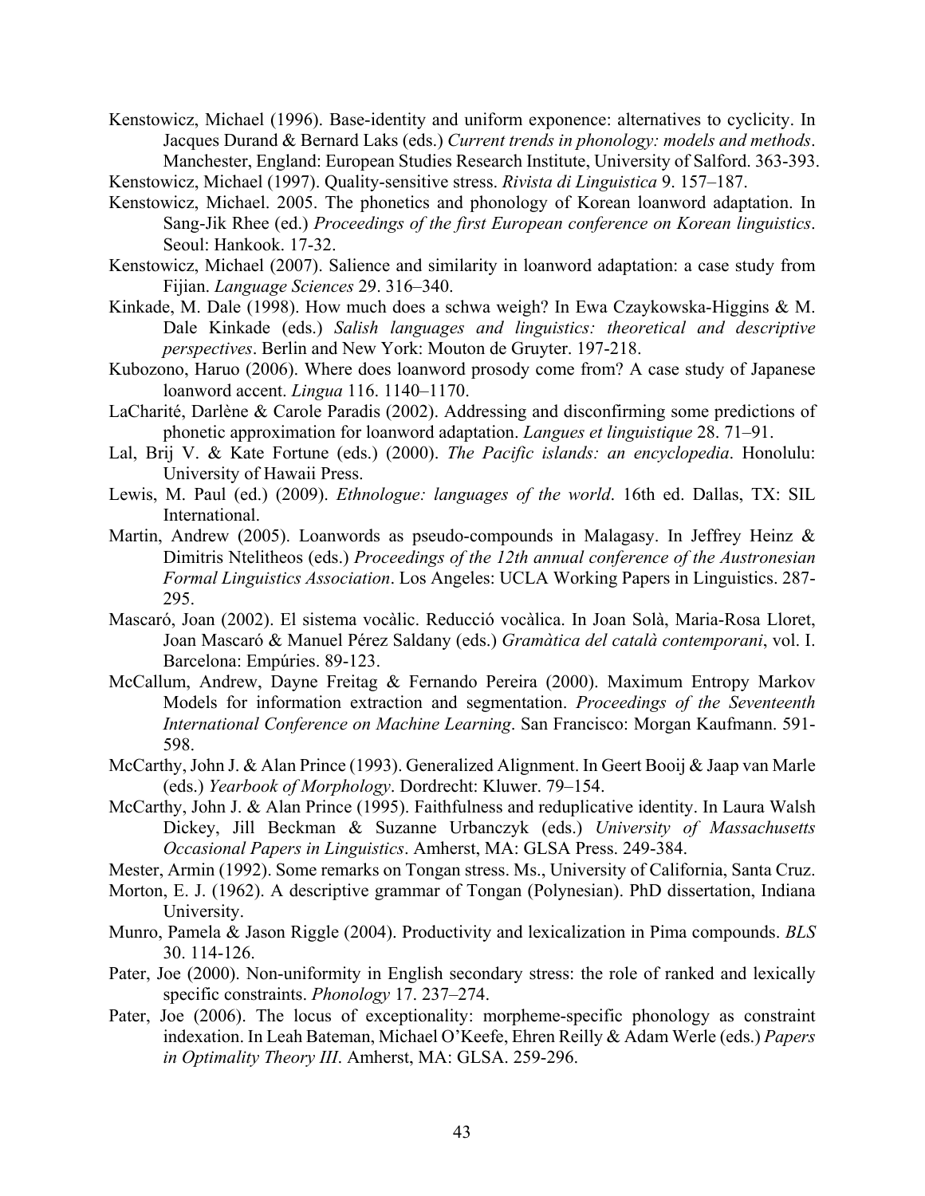Kenstowicz, Michael (1996). Base-identity and uniform exponence: alternatives to cyclicity. In Jacques Durand & Bernard Laks (eds.) *Current trends in phonology: models and methods*. Manchester, England: European Studies Research Institute, University of Salford. 363-393.

Kenstowicz, Michael (1997). Quality-sensitive stress. *Rivista di Linguistica* 9. 157–187.

Kenstowicz, Michael. 2005. The phonetics and phonology of Korean loanword adaptation. In Sang-Jik Rhee (ed.) *Proceedings of the first European conference on Korean linguistics*. Seoul: Hankook. 17-32.

Kenstowicz, Michael (2007). Salience and similarity in loanword adaptation: a case study from Fijian. *Language Sciences* 29. 316–340.

Kinkade, M. Dale (1998). How much does a schwa weigh? In Ewa Czaykowska-Higgins & M. Dale Kinkade (eds.) *Salish languages and linguistics: theoretical and descriptive perspectives*. Berlin and New York: Mouton de Gruyter. 197-218.

Kubozono, Haruo (2006). Where does loanword prosody come from? A case study of Japanese loanword accent. *Lingua* 116. 1140–1170.

LaCharité, Darlène & Carole Paradis (2002). Addressing and disconfirming some predictions of phonetic approximation for loanword adaptation. *Langues et linguistique* 28. 71–91.

Lal, Brij V. & Kate Fortune (eds.) (2000). *The Pacific islands: an encyclopedia*. Honolulu: University of Hawaii Press.

Lewis, M. Paul (ed.) (2009). *Ethnologue: languages of the world*. 16th ed. Dallas, TX: SIL International.

Martin, Andrew (2005). Loanwords as pseudo-compounds in Malagasy. In Jeffrey Heinz & Dimitris Ntelitheos (eds.) *Proceedings of the 12th annual conference of the Austronesian Formal Linguistics Association*. Los Angeles: UCLA Working Papers in Linguistics. 287-295.

Mascaró, Joan (2002). El sistema vocàlic. Reducció vocàlica. In Joan Solà, Maria-Rosa Lloret, Joan Mascaró & Manuel Pérez Saldany (eds.) *Gramàtica del català contemporani*, vol. I. Barcelona: Empúries. 89-123.

McCallum, Andrew, Dayne Freitag & Fernando Pereira (2000). Maximum Entropy Markov Models for information extraction and segmentation. *Proceedings of the Seventeenth International Conference on Machine Learning*. San Francisco: Morgan Kaufmann. 591-598.

McCarthy, John J. & Alan Prince (1993). Generalized Alignment. In Geert Booij & Jaap van Marle (eds.) *Yearbook of Morphology*. Dordrecht: Kluwer. 79–154.

McCarthy, John J. & Alan Prince (1995). Faithfulness and reduplicative identity. In Laura Walsh Dickey, Jill Beckman & Suzanne Urbanczyk (eds.) *University of Massachusetts Occasional Papers in Linguistics*. Amherst, MA: GLSA Press. 249-384.

Mester, Armin (1992). Some remarks on Tongan stress. Ms., University of California, Santa Cruz.

Morton, E. J. (1962). A descriptive grammar of Tongan (Polynesian). PhD dissertation, Indiana University.

Munro, Pamela & Jason Riggle (2004). Productivity and lexicalization in Pima compounds. *BLS* 30. 114-126.

Pater, Joe (2000). Non-uniformity in English secondary stress: the role of ranked and lexically specific constraints. *Phonology* 17. 237–274.

Pater, Joe (2006). The locus of exceptionality: morpheme-specific phonology as constraint indexation. In Leah Bateman, Michael O'Keefe, Ehren Reilly & Adam Werle (eds.) *Papers in Optimality Theory III*. Amherst, MA: GLSA. 259-296.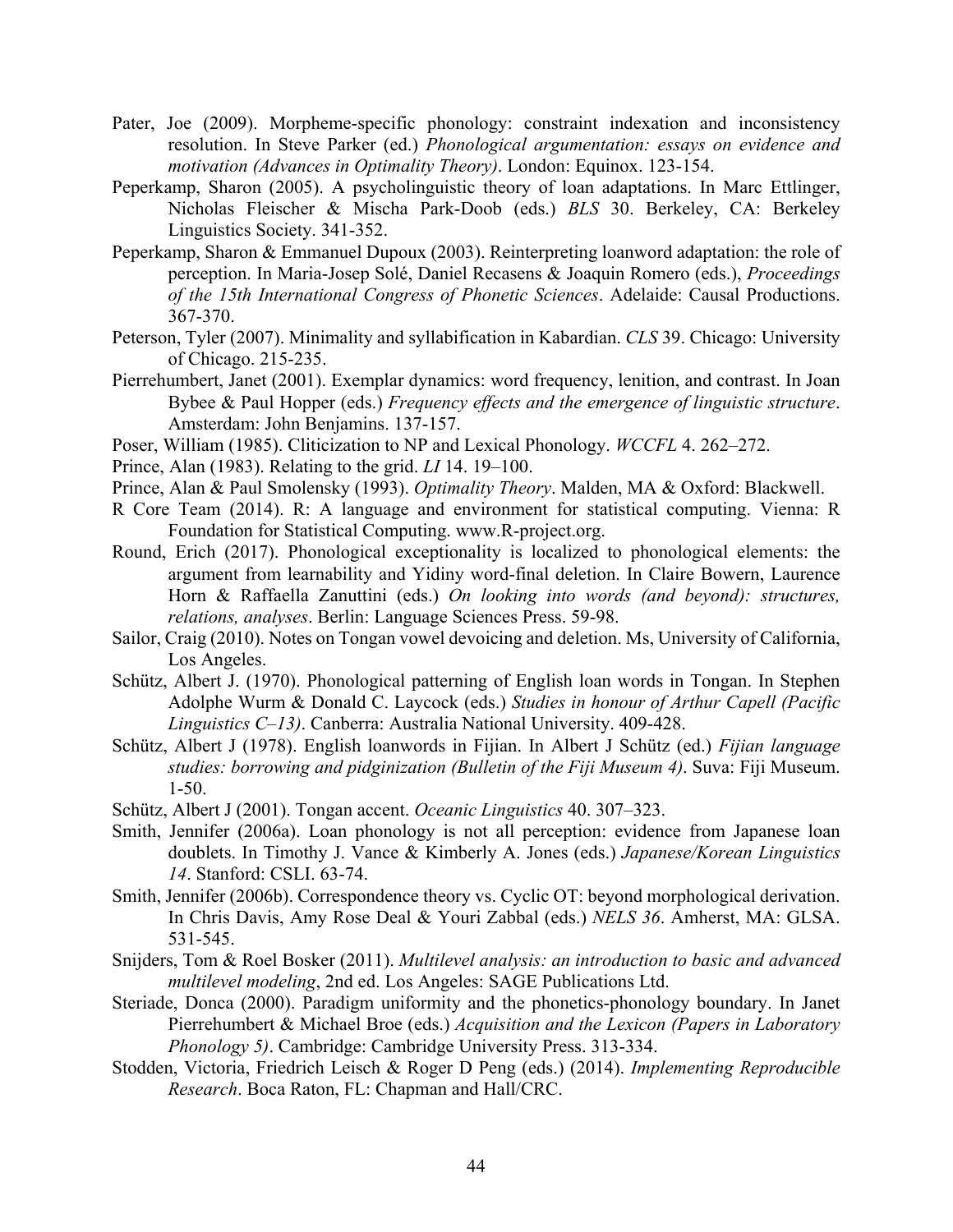Pater, Joe (2009). Morpheme-specific phonology: constraint indexation and inconsistency resolution. In Steve Parker (ed.) *Phonological argumentation: essays on evidence and motivation (Advances in Optimality Theory)*. London: Equinox. 123-154.

Peperkamp, Sharon (2005). A psycholinguistic theory of loan adaptations. In Marc Ettlinger, Nicholas Fleischer & Mischa Park-Doob (eds.) *BLS* 30. Berkeley, CA: Berkeley Linguistics Society. 341-352.

Peperkamp, Sharon & Emmanuel Dupoux (2003). Reinterpreting loanword adaptation: the role of perception. In Maria-Josep Solé, Daniel Recasens & Joaquin Romero (eds.), *Proceedings of the 15th International Congress of Phonetic Sciences*. Adelaide: Causal Productions. 367-370.

Peterson, Tyler (2007). Minimality and syllabification in Kabardian. *CLS* 39. Chicago: University of Chicago. 215-235.

Pierrehumbert, Janet (2001). Exemplar dynamics: word frequency, lenition, and contrast. In Joan Bybee & Paul Hopper (eds.) *Frequency effects and the emergence of linguistic structure*. Amsterdam: John Benjamins. 137-157.

Poser, William (1985). Cliticization to NP and Lexical Phonology. *WCCFL* 4. 262–272.

Prince, Alan (1983). Relating to the grid. *LI* 14. 19–100.

Prince, Alan & Paul Smolensky (1993). *Optimality Theory*. Malden, MA & Oxford: Blackwell.

R Core Team (2014). R: A language and environment for statistical computing. Vienna: R Foundation for Statistical Computing. www.R-project.org.

Round, Erich (2017). Phonological exceptionality is localized to phonological elements: the argument from learnability and Yidiny word-final deletion. In Claire Bowern, Laurence Horn & Raffaella Zanuttini (eds.) *On looking into words (and beyond): structures, relations, analyses*. Berlin: Language Sciences Press. 59-98.

Sailor, Craig (2010). Notes on Tongan vowel devoicing and deletion. Ms, University of California, Los Angeles.

Schütz, Albert J. (1970). Phonological patterning of English loan words in Tongan. In Stephen Adolphe Wurm & Donald C. Laycock (eds.) *Studies in honour of Arthur Capell (Pacific Linguistics C–13)*. Canberra: Australia National University. 409-428.

Schütz, Albert J (1978). English loanwords in Fijian. In Albert J Schütz (ed.) *Fijian language studies: borrowing and pidginization (Bulletin of the Fiji Museum 4)*. Suva: Fiji Museum. 1-50.

Schütz, Albert J (2001). Tongan accent. *Oceanic Linguistics* 40. 307–323.

Smith, Jennifer (2006a). Loan phonology is not all perception: evidence from Japanese loan doublets. In Timothy J. Vance & Kimberly A. Jones (eds.) *Japanese/Korean Linguistics 14*. Stanford: CSLI. 63-74.

Smith, Jennifer (2006b). Correspondence theory vs. Cyclic OT: beyond morphological derivation. In Chris Davis, Amy Rose Deal & Youri Zabbal (eds.) *NELS 36*. Amherst, MA: GLSA. 531-545.

Snijders, Tom & Roel Bosker (2011). *Multilevel analysis: an introduction to basic and advanced multilevel modeling*, 2nd ed. Los Angeles: SAGE Publications Ltd.

Steriade, Donca (2000). Paradigm uniformity and the phonetics-phonology boundary. In Janet Pierrehumbert & Michael Broe (eds.) *Acquisition and the Lexicon (Papers in Laboratory Phonology 5)*. Cambridge: Cambridge University Press. 313-334.

Stodden, Victoria, Friedrich Leisch & Roger D Peng (eds.) (2014). *Implementing Reproducible Research*. Boca Raton, FL: Chapman and Hall/CRC.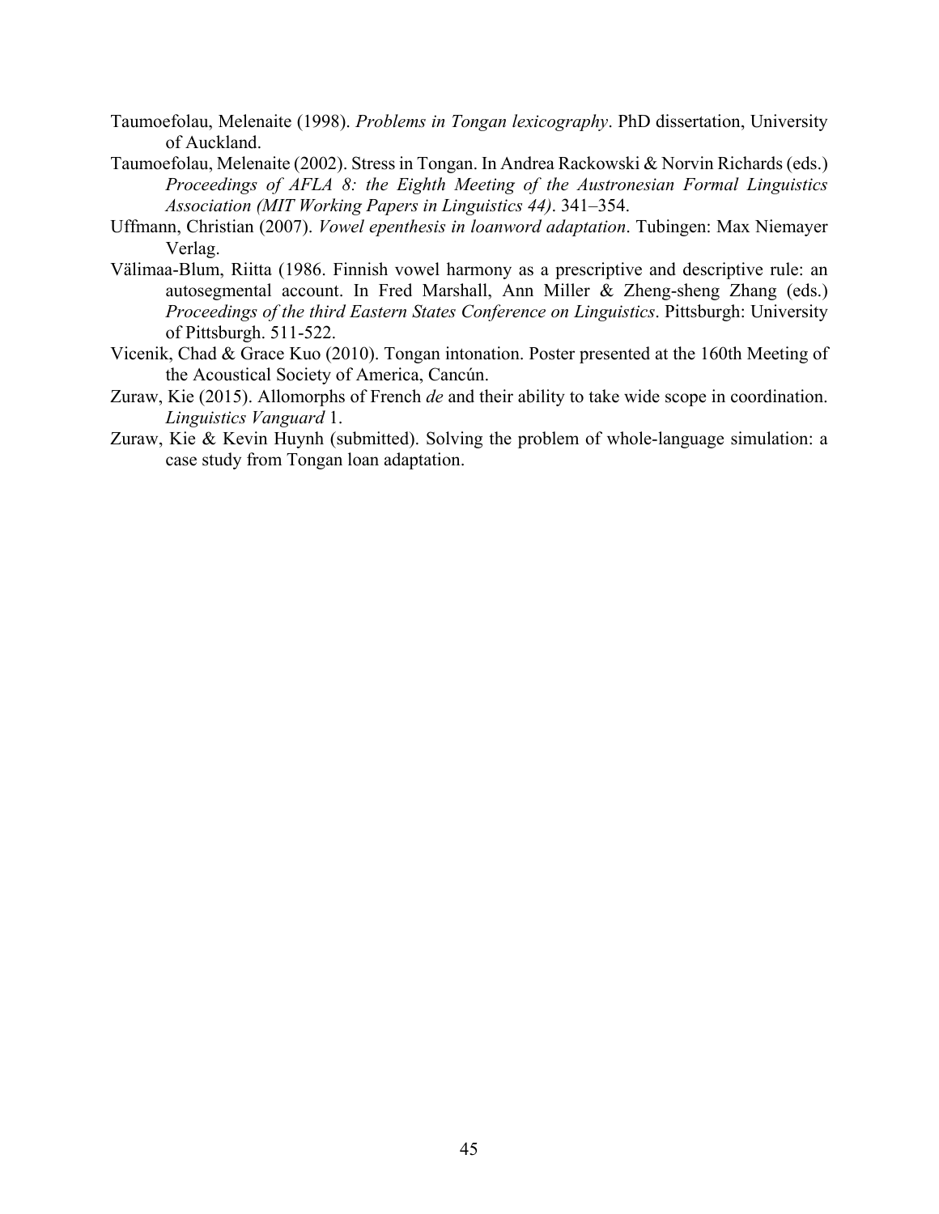Taumoefolau, Melenaite (1998). *Problems in Tongan lexicography*. PhD dissertation, University of Auckland.

Taumoefolau, Melenaite (2002). Stress in Tongan. In Andrea Rackowski & Norvin Richards (eds.) *Proceedings of AFLA 8: the Eighth Meeting of the Austronesian Formal Linguistics Association (MIT Working Papers in Linguistics 44)*. 341–354.

Uffmann, Christian (2007). *Vowel epenthesis in loanword adaptation*. Tubingen: Max Niemayer Verlag.

Välimaa-Blum, Riitta (1986. Finnish vowel harmony as a prescriptive and descriptive rule: an autosegmental account. In Fred Marshall, Ann Miller & Zheng-sheng Zhang (eds.) *Proceedings of the third Eastern States Conference on Linguistics*. Pittsburgh: University of Pittsburgh. 511-522.

Vicenik, Chad & Grace Kuo (2010). Tongan intonation. Poster presented at the 160th Meeting of the Acoustical Society of America, Cancún.

Zuraw, Kie (2015). Allomorphs of French *de* and their ability to take wide scope in coordination. *Linguistics Vanguard* 1.

Zuraw, Kie & Kevin Huynh (submitted). Solving the problem of whole-language simulation: a case study from Tongan loan adaptation.